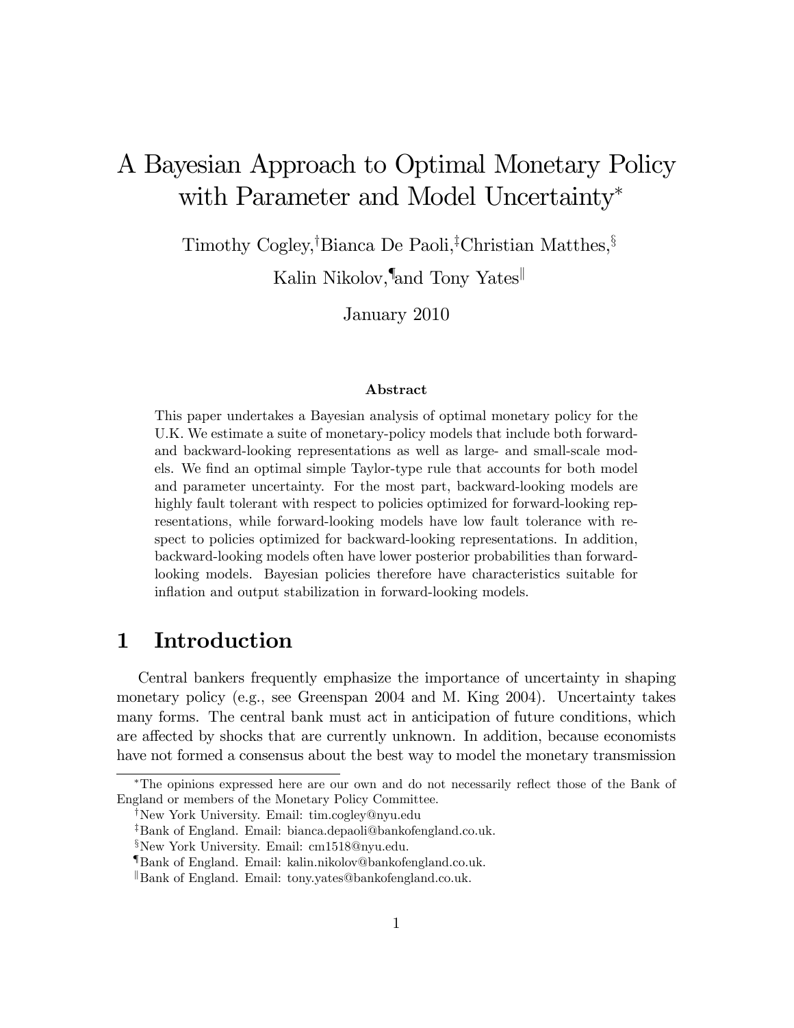# A Bayesian Approach to Optimal Monetary Policy with Parameter and Model Uncertainty*

Timothy Cogley,[†] Bianca De Paoli,[‡] Christian Matthes,[§] Kalin Nikolov,[¶] and Tony Yates[‖]

January 2010

### Abstract

This paper undertakes a Bayesian analysis of optimal monetary policy for the U.K. We estimate a suite of monetary-policy models that include both forward- and backward-looking representations as well as large- and small-scale models. We find an optimal simple Taylor-type rule that accounts for both model and parameter uncertainty. For the most part, backward-looking models are highly fault tolerant with respect to policies optimized for forward-looking representations, while forward-looking models have low fault tolerance with respect to policies optimized for backward-looking representations. In addition, backward-looking models often have lower posterior probabilities than forward-looking models. Bayesian policies therefore have characteristics suitable for inflation and output stabilization in forward-looking models.

## 1 Introduction

Central bankers frequently emphasize the importance of uncertainty in shaping monetary policy (e.g., see Greenspan 2004 and M. King 2004). Uncertainty takes many forms. The central bank must act in anticipation of future conditions, which are affected by shocks that are currently unknown. In addition, because economists have not formed a consensus about the best way to model the monetary transmission

---

*The opinions expressed here are our own and do not necessarily reflect those of the Bank of England or members of the Monetary Policy Committee.

[†]New York University. Email: tim.cogley@nyu.edu

[‡]Bank of England. Email: bianca.depaoli@bankofengland.co.uk.

[§]New York University. Email: cm1518@nyu.edu.

[¶]Bank of England. Email: kalin.nikolov@bankofengland.co.uk.

[‖]Bank of England. Email: tony.yates@bankofengland.co.uk.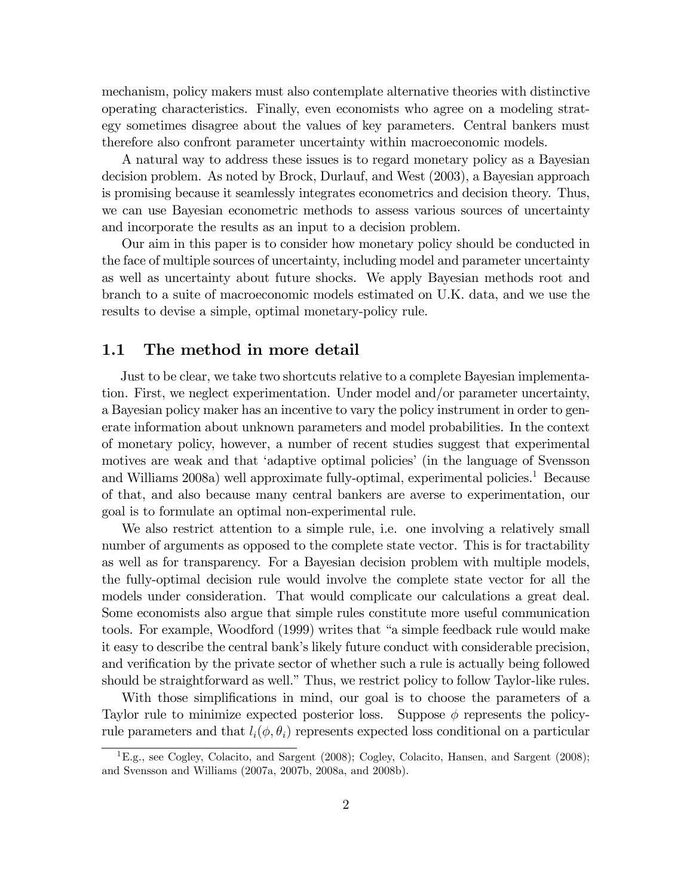mechanism, policy makers must also contemplate alternative theories with distinctive operating characteristics. Finally, even economists who agree on a modeling strategy sometimes disagree about the values of key parameters. Central bankers must therefore also confront parameter uncertainty within macroeconomic models.

A natural way to address these issues is to regard monetary policy as a Bayesian decision problem. As noted by Brock, Durlauf, and West (2003), a Bayesian approach is promising because it seamlessly integrates econometrics and decision theory. Thus, we can use Bayesian econometric methods to assess various sources of uncertainty and incorporate the results as an input to a decision problem.

Our aim in this paper is to consider how monetary policy should be conducted in the face of multiple sources of uncertainty, including model and parameter uncertainty as well as uncertainty about future shocks. We apply Bayesian methods root and branch to a suite of macroeconomic models estimated on U.K. data, and we use the results to devise a simple, optimal monetary-policy rule.

## 1.1 The method in more detail

Just to be clear, we take two shortcuts relative to a complete Bayesian implementation. First, we neglect experimentation. Under model and/or parameter uncertainty, a Bayesian policy maker has an incentive to vary the policy instrument in order to generate information about unknown parameters and model probabilities. In the context of monetary policy, however, a number of recent studies suggest that experimental motives are weak and that 'adaptive optimal policies' (in the language of Svensson and Williams 2008a) well approximate fully-optimal, experimental policies.[1] Because of that, and also because many central bankers are averse to experimentation, our goal is to formulate an optimal non-experimental rule.

We also restrict attention to a simple rule, i.e. one involving a relatively small number of arguments as opposed to the complete state vector. This is for tractability as well as for transparency. For a Bayesian decision problem with multiple models, the fully-optimal decision rule would involve the complete state vector for all the models under consideration. That would complicate our calculations a great deal. Some economists also argue that simple rules constitute more useful communication tools. For example, Woodford (1999) writes that "a simple feedback rule would make it easy to describe the central bank's likely future conduct with considerable precision, and verification by the private sector of whether such a rule is actually being followed should be straightforward as well." Thus, we restrict policy to follow Taylor-like rules.

With those simplifications in mind, our goal is to choose the parameters of a Taylor rule to minimize expected posterior loss. Suppose $\phi$ represents the policy-rule parameters and that $l_i(\phi, \theta_i)$ represents expected loss conditional on a particular

[1] E.g., see Cogley, Colacito, and Sargent (2008); Cogley, Colacito, Hansen, and Sargent (2008); and Svensson and Williams (2007a, 2007b, 2008a, and 2008b).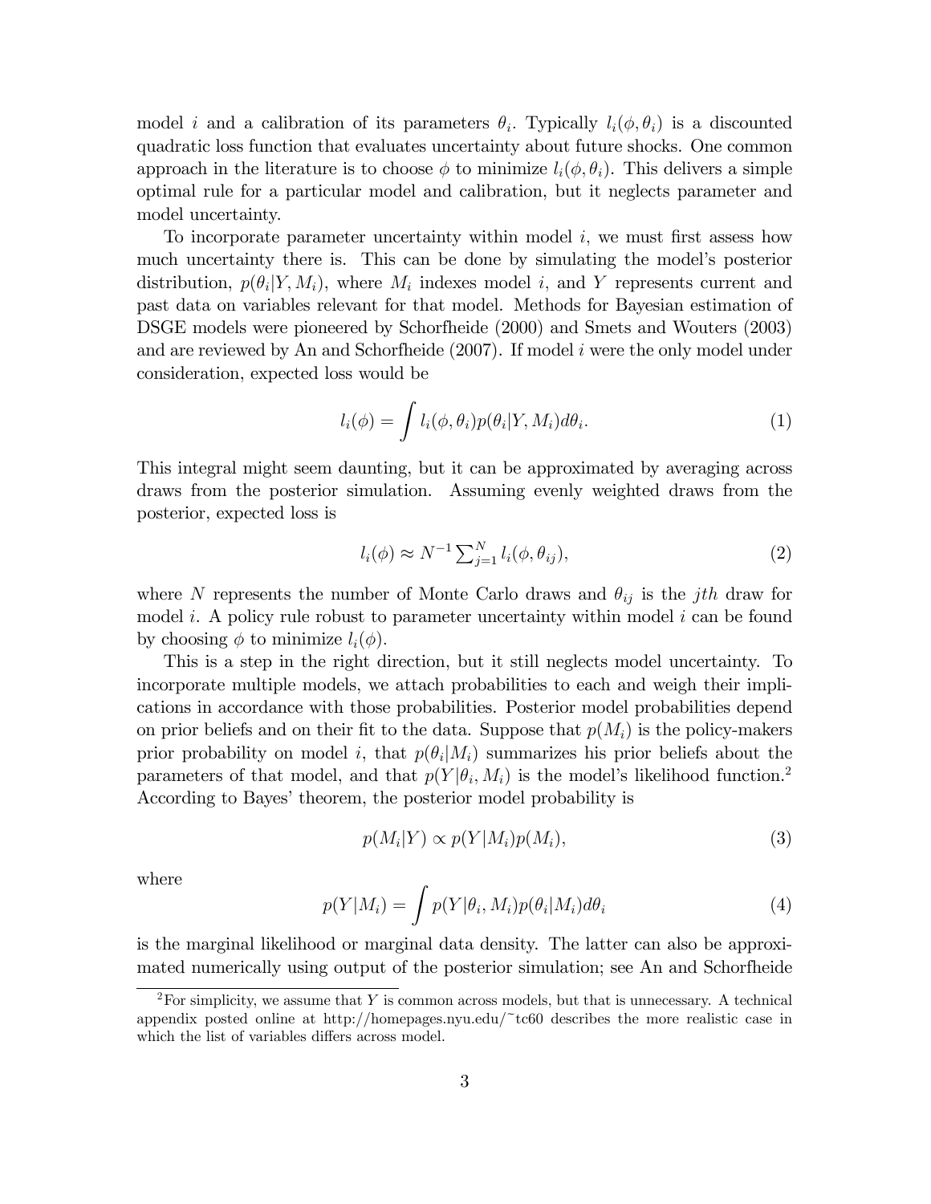model $i$ and a calibration of its parameters $\theta_i$. Typically $l_i(\phi, \theta_i)$ is a discounted quadratic loss function that evaluates uncertainty about future shocks. One common approach in the literature is to choose $\phi$ to minimize $l_i(\phi, \theta_i)$. This delivers a simple optimal rule for a particular model and calibration, but it neglects parameter and model uncertainty.

To incorporate parameter uncertainty within model $i$, we must first assess how much uncertainty there is. This can be done by simulating the model's posterior distribution, $p(\theta_i|Y, M_i)$, where $M_i$ indexes model $i$, and $Y$ represents current and past data on variables relevant for that model. Methods for Bayesian estimation of DSGE models were pioneered by Schorfheide (2000) and Smets and Wouters (2003) and are reviewed by An and Schorfheide (2007). If model $i$ were the only model under consideration, expected loss would be

$$l_i(\phi) = \int l_i(\phi, \theta_i) p(\theta_i|Y, M_i) d\theta_i. \tag{1}$$

This integral might seem daunting, but it can be approximated by averaging across draws from the posterior simulation. Assuming evenly weighted draws from the posterior, expected loss is

$$l_i(\phi) \approx N^{-1} \textstyle\sum_{j=1}^{N} l_i(\phi, \theta_{ij}), \tag{2}$$

where $N$ represents the number of Monte Carlo draws and $\theta_{ij}$ is the $jth$ draw for model $i$. A policy rule robust to parameter uncertainty within model $i$ can be found by choosing $\phi$ to minimize $l_i(\phi)$.

This is a step in the right direction, but it still neglects model uncertainty. To incorporate multiple models, we attach probabilities to each and weigh their implications in accordance with those probabilities. Posterior model probabilities depend on prior beliefs and on their fit to the data. Suppose that $p(M_i)$ is the policy-makers prior probability on model $i$, that $p(\theta_i|M_i)$ summarizes his prior beliefs about the parameters of that model, and that $p(Y|\theta_i, M_i)$ is the model's likelihood function.[2] According to Bayes' theorem, the posterior model probability is

$$p(M_i|Y) \propto p(Y|M_i)p(M_i), \tag{3}$$

where

$$p(Y|M_i) = \int p(Y|\theta_i, M_i) p(\theta_i|M_i) d\theta_i \tag{4}$$

is the marginal likelihood or marginal data density. The latter can also be approximated numerically using output of the posterior simulation; see An and Schorfheide

[2] For simplicity, we assume that $Y$ is common across models, but that is unnecessary. A technical appendix posted online at http://homepages.nyu.edu/~tc60 describes the more realistic case in which the list of variables differs across model.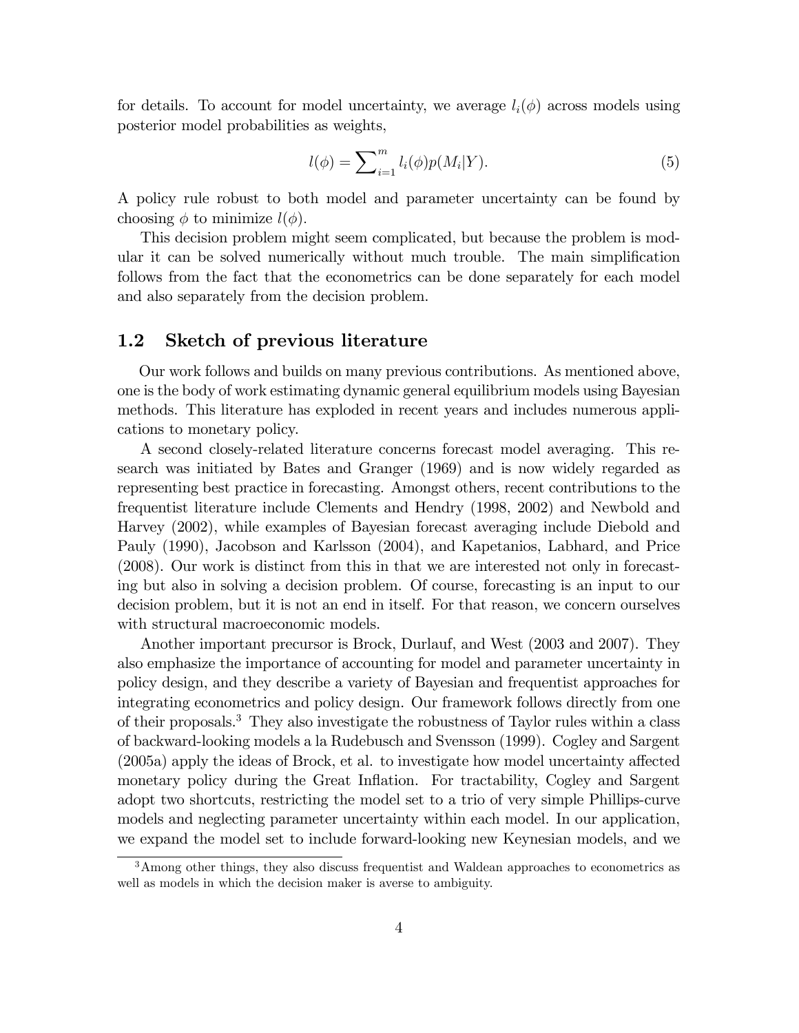for details. To account for model uncertainty, we average $l_i(\phi)$ across models using posterior model probabilities as weights,

$$l(\phi) = \sum\nolimits_{i=1}^{m} l_i(\phi) p(M_i|Y). \tag{5}$$

A policy rule robust to both model and parameter uncertainty can be found by choosing $\phi$ to minimize $l(\phi)$.

This decision problem might seem complicated, but because the problem is modular it can be solved numerically without much trouble. The main simplification follows from the fact that the econometrics can be done separately for each model and also separately from the decision problem.

## 1.2 Sketch of previous literature

Our work follows and builds on many previous contributions. As mentioned above, one is the body of work estimating dynamic general equilibrium models using Bayesian methods. This literature has exploded in recent years and includes numerous applications to monetary policy.

A second closely-related literature concerns forecast model averaging. This research was initiated by Bates and Granger (1969) and is now widely regarded as representing best practice in forecasting. Amongst others, recent contributions to the frequentist literature include Clements and Hendry (1998, 2002) and Newbold and Harvey (2002), while examples of Bayesian forecast averaging include Diebold and Pauly (1990), Jacobson and Karlsson (2004), and Kapetanios, Labhard, and Price (2008). Our work is distinct from this in that we are interested not only in forecasting but also in solving a decision problem. Of course, forecasting is an input to our decision problem, but it is not an end in itself. For that reason, we concern ourselves with structural macroeconomic models.

Another important precursor is Brock, Durlauf, and West (2003 and 2007). They also emphasize the importance of accounting for model and parameter uncertainty in policy design, and they describe a variety of Bayesian and frequentist approaches for integrating econometrics and policy design. Our framework follows directly from one of their proposals.[3] They also investigate the robustness of Taylor rules within a class of backward-looking models a la Rudebusch and Svensson (1999). Cogley and Sargent (2005a) apply the ideas of Brock, et al. to investigate how model uncertainty affected monetary policy during the Great Inflation. For tractability, Cogley and Sargent adopt two shortcuts, restricting the model set to a trio of very simple Phillips-curve models and neglecting parameter uncertainty within each model. In our application, we expand the model set to include forward-looking new Keynesian models, and we

[3] Among other things, they also discuss frequentist and Waldean approaches to econometrics as well as models in which the decision maker is averse to ambiguity.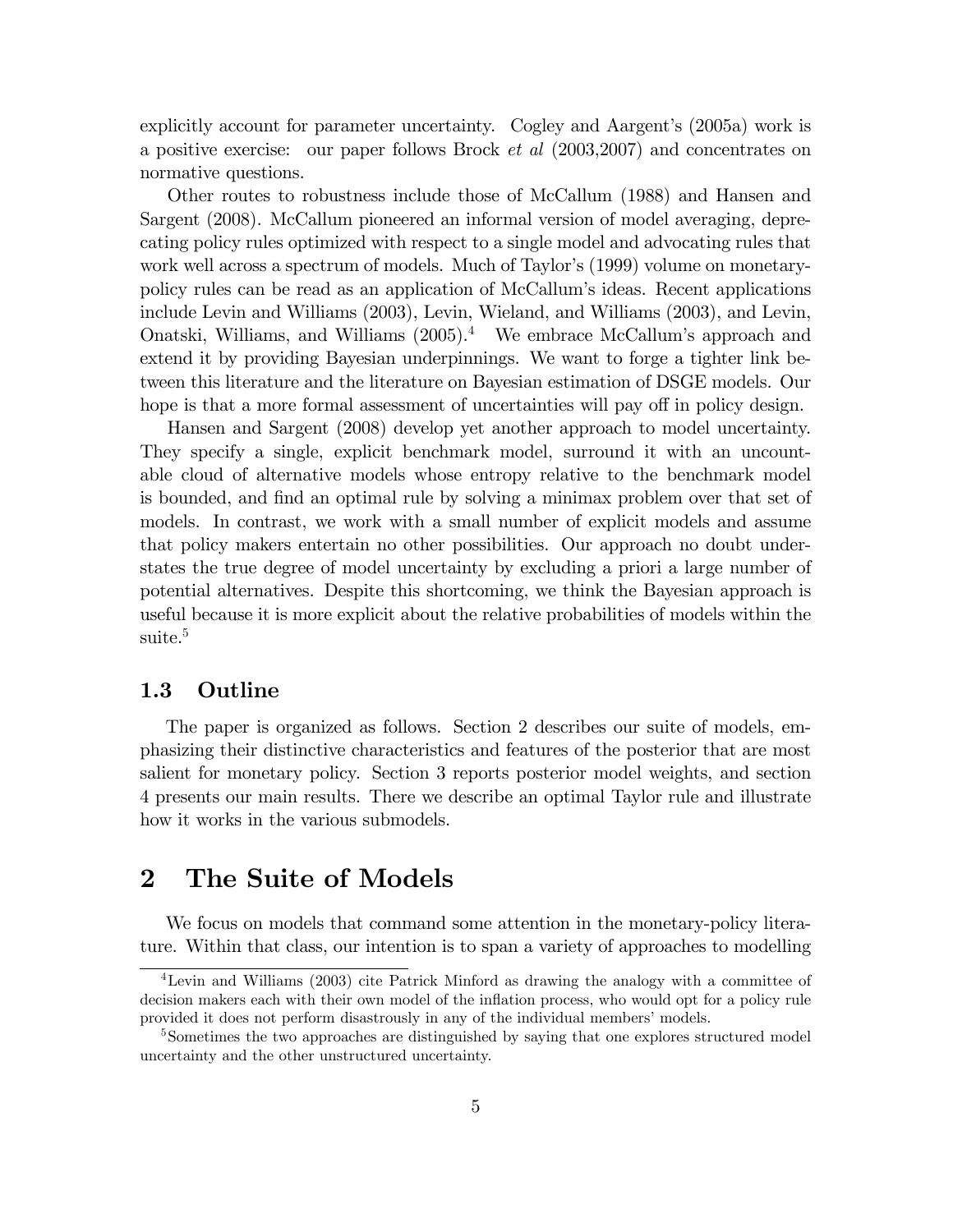explicitly account for parameter uncertainty. Cogley and Aargent's (2005a) work is a positive exercise: our paper follows Brock *et al* (2003,2007) and concentrates on normative questions.

Other routes to robustness include those of McCallum (1988) and Hansen and Sargent (2008). McCallum pioneered an informal version of model averaging, deprecating policy rules optimized with respect to a single model and advocating rules that work well across a spectrum of models. Much of Taylor's (1999) volume on monetary-policy rules can be read as an application of McCallum's ideas. Recent applications include Levin and Williams (2003), Levin, Wieland, and Williams (2003), and Levin, Onatski, Williams, and Williams (2005).[4] We embrace McCallum's approach and extend it by providing Bayesian underpinnings. We want to forge a tighter link between this literature and the literature on Bayesian estimation of DSGE models. Our hope is that a more formal assessment of uncertainties will pay off in policy design.

Hansen and Sargent (2008) develop yet another approach to model uncertainty. They specify a single, explicit benchmark model, surround it with an uncountable cloud of alternative models whose entropy relative to the benchmark model is bounded, and find an optimal rule by solving a minimax problem over that set of models. In contrast, we work with a small number of explicit models and assume that policy makers entertain no other possibilities. Our approach no doubt understates the true degree of model uncertainty by excluding a priori a large number of potential alternatives. Despite this shortcoming, we think the Bayesian approach is useful because it is more explicit about the relative probabilities of models within the suite.[5]

### 1.3 Outline

The paper is organized as follows. Section 2 describes our suite of models, emphasizing their distinctive characteristics and features of the posterior that are most salient for monetary policy. Section 3 reports posterior model weights, and section 4 presents our main results. There we describe an optimal Taylor rule and illustrate how it works in the various submodels.

## 2 The Suite of Models

We focus on models that command some attention in the monetary-policy literature. Within that class, our intention is to span a variety of approaches to modelling

[4] Levin and Williams (2003) cite Patrick Minford as drawing the analogy with a committee of decision makers each with their own model of the inflation process, who would opt for a policy rule provided it does not perform disastrously in any of the individual members' models.

[5] Sometimes the two approaches are distinguished by saying that one explores structured model uncertainty and the other unstructured uncertainty.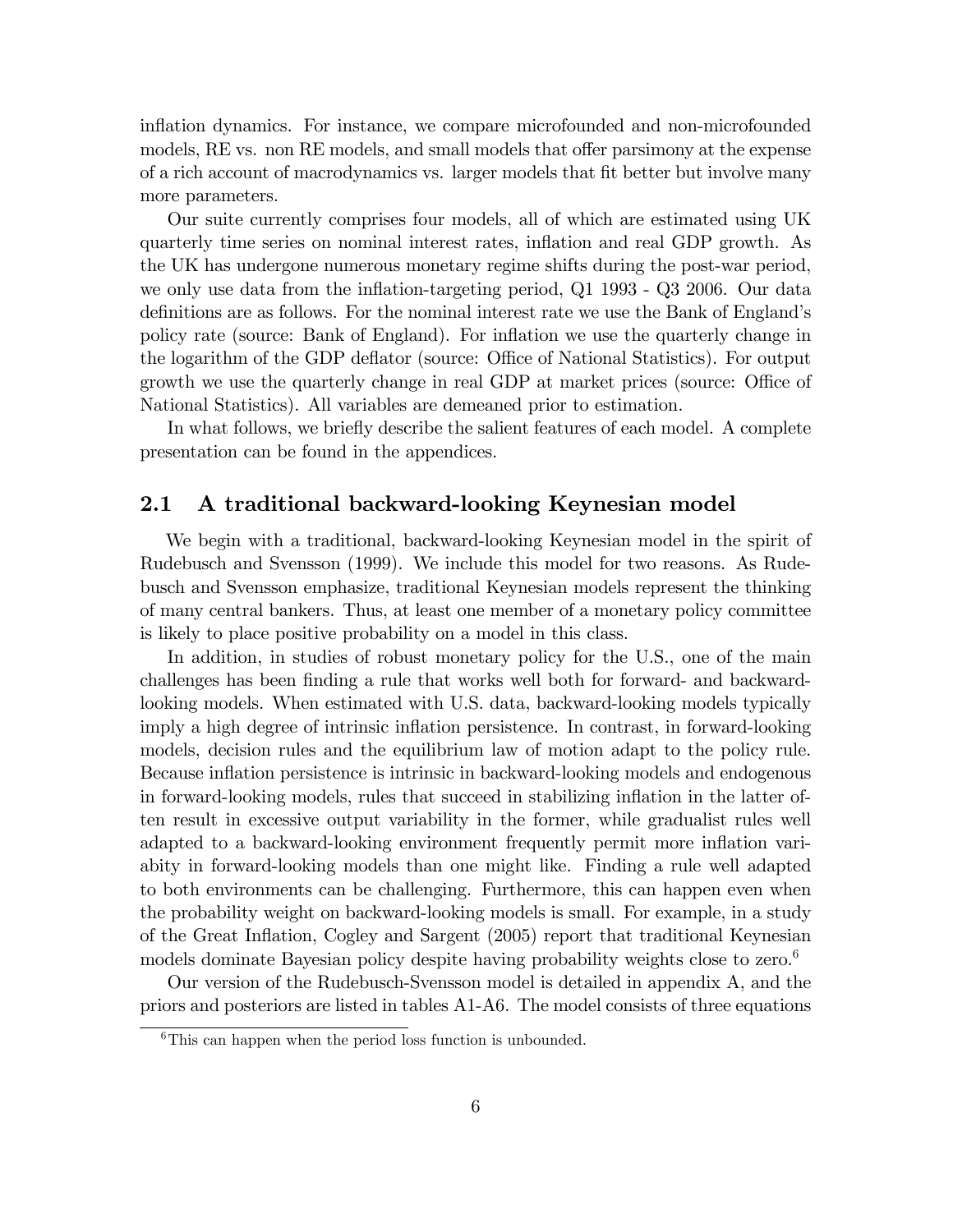inflation dynamics. For instance, we compare microfounded and non-microfounded models, RE vs. non RE models, and small models that offer parsimony at the expense of a rich account of macrodynamics vs. larger models that fit better but involve many more parameters.

Our suite currently comprises four models, all of which are estimated using UK quarterly time series on nominal interest rates, inflation and real GDP growth. As the UK has undergone numerous monetary regime shifts during the post-war period, we only use data from the inflation-targeting period, Q1 1993 - Q3 2006. Our data definitions are as follows. For the nominal interest rate we use the Bank of England's policy rate (source: Bank of England). For inflation we use the quarterly change in the logarithm of the GDP deflator (source: Office of National Statistics). For output growth we use the quarterly change in real GDP at market prices (source: Office of National Statistics). All variables are demeaned prior to estimation.

In what follows, we briefly describe the salient features of each model. A complete presentation can be found in the appendices.

## 2.1 A traditional backward-looking Keynesian model

We begin with a traditional, backward-looking Keynesian model in the spirit of Rudebusch and Svensson (1999). We include this model for two reasons. As Rudebusch and Svensson emphasize, traditional Keynesian models represent the thinking of many central bankers. Thus, at least one member of a monetary policy committee is likely to place positive probability on a model in this class.

In addition, in studies of robust monetary policy for the U.S., one of the main challenges has been finding a rule that works well both for forward- and backward-looking models. When estimated with U.S. data, backward-looking models typically imply a high degree of intrinsic inflation persistence. In contrast, in forward-looking models, decision rules and the equilibrium law of motion adapt to the policy rule. Because inflation persistence is intrinsic in backward-looking models and endogenous in forward-looking models, rules that succeed in stabilizing inflation in the latter often result in excessive output variability in the former, while gradualist rules well adapted to a backward-looking environment frequently permit more inflation variabity in forward-looking models than one might like. Finding a rule well adapted to both environments can be challenging. Furthermore, this can happen even when the probability weight on backward-looking models is small. For example, in a study of the Great Inflation, Cogley and Sargent (2005) report that traditional Keynesian models dominate Bayesian policy despite having probability weights close to zero.[6]

Our version of the Rudebusch-Svensson model is detailed in appendix A, and the priors and posteriors are listed in tables A1-A6. The model consists of three equations

[6] This can happen when the period loss function is unbounded.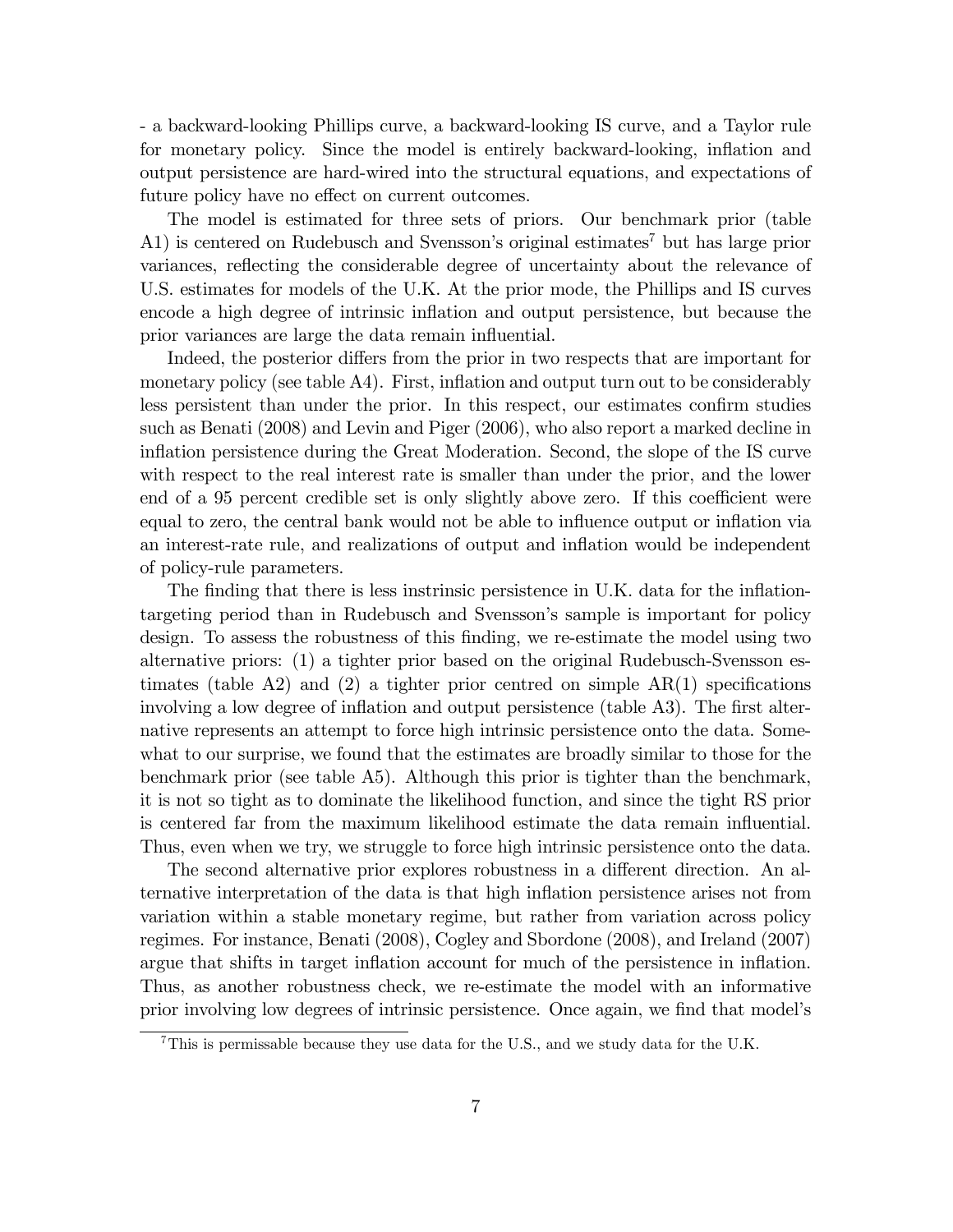- a backward-looking Phillips curve, a backward-looking IS curve, and a Taylor rule for monetary policy. Since the model is entirely backward-looking, inflation and output persistence are hard-wired into the structural equations, and expectations of future policy have no effect on current outcomes.

The model is estimated for three sets of priors. Our benchmark prior (table A1) is centered on Rudebusch and Svensson's original estimates[7] but has large prior variances, reflecting the considerable degree of uncertainty about the relevance of U.S. estimates for models of the U.K. At the prior mode, the Phillips and IS curves encode a high degree of intrinsic inflation and output persistence, but because the prior variances are large the data remain influential.

Indeed, the posterior differs from the prior in two respects that are important for monetary policy (see table A4). First, inflation and output turn out to be considerably less persistent than under the prior. In this respect, our estimates confirm studies such as Benati (2008) and Levin and Piger (2006), who also report a marked decline in inflation persistence during the Great Moderation. Second, the slope of the IS curve with respect to the real interest rate is smaller than under the prior, and the lower end of a 95 percent credible set is only slightly above zero. If this coefficient were equal to zero, the central bank would not be able to influence output or inflation via an interest-rate rule, and realizations of output and inflation would be independent of policy-rule parameters.

The finding that there is less instrinsic persistence in U.K. data for the inflation-targeting period than in Rudebusch and Svensson's sample is important for policy design. To assess the robustness of this finding, we re-estimate the model using two alternative priors: (1) a tighter prior based on the original Rudebusch-Svensson estimates (table A2) and (2) a tighter prior centred on simple AR(1) specifications involving a low degree of inflation and output persistence (table A3). The first alternative represents an attempt to force high intrinsic persistence onto the data. Somewhat to our surprise, we found that the estimates are broadly similar to those for the benchmark prior (see table A5). Although this prior is tighter than the benchmark, it is not so tight as to dominate the likelihood function, and since the tight RS prior is centered far from the maximum likelihood estimate the data remain influential. Thus, even when we try, we struggle to force high intrinsic persistence onto the data.

The second alternative prior explores robustness in a different direction. An alternative interpretation of the data is that high inflation persistence arises not from variation within a stable monetary regime, but rather from variation across policy regimes. For instance, Benati (2008), Cogley and Sbordone (2008), and Ireland (2007) argue that shifts in target inflation account for much of the persistence in inflation. Thus, as another robustness check, we re-estimate the model with an informative prior involving low degrees of intrinsic persistence. Once again, we find that model's

---

[7] This is permissable because they use data for the U.S., and we study data for the U.K.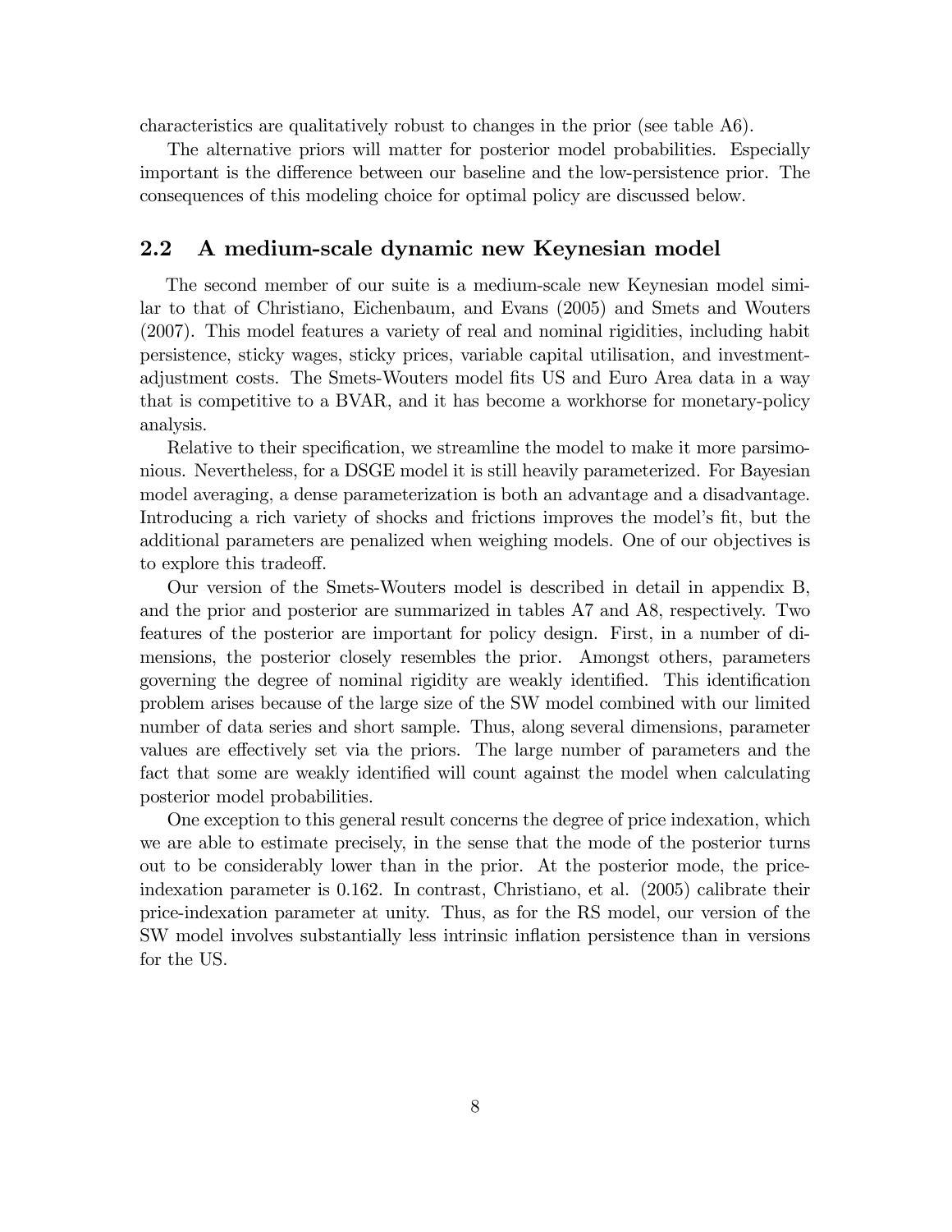characteristics are qualitatively robust to changes in the prior (see table A6).

The alternative priors will matter for posterior model probabilities. Especially important is the difference between our baseline and the low-persistence prior. The consequences of this modeling choice for optimal policy are discussed below.

## 2.2 A medium-scale dynamic new Keynesian model

The second member of our suite is a medium-scale new Keynesian model similar to that of Christiano, Eichenbaum, and Evans (2005) and Smets and Wouters (2007). This model features a variety of real and nominal rigidities, including habit persistence, sticky wages, sticky prices, variable capital utilisation, and investment-adjustment costs. The Smets-Wouters model fits US and Euro Area data in a way that is competitive to a BVAR, and it has become a workhorse for monetary-policy analysis.

Relative to their specification, we streamline the model to make it more parsimonious. Nevertheless, for a DSGE model it is still heavily parameterized. For Bayesian model averaging, a dense parameterization is both an advantage and a disadvantage. Introducing a rich variety of shocks and frictions improves the model's fit, but the additional parameters are penalized when weighing models. One of our objectives is to explore this tradeoff.

Our version of the Smets-Wouters model is described in detail in appendix B, and the prior and posterior are summarized in tables A7 and A8, respectively. Two features of the posterior are important for policy design. First, in a number of dimensions, the posterior closely resembles the prior. Amongst others, parameters governing the degree of nominal rigidity are weakly identified. This identification problem arises because of the large size of the SW model combined with our limited number of data series and short sample. Thus, along several dimensions, parameter values are effectively set via the priors. The large number of parameters and the fact that some are weakly identified will count against the model when calculating posterior model probabilities.

One exception to this general result concerns the degree of price indexation, which we are able to estimate precisely, in the sense that the mode of the posterior turns out to be considerably lower than in the prior. At the posterior mode, the price-indexation parameter is 0.162. In contrast, Christiano, et al. (2005) calibrate their price-indexation parameter at unity. Thus, as for the RS model, our version of the SW model involves substantially less intrinsic inflation persistence than in versions for the US.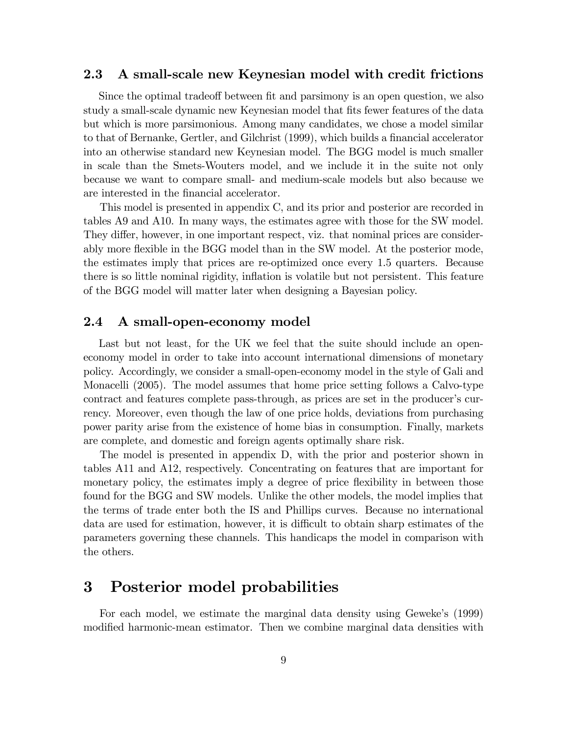### 2.3 A small-scale new Keynesian model with credit frictions

Since the optimal tradeoff between fit and parsimony is an open question, we also study a small-scale dynamic new Keynesian model that fits fewer features of the data but which is more parsimonious. Among many candidates, we chose a model similar to that of Bernanke, Gertler, and Gilchrist (1999), which builds a financial accelerator into an otherwise standard new Keynesian model. The BGG model is much smaller in scale than the Smets-Wouters model, and we include it in the suite not only because we want to compare small- and medium-scale models but also because we are interested in the financial accelerator.

This model is presented in appendix C, and its prior and posterior are recorded in tables A9 and A10. In many ways, the estimates agree with those for the SW model. They differ, however, in one important respect, viz. that nominal prices are considerably more flexible in the BGG model than in the SW model. At the posterior mode, the estimates imply that prices are re-optimized once every 1.5 quarters. Because there is so little nominal rigidity, inflation is volatile but not persistent. This feature of the BGG model will matter later when designing a Bayesian policy.

### 2.4 A small-open-economy model

Last but not least, for the UK we feel that the suite should include an open-economy model in order to take into account international dimensions of monetary policy. Accordingly, we consider a small-open-economy model in the style of Gali and Monacelli (2005). The model assumes that home price setting follows a Calvo-type contract and features complete pass-through, as prices are set in the producer's currency. Moreover, even though the law of one price holds, deviations from purchasing power parity arise from the existence of home bias in consumption. Finally, markets are complete, and domestic and foreign agents optimally share risk.

The model is presented in appendix D, with the prior and posterior shown in tables A11 and A12, respectively. Concentrating on features that are important for monetary policy, the estimates imply a degree of price flexibility in between those found for the BGG and SW models. Unlike the other models, the model implies that the terms of trade enter both the IS and Phillips curves. Because no international data are used for estimation, however, it is difficult to obtain sharp estimates of the parameters governing these channels. This handicaps the model in comparison with the others.

# 3 Posterior model probabilities

For each model, we estimate the marginal data density using Geweke's (1999) modified harmonic-mean estimator. Then we combine marginal data densities with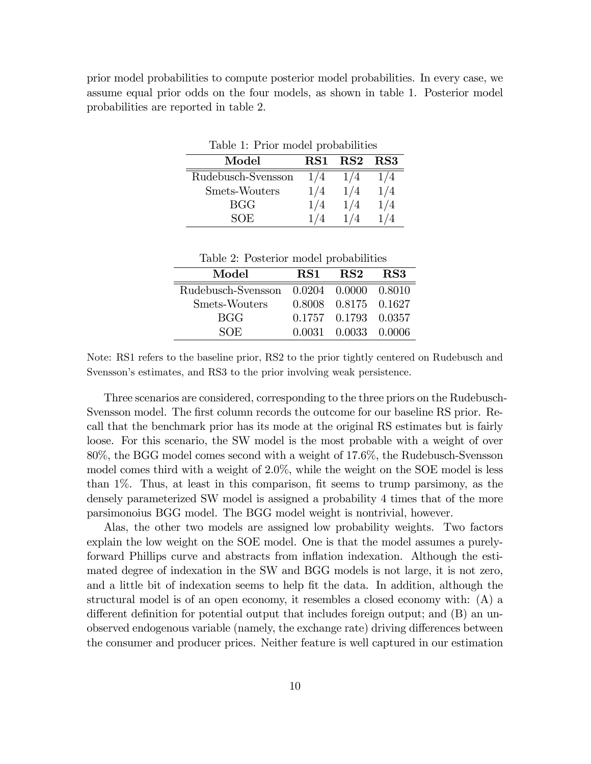prior model probabilities to compute posterior model probabilities. In every case, we assume equal prior odds on the four models, as shown in table 1. Posterior model probabilities are reported in table 2.

Table 1: Prior model probabilities

| Model | RS1 | RS2 | RS3 |
|---|---|---|---|
| Rudebusch-Svensson | 1/4 | 1/4 | 1/4 |
| Smets-Wouters | 1/4 | 1/4 | 1/4 |
| BGG | 1/4 | 1/4 | 1/4 |
| SOE | 1/4 | 1/4 | 1/4 |

Table 2: Posterior model probabilities

| Model | RS1 | RS2 | RS3 |
|---|---|---|---|
| Rudebusch-Svensson | 0.0204 | 0.0000 | 0.8010 |
| Smets-Wouters | 0.8008 | 0.8175 | 0.1627 |
| BGG | 0.1757 | 0.1793 | 0.0357 |
| SOE | 0.0031 | 0.0033 | 0.0006 |

Note: RS1 refers to the baseline prior, RS2 to the prior tightly centered on Rudebusch and Svensson's estimates, and RS3 to the prior involving weak persistence.

Three scenarios are considered, corresponding to the three priors on the Rudebusch-Svensson model. The first column records the outcome for our baseline RS prior. Recall that the benchmark prior has its mode at the original RS estimates but is fairly loose. For this scenario, the SW model is the most probable with a weight of over 80%, the BGG model comes second with a weight of 17.6%, the Rudebusch-Svensson model comes third with a weight of 2.0%, while the weight on the SOE model is less than 1%. Thus, at least in this comparison, fit seems to trump parsimony, as the densely parameterized SW model is assigned a probability 4 times that of the more parsimonoius BGG model. The BGG model weight is nontrivial, however.

Alas, the other two models are assigned low probability weights. Two factors explain the low weight on the SOE model. One is that the model assumes a purely-forward Phillips curve and abstracts from inflation indexation. Although the estimated degree of indexation in the SW and BGG models is not large, it is not zero, and a little bit of indexation seems to help fit the data. In addition, although the structural model is of an open economy, it resembles a closed economy with: (A) a different definition for potential output that includes foreign output; and (B) an unobserved endogenous variable (namely, the exchange rate) driving differences between the consumer and producer prices. Neither feature is well captured in our estimation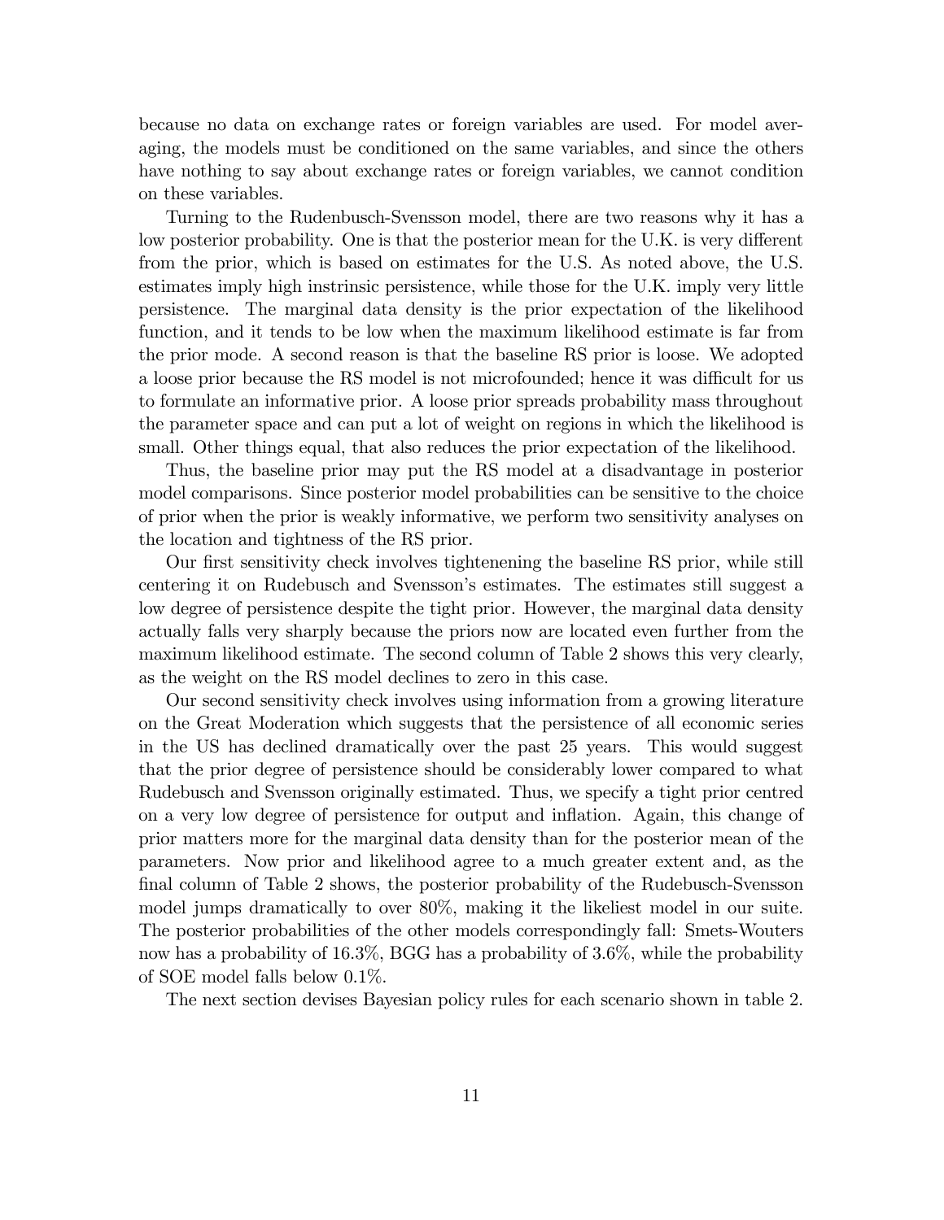because no data on exchange rates or foreign variables are used. For model averaging, the models must be conditioned on the same variables, and since the others have nothing to say about exchange rates or foreign variables, we cannot condition on these variables.

Turning to the Rudenbusch-Svensson model, there are two reasons why it has a low posterior probability. One is that the posterior mean for the U.K. is very different from the prior, which is based on estimates for the U.S. As noted above, the U.S. estimates imply high instrinsic persistence, while those for the U.K. imply very little persistence. The marginal data density is the prior expectation of the likelihood function, and it tends to be low when the maximum likelihood estimate is far from the prior mode. A second reason is that the baseline RS prior is loose. We adopted a loose prior because the RS model is not microfounded; hence it was difficult for us to formulate an informative prior. A loose prior spreads probability mass throughout the parameter space and can put a lot of weight on regions in which the likelihood is small. Other things equal, that also reduces the prior expectation of the likelihood.

Thus, the baseline prior may put the RS model at a disadvantage in posterior model comparisons. Since posterior model probabilities can be sensitive to the choice of prior when the prior is weakly informative, we perform two sensitivity analyses on the location and tightness of the RS prior.

Our first sensitivity check involves tightenening the baseline RS prior, while still centering it on Rudebusch and Svensson's estimates. The estimates still suggest a low degree of persistence despite the tight prior. However, the marginal data density actually falls very sharply because the priors now are located even further from the maximum likelihood estimate. The second column of Table 2 shows this very clearly, as the weight on the RS model declines to zero in this case.

Our second sensitivity check involves using information from a growing literature on the Great Moderation which suggests that the persistence of all economic series in the US has declined dramatically over the past 25 years. This would suggest that the prior degree of persistence should be considerably lower compared to what Rudebusch and Svensson originally estimated. Thus, we specify a tight prior centred on a very low degree of persistence for output and inflation. Again, this change of prior matters more for the marginal data density than for the posterior mean of the parameters. Now prior and likelihood agree to a much greater extent and, as the final column of Table 2 shows, the posterior probability of the Rudebusch-Svensson model jumps dramatically to over 80%, making it the likeliest model in our suite. The posterior probabilities of the other models correspondingly fall: Smets-Wouters now has a probability of 16.3%, BGG has a probability of 3.6%, while the probability of SOE model falls below 0.1%.

The next section devises Bayesian policy rules for each scenario shown in table 2.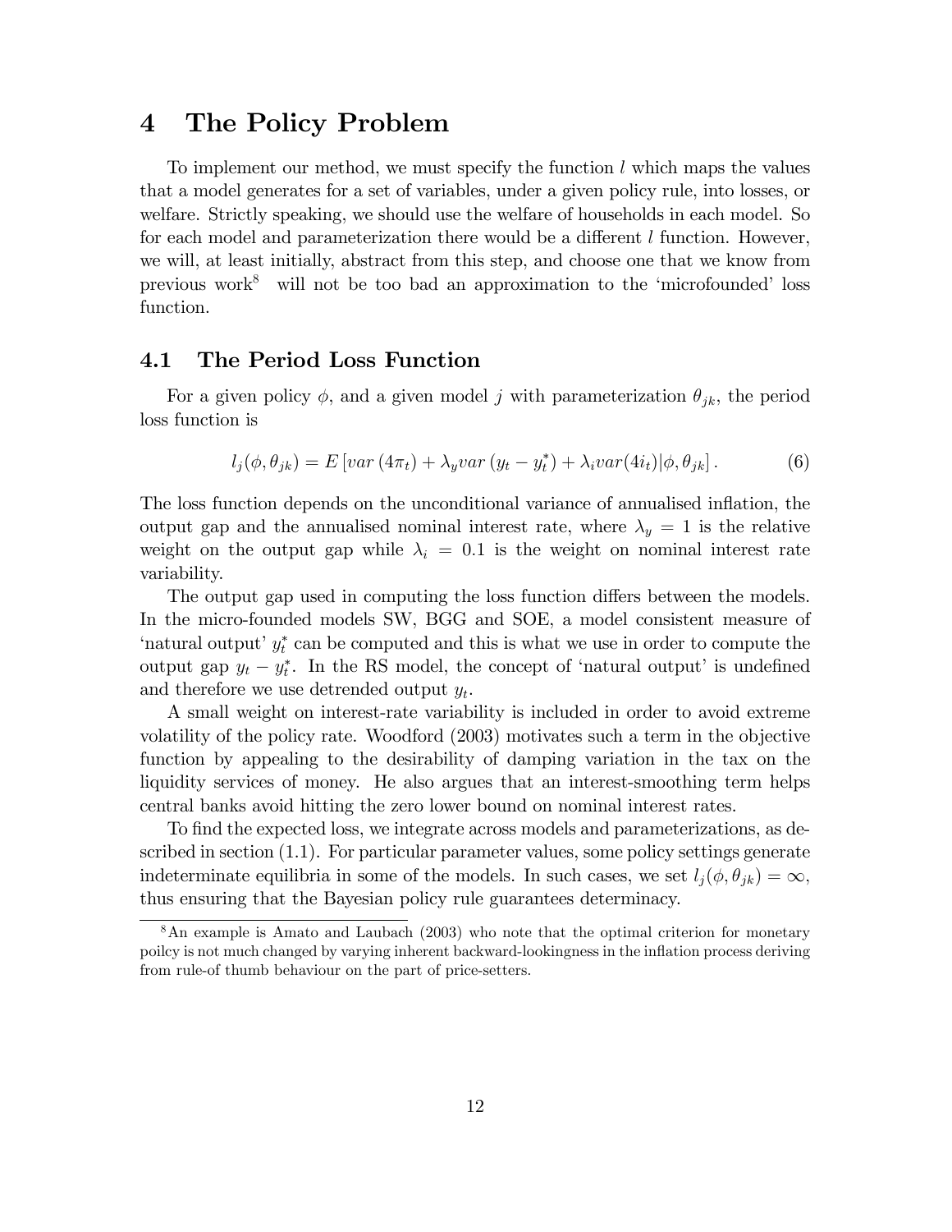# 4 The Policy Problem

To implement our method, we must specify the function $l$ which maps the values that a model generates for a set of variables, under a given policy rule, into losses, or welfare. Strictly speaking, we should use the welfare of households in each model. So for each model and parameterization there would be a different $l$ function. However, we will, at least initially, abstract from this step, and choose one that we know from previous work[8] will not be too bad an approximation to the 'microfounded' loss function.

## 4.1 The Period Loss Function

For a given policy $\phi$, and a given model $j$ with parameterization $\theta_{jk}$, the period loss function is

$$l_j(\phi, \theta_{jk}) = E\left[var\left(4\pi_t\right) + \lambda_y var\left(y_t - y_t^*\right) + \lambda_i var(4i_t)|\phi, \theta_{jk}\right]. \tag{6}$$

The loss function depends on the unconditional variance of annualised inflation, the output gap and the annualised nominal interest rate, where $\lambda_y = 1$ is the relative weight on the output gap while $\lambda_i = 0.1$ is the weight on nominal interest rate variability.

The output gap used in computing the loss function differs between the models. In the micro-founded models SW, BGG and SOE, a model consistent measure of 'natural output' $y_t^*$ can be computed and this is what we use in order to compute the output gap $y_t - y_t^*$. In the RS model, the concept of 'natural output' is undefined and therefore we use detrended output $y_t$.

A small weight on interest-rate variability is included in order to avoid extreme volatility of the policy rate. Woodford (2003) motivates such a term in the objective function by appealing to the desirability of damping variation in the tax on the liquidity services of money. He also argues that an interest-smoothing term helps central banks avoid hitting the zero lower bound on nominal interest rates.

To find the expected loss, we integrate across models and parameterizations, as described in section (1.1). For particular parameter values, some policy settings generate indeterminate equilibria in some of the models. In such cases, we set $l_j(\phi, \theta_{jk}) = \infty$, thus ensuring that the Bayesian policy rule guarantees determinacy.

---

[8] An example is Amato and Laubach (2003) who note that the optimal criterion for monetary poilcy is not much changed by varying inherent backward-lookingness in the inflation process deriving from rule-of thumb behaviour on the part of price-setters.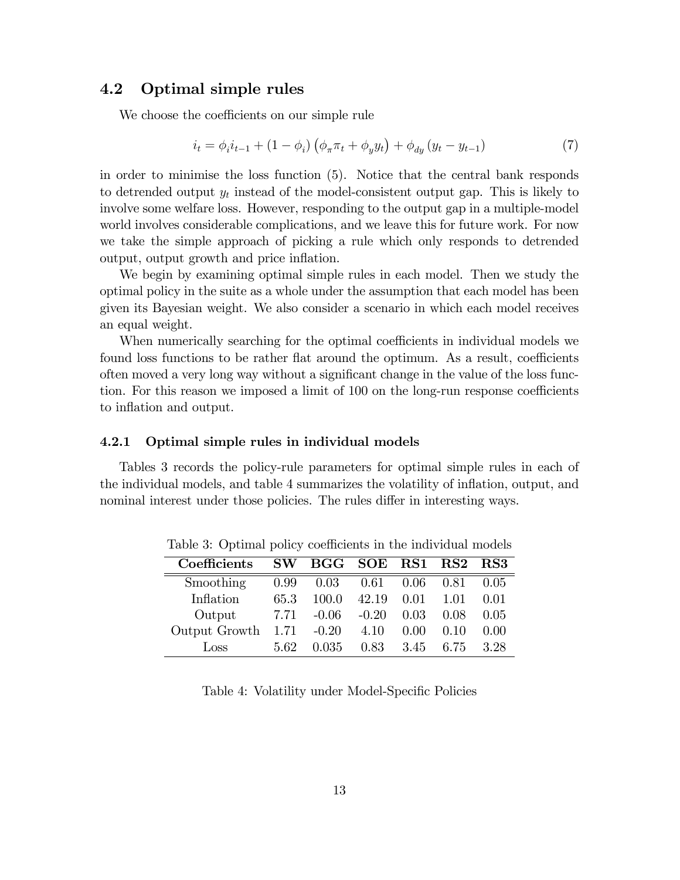## 4.2 Optimal simple rules

We choose the coefficients on our simple rule

$$i_t = \phi_i i_{t-1} + (1 - \phi_i)\left(\phi_\pi \pi_t + \phi_y y_t\right) + \phi_{dy}\left(y_t - y_{t-1}\right) \tag{7}$$

in order to minimise the loss function (5). Notice that the central bank responds to detrended output $y_t$ instead of the model-consistent output gap. This is likely to involve some welfare loss. However, responding to the output gap in a multiple-model world involves considerable complications, and we leave this for future work. For now we take the simple approach of picking a rule which only responds to detrended output, output growth and price inflation.

We begin by examining optimal simple rules in each model. Then we study the optimal policy in the suite as a whole under the assumption that each model has been given its Bayesian weight. We also consider a scenario in which each model receives an equal weight.

When numerically searching for the optimal coefficients in individual models we found loss functions to be rather flat around the optimum. As a result, coefficients often moved a very long way without a significant change in the value of the loss function. For this reason we imposed a limit of 100 on the long-run response coefficients to inflation and output.

### 4.2.1 Optimal simple rules in individual models

Tables 3 records the policy-rule parameters for optimal simple rules in each of the individual models, and table 4 summarizes the volatility of inflation, output, and nominal interest under those policies. The rules differ in interesting ways.

Table 3: Optimal policy coefficients in the individual models

| Coefficients | SW | BGG | SOE | RS1 | RS2 | RS3 |
|---|---|---|---|---|---|---|
| Smoothing | 0.99 | 0.03 | 0.61 | 0.06 | 0.81 | 0.05 |
| Inflation | 65.3 | 100.0 | 42.19 | 0.01 | 1.01 | 0.01 |
| Output | 7.71 | -0.06 | -0.20 | 0.03 | 0.08 | 0.05 |
| Output Growth | 1.71 | -0.20 | 4.10 | 0.00 | 0.10 | 0.00 |
| Loss | 5.62 | 0.035 | 0.83 | 3.45 | 6.75 | 3.28 |

Table 4: Volatility under Model-Specific Policies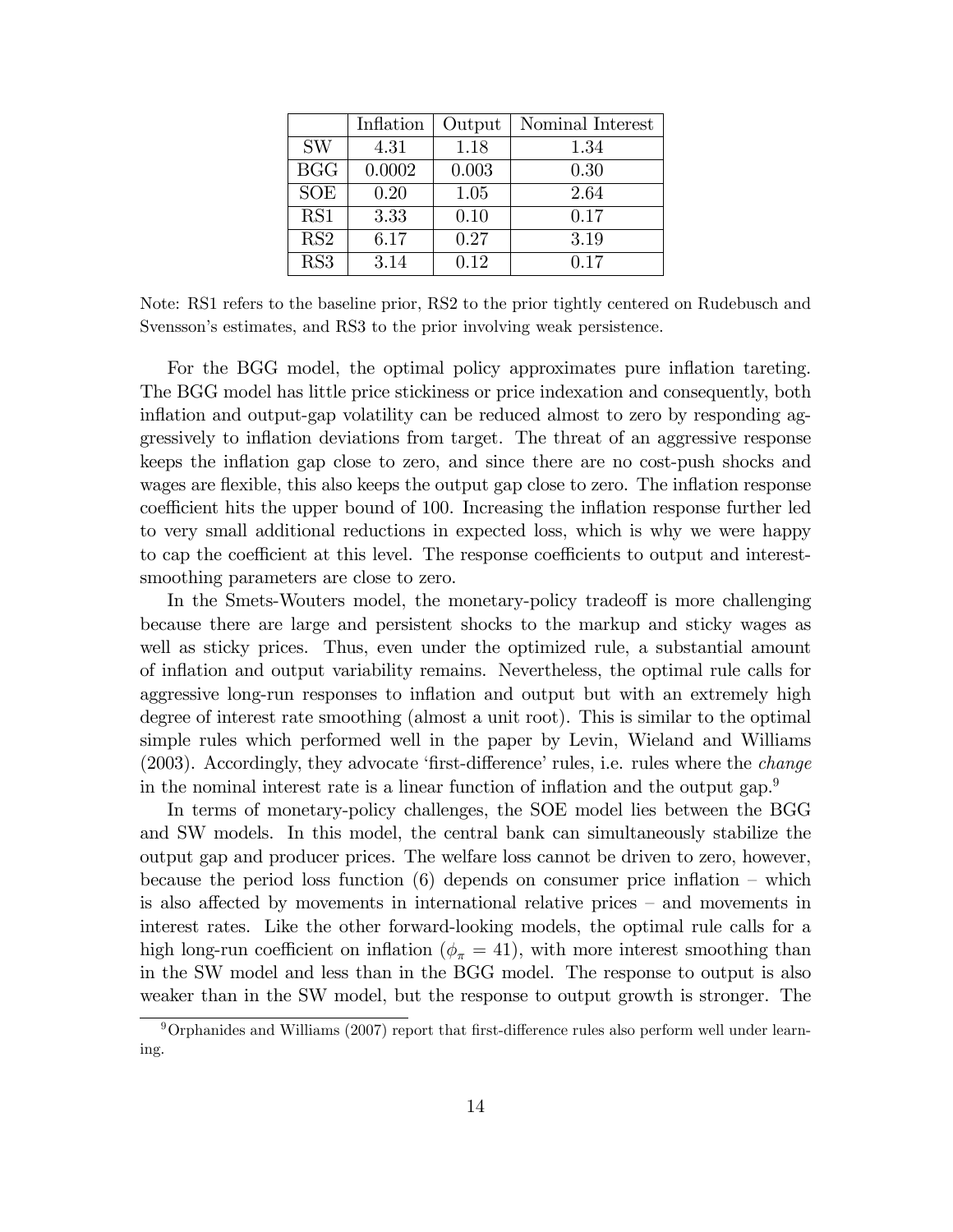| | Inflation | Output | Nominal Interest |
|---|---|---|---|
| SW | 4.31 | 1.18 | 1.34 |
| BGG | 0.0002 | 0.003 | 0.30 |
| SOE | 0.20 | 1.05 | 2.64 |
| RS1 | 3.33 | 0.10 | 0.17 |
| RS2 | 6.17 | 0.27 | 3.19 |
| RS3 | 3.14 | 0.12 | 0.17 |

Note: RS1 refers to the baseline prior, RS2 to the prior tightly centered on Rudebusch and Svensson's estimates, and RS3 to the prior involving weak persistence.

For the BGG model, the optimal policy approximates pure inflation tareting. The BGG model has little price stickiness or price indexation and consequently, both inflation and output-gap volatility can be reduced almost to zero by responding aggressively to inflation deviations from target. The threat of an aggressive response keeps the inflation gap close to zero, and since there are no cost-push shocks and wages are flexible, this also keeps the output gap close to zero. The inflation response coefficient hits the upper bound of 100. Increasing the inflation response further led to very small additional reductions in expected loss, which is why we were happy to cap the coefficient at this level. The response coefficients to output and interest-smoothing parameters are close to zero.

In the Smets-Wouters model, the monetary-policy tradeoff is more challenging because there are large and persistent shocks to the markup and sticky wages as well as sticky prices. Thus, even under the optimized rule, a substantial amount of inflation and output variability remains. Nevertheless, the optimal rule calls for aggressive long-run responses to inflation and output but with an extremely high degree of interest rate smoothing (almost a unit root). This is similar to the optimal simple rules which performed well in the paper by Levin, Wieland and Williams (2003). Accordingly, they advocate 'first-difference' rules, i.e. rules where the *change* in the nominal interest rate is a linear function of inflation and the output gap.[9]

In terms of monetary-policy challenges, the SOE model lies between the BGG and SW models. In this model, the central bank can simultaneously stabilize the output gap and producer prices. The welfare loss cannot be driven to zero, however, because the period loss function (6) depends on consumer price inflation – which is also affected by movements in international relative prices – and movements in interest rates. Like the other forward-looking models, the optimal rule calls for a high long-run coefficient on inflation ($\phi_{\pi} = 41$), with more interest smoothing than in the SW model and less than in the BGG model. The response to output is also weaker than in the SW model, but the response to output growth is stronger. The

[9] Orphanides and Williams (2007) report that first-difference rules also perform well under learning.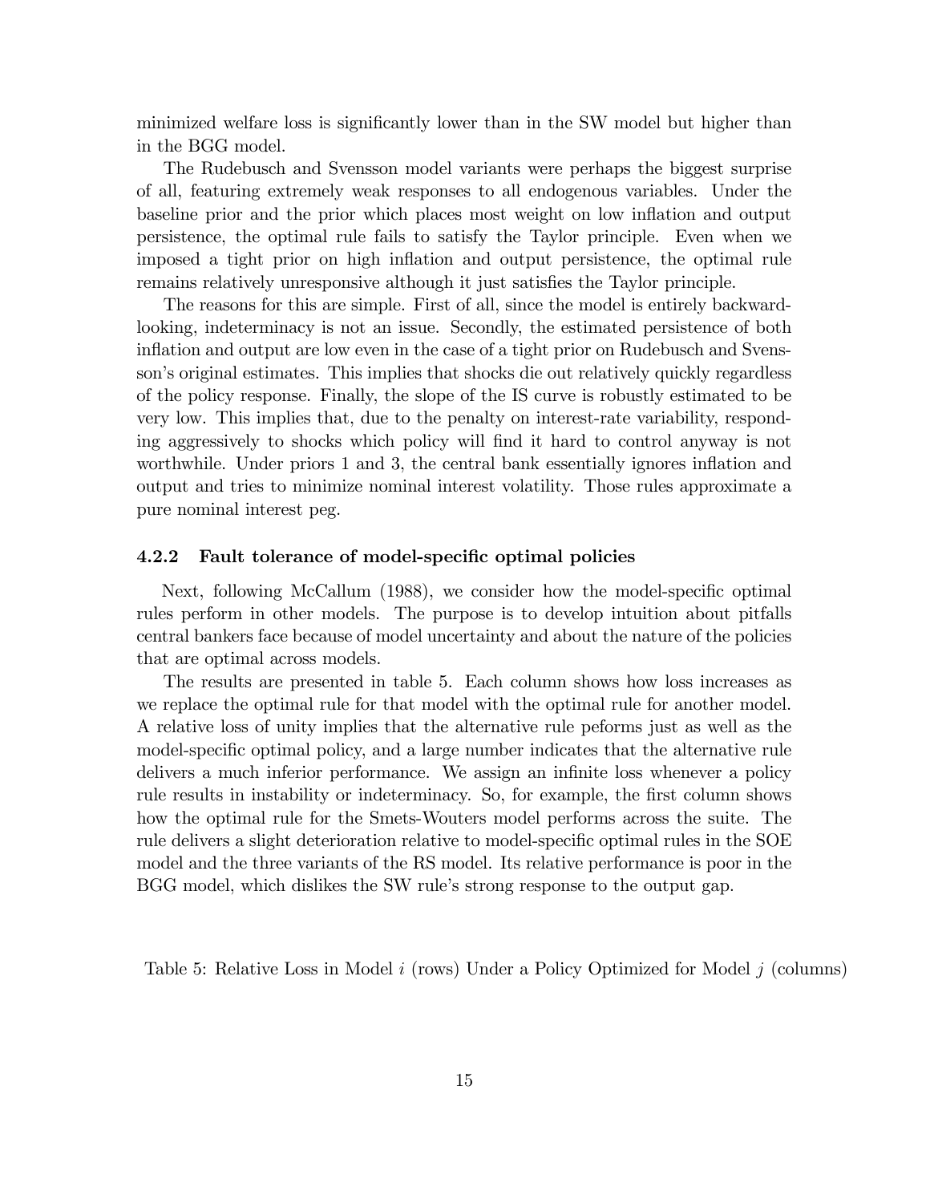minimized welfare loss is significantly lower than in the SW model but higher than in the BGG model.

The Rudebusch and Svensson model variants were perhaps the biggest surprise of all, featuring extremely weak responses to all endogenous variables. Under the baseline prior and the prior which places most weight on low inflation and output persistence, the optimal rule fails to satisfy the Taylor principle. Even when we imposed a tight prior on high inflation and output persistence, the optimal rule remains relatively unresponsive although it just satisfies the Taylor principle.

The reasons for this are simple. First of all, since the model is entirely backward-looking, indeterminacy is not an issue. Secondly, the estimated persistence of both inflation and output are low even in the case of a tight prior on Rudebusch and Svensson's original estimates. This implies that shocks die out relatively quickly regardless of the policy response. Finally, the slope of the IS curve is robustly estimated to be very low. This implies that, due to the penalty on interest-rate variability, responding aggressively to shocks which policy will find it hard to control anyway is not worthwhile. Under priors 1 and 3, the central bank essentially ignores inflation and output and tries to minimize nominal interest volatility. Those rules approximate a pure nominal interest peg.

### 4.2.2 Fault tolerance of model-specific optimal policies

Next, following McCallum (1988), we consider how the model-specific optimal rules perform in other models. The purpose is to develop intuition about pitfalls central bankers face because of model uncertainty and about the nature of the policies that are optimal across models.

The results are presented in table 5. Each column shows how loss increases as we replace the optimal rule for that model with the optimal rule for another model. A relative loss of unity implies that the alternative rule peforms just as well as the model-specific optimal policy, and a large number indicates that the alternative rule delivers a much inferior performance. We assign an infinite loss whenever a policy rule results in instability or indeterminacy. So, for example, the first column shows how the optimal rule for the Smets-Wouters model performs across the suite. The rule delivers a slight deterioration relative to model-specific optimal rules in the SOE model and the three variants of the RS model. Its relative performance is poor in the BGG model, which dislikes the SW rule's strong response to the output gap.

Table 5: Relative Loss in Model $i$ (rows) Under a Policy Optimized for Model $j$ (columns)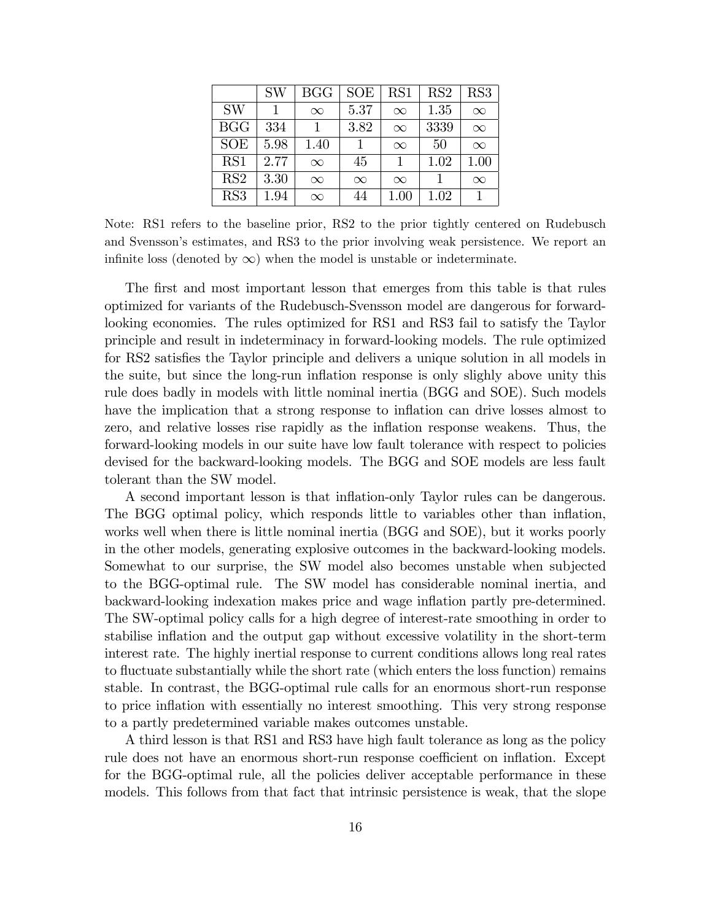| | SW | BGG | SOE | RS1 | RS2 | RS3 |
|---|---|---|---|---|---|---|
| SW | 1 | $\infty$ | 5.37 | $\infty$ | 1.35 | $\infty$ |
| BGG | 334 | 1 | 3.82 | $\infty$ | 3339 | $\infty$ |
| SOE | 5.98 | 1.40 | 1 | $\infty$ | 50 | $\infty$ |
| RS1 | 2.77 | $\infty$ | 45 | 1 | 1.02 | 1.00 |
| RS2 | 3.30 | $\infty$ | $\infty$ | $\infty$ | 1 | $\infty$ |
| RS3 | 1.94 | $\infty$ | 44 | 1.00 | 1.02 | 1 |

Note: RS1 refers to the baseline prior, RS2 to the prior tightly centered on Rudebusch and Svensson's estimates, and RS3 to the prior involving weak persistence. We report an infinite loss (denoted by $\infty$) when the model is unstable or indeterminate.

The first and most important lesson that emerges from this table is that rules optimized for variants of the Rudebusch-Svensson model are dangerous for forward-looking economies. The rules optimized for RS1 and RS3 fail to satisfy the Taylor principle and result in indeterminacy in forward-looking models. The rule optimized for RS2 satisfies the Taylor principle and delivers a unique solution in all models in the suite, but since the long-run inflation response is only slighly above unity this rule does badly in models with little nominal inertia (BGG and SOE). Such models have the implication that a strong response to inflation can drive losses almost to zero, and relative losses rise rapidly as the inflation response weakens. Thus, the forward-looking models in our suite have low fault tolerance with respect to policies devised for the backward-looking models. The BGG and SOE models are less fault tolerant than the SW model.

A second important lesson is that inflation-only Taylor rules can be dangerous. The BGG optimal policy, which responds little to variables other than inflation, works well when there is little nominal inertia (BGG and SOE), but it works poorly in the other models, generating explosive outcomes in the backward-looking models. Somewhat to our surprise, the SW model also becomes unstable when subjected to the BGG-optimal rule. The SW model has considerable nominal inertia, and backward-looking indexation makes price and wage inflation partly pre-determined. The SW-optimal policy calls for a high degree of interest-rate smoothing in order to stabilise inflation and the output gap without excessive volatility in the short-term interest rate. The highly inertial response to current conditions allows long real rates to fluctuate substantially while the short rate (which enters the loss function) remains stable. In contrast, the BGG-optimal rule calls for an enormous short-run response to price inflation with essentially no interest smoothing. This very strong response to a partly predetermined variable makes outcomes unstable.

A third lesson is that RS1 and RS3 have high fault tolerance as long as the policy rule does not have an enormous short-run response coefficient on inflation. Except for the BGG-optimal rule, all the policies deliver acceptable performance in these models. This follows from that fact that intrinsic persistence is weak, that the slope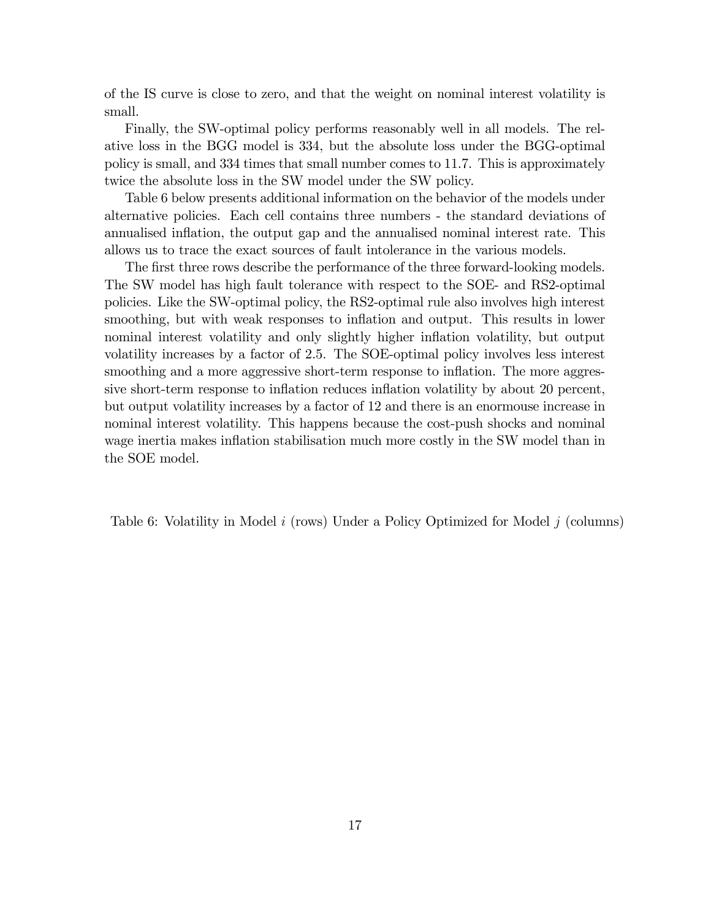of the IS curve is close to zero, and that the weight on nominal interest volatility is small.

Finally, the SW-optimal policy performs reasonably well in all models. The relative loss in the BGG model is 334, but the absolute loss under the BGG-optimal policy is small, and 334 times that small number comes to 11.7. This is approximately twice the absolute loss in the SW model under the SW policy.

Table 6 below presents additional information on the behavior of the models under alternative policies. Each cell contains three numbers - the standard deviations of annualised inflation, the output gap and the annualised nominal interest rate. This allows us to trace the exact sources of fault intolerance in the various models.

The first three rows describe the performance of the three forward-looking models. The SW model has high fault tolerance with respect to the SOE- and RS2-optimal policies. Like the SW-optimal policy, the RS2-optimal rule also involves high interest smoothing, but with weak responses to inflation and output. This results in lower nominal interest volatility and only slightly higher inflation volatility, but output volatility increases by a factor of 2.5. The SOE-optimal policy involves less interest smoothing and a more aggressive short-term response to inflation. The more aggressive short-term response to inflation reduces inflation volatility by about 20 percent, but output volatility increases by a factor of 12 and there is an enormouse increase in nominal interest volatility. This happens because the cost-push shocks and nominal wage inertia makes inflation stabilisation much more costly in the SW model than in the SOE model.

Table 6: Volatility in Model $i$ (rows) Under a Policy Optimized for Model $j$ (columns)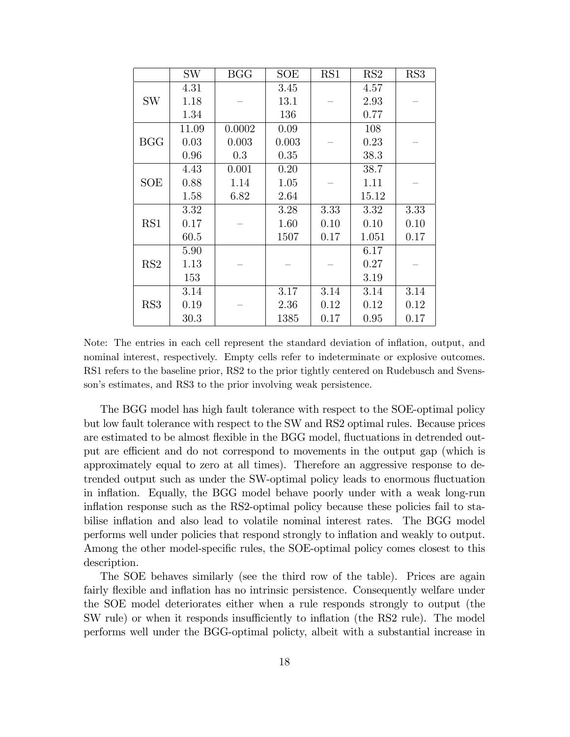| | SW | BGG | SOE | RS1 | RS2 | RS3 |
|---|---|---|---|---|---|---|
| SW | 4.31<br>1.18<br>1.34 | – | 3.45<br>13.1<br>136 | – | 4.57<br>2.93<br>0.77 | – |
| BGG | 11.09<br>0.03<br>0.96 | 0.0002<br>0.003<br>0.3 | 0.09<br>0.003<br>0.35 | – | 108<br>0.23<br>38.3 | – |
| SOE | 4.43<br>0.88<br>1.58 | 0.001<br>1.14<br>6.82 | 0.20<br>1.05<br>2.64 | – | 38.7<br>1.11<br>15.12 | – |
| RS1 | 3.32<br>0.17<br>60.5 | – | 3.28<br>1.60<br>1507 | 3.33<br>0.10<br>0.17 | 3.32<br>0.10<br>1.051 | 3.33<br>0.10<br>0.17 |
| RS2 | 5.90<br>1.13<br>153 | – | – | – | 6.17<br>0.27<br>3.19 | – |
| RS3 | 3.14<br>0.19<br>30.3 | – | 3.17<br>2.36<br>1385 | 3.14<br>0.12<br>0.17 | 3.14<br>0.12<br>0.95 | 3.14<br>0.12<br>0.17 |

Note: The entries in each cell represent the standard deviation of inflation, output, and nominal interest, respectively. Empty cells refer to indeterminate or explosive outcomes. RS1 refers to the baseline prior, RS2 to the prior tightly centered on Rudebusch and Svensson's estimates, and RS3 to the prior involving weak persistence.

The BGG model has high fault tolerance with respect to the SOE-optimal policy but low fault tolerance with respect to the SW and RS2 optimal rules. Because prices are estimated to be almost flexible in the BGG model, fluctuations in detrended output are efficient and do not correspond to movements in the output gap (which is approximately equal to zero at all times). Therefore an aggressive response to detrended output such as under the SW-optimal policy leads to enormous fluctuation in inflation. Equally, the BGG model behave poorly under with a weak long-run inflation response such as the RS2-optimal policy because these policies fail to stabilise inflation and also lead to volatile nominal interest rates. The BGG model performs well under policies that respond strongly to inflation and weakly to output. Among the other model-specific rules, the SOE-optimal policy comes closest to this description.

The SOE behaves similarly (see the third row of the table). Prices are again fairly flexible and inflation has no intrinsic persistence. Consequently welfare under the SOE model deteriorates either when a rule responds strongly to output (the SW rule) or when it responds insufficiently to inflation (the RS2 rule). The model performs well under the BGG-optimal policty, albeit with a substantial increase in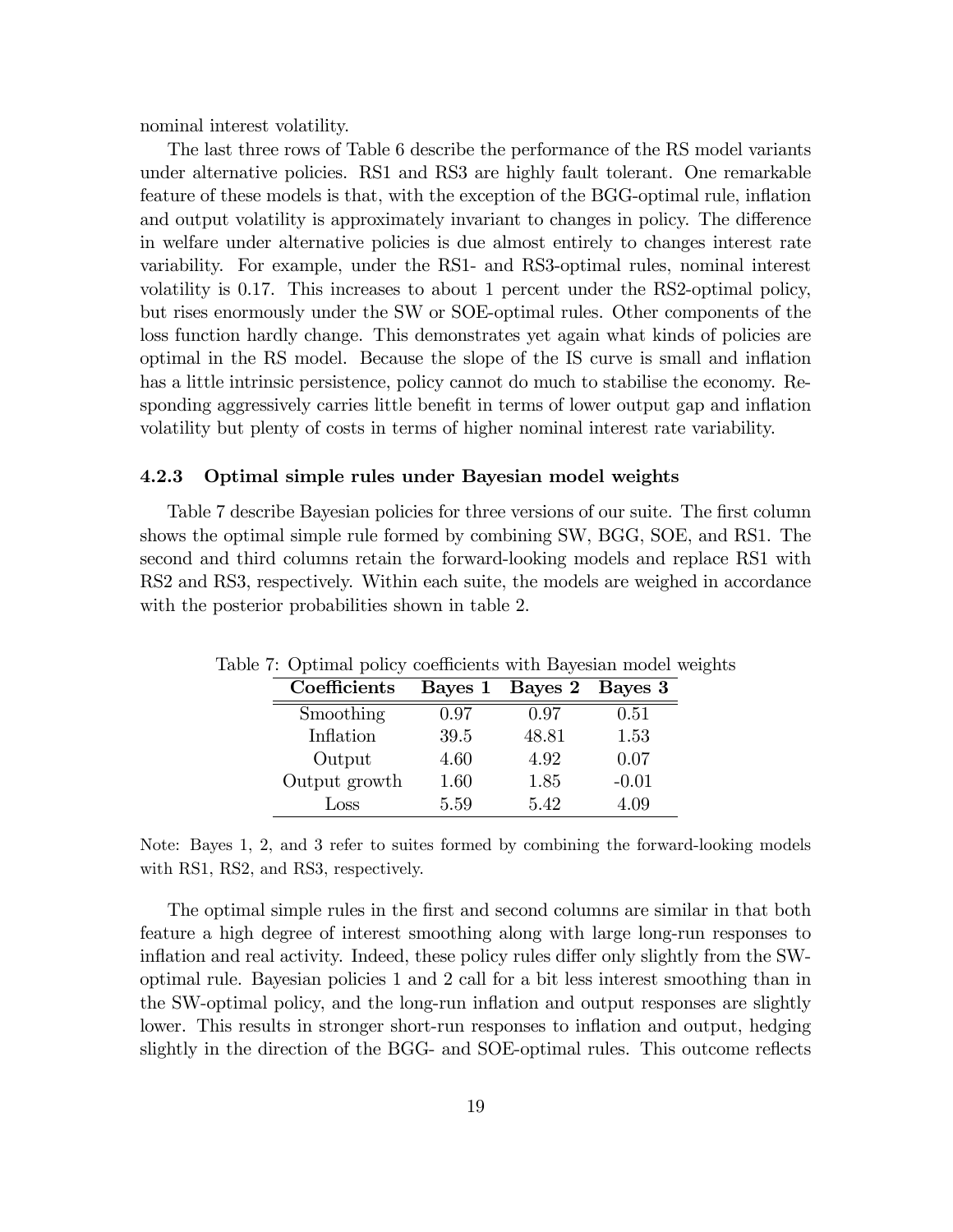nominal interest volatility.

The last three rows of Table 6 describe the performance of the RS model variants under alternative policies. RS1 and RS3 are highly fault tolerant. One remarkable feature of these models is that, with the exception of the BGG-optimal rule, inflation and output volatility is approximately invariant to changes in policy. The difference in welfare under alternative policies is due almost entirely to changes interest rate variability. For example, under the RS1- and RS3-optimal rules, nominal interest volatility is 0.17. This increases to about 1 percent under the RS2-optimal policy, but rises enormously under the SW or SOE-optimal rules. Other components of the loss function hardly change. This demonstrates yet again what kinds of policies are optimal in the RS model. Because the slope of the IS curve is small and inflation has a little intrinsic persistence, policy cannot do much to stabilise the economy. Responding aggressively carries little benefit in terms of lower output gap and inflation volatility but plenty of costs in terms of higher nominal interest rate variability.

### 4.2.3 Optimal simple rules under Bayesian model weights

Table 7 describe Bayesian policies for three versions of our suite. The first column shows the optimal simple rule formed by combining SW, BGG, SOE, and RS1. The second and third columns retain the forward-looking models and replace RS1 with RS2 and RS3, respectively. Within each suite, the models are weighed in accordance with the posterior probabilities shown in table 2.

Table 7: Optimal policy coefficients with Bayesian model weights

| Coefficients | Bayes 1 | Bayes 2 | Bayes 3 |
|---|---|---|---|
| Smoothing | 0.97 | 0.97 | 0.51 |
| Inflation | 39.5 | 48.81 | 1.53 |
| Output | 4.60 | 4.92 | 0.07 |
| Output growth | 1.60 | 1.85 | -0.01 |
| Loss | 5.59 | 5.42 | 4.09 |

Note: Bayes 1, 2, and 3 refer to suites formed by combining the forward-looking models with RS1, RS2, and RS3, respectively.

The optimal simple rules in the first and second columns are similar in that both feature a high degree of interest smoothing along with large long-run responses to inflation and real activity. Indeed, these policy rules differ only slightly from the SW-optimal rule. Bayesian policies 1 and 2 call for a bit less interest smoothing than in the SW-optimal policy, and the long-run inflation and output responses are slightly lower. This results in stronger short-run responses to inflation and output, hedging slightly in the direction of the BGG- and SOE-optimal rules. This outcome reflects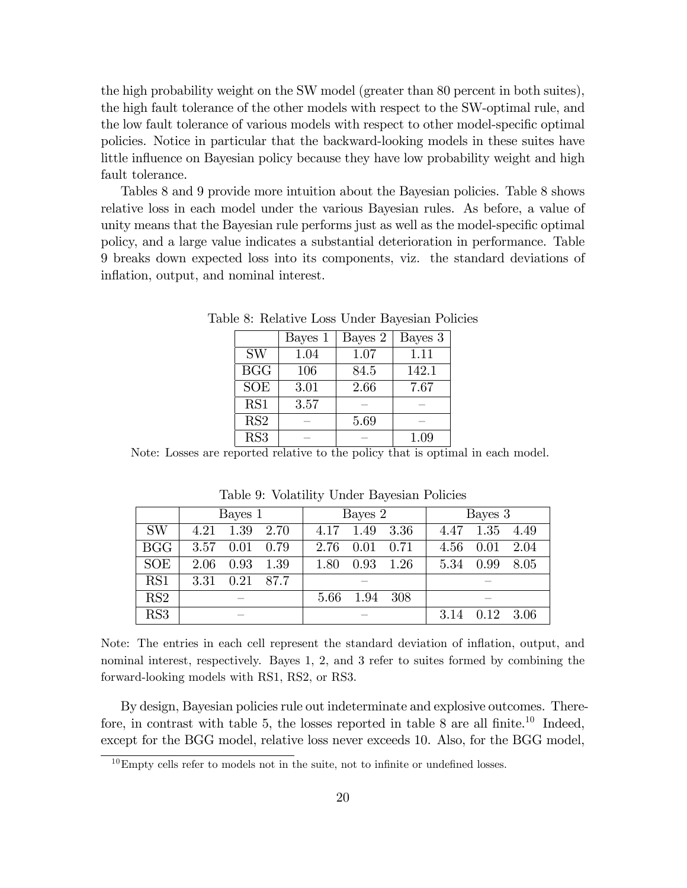the high probability weight on the SW model (greater than 80 percent in both suites), the high fault tolerance of the other models with respect to the SW-optimal rule, and the low fault tolerance of various models with respect to other model-specific optimal policies. Notice in particular that the backward-looking models in these suites have little influence on Bayesian policy because they have low probability weight and high fault tolerance.

Tables 8 and 9 provide more intuition about the Bayesian policies. Table 8 shows relative loss in each model under the various Bayesian rules. As before, a value of unity means that the Bayesian rule performs just as well as the model-specific optimal policy, and a large value indicates a substantial deterioration in performance. Table 9 breaks down expected loss into its components, viz. the standard deviations of inflation, output, and nominal interest.

Table 8: Relative Loss Under Bayesian Policies

| | Bayes 1 | Bayes 2 | Bayes 3 |
|---|---|---|---|
| SW | 1.04 | 1.07 | 1.11 |
| BGG | 106 | 84.5 | 142.1 |
| SOE | 3.01 | 2.66 | 7.67 |
| RS1 | 3.57 | – | – |
| RS2 | – | 5.69 | – |
| RS3 | – | – | 1.09 |

Note: Losses are reported relative to the policy that is optimal in each model.

Table 9: Volatility Under Bayesian Policies

| | Bayes 1 | | | Bayes 2 | | | Bayes 3 | | |
|---|---|---|---|---|---|---|---|---|---|
| SW | 4.21 | 1.39 | 2.70 | 4.17 | 1.49 | 3.36 | 4.47 | 1.35 | 4.49 |
| BGG | 3.57 | 0.01 | 0.79 | 2.76 | 0.01 | 0.71 | 4.56 | 0.01 | 2.04 |
| SOE | 2.06 | 0.93 | 1.39 | 1.80 | 0.93 | 1.26 | 5.34 | 0.99 | 8.05 |
| RS1 | 3.31 | 0.21 | 87.7 | | – | | | – | |
| RS2 | | – | | 5.66 | 1.94 | 308 | | – | |
| RS3 | | – | | | – | | 3.14 | 0.12 | 3.06 |

Note: The entries in each cell represent the standard deviation of inflation, output, and nominal interest, respectively. Bayes 1, 2, and 3 refer to suites formed by combining the forward-looking models with RS1, RS2, or RS3.

By design, Bayesian policies rule out indeterminate and explosive outcomes. Therefore, in contrast with table 5, the losses reported in table 8 are all finite.[10] Indeed, except for the BGG model, relative loss never exceeds 10. Also, for the BGG model,

[10] Empty cells refer to models not in the suite, not to infinite or undefined losses.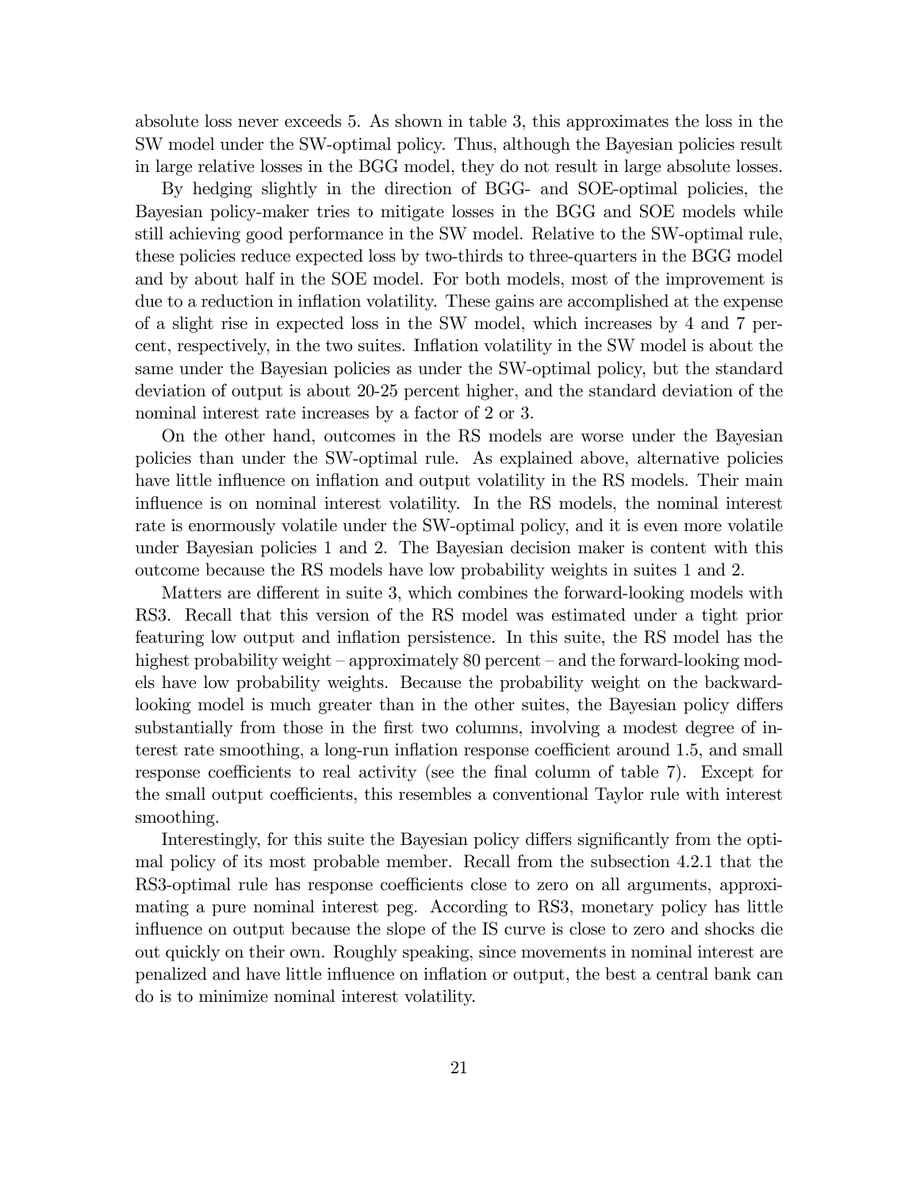absolute loss never exceeds 5. As shown in table 3, this approximates the loss in the SW model under the SW-optimal policy. Thus, although the Bayesian policies result in large relative losses in the BGG model, they do not result in large absolute losses.

By hedging slightly in the direction of BGG- and SOE-optimal policies, the Bayesian policy-maker tries to mitigate losses in the BGG and SOE models while still achieving good performance in the SW model. Relative to the SW-optimal rule, these policies reduce expected loss by two-thirds to three-quarters in the BGG model and by about half in the SOE model. For both models, most of the improvement is due to a reduction in inflation volatility. These gains are accomplished at the expense of a slight rise in expected loss in the SW model, which increases by 4 and 7 percent, respectively, in the two suites. Inflation volatility in the SW model is about the same under the Bayesian policies as under the SW-optimal policy, but the standard deviation of output is about 20-25 percent higher, and the standard deviation of the nominal interest rate increases by a factor of 2 or 3.

On the other hand, outcomes in the RS models are worse under the Bayesian policies than under the SW-optimal rule. As explained above, alternative policies have little influence on inflation and output volatility in the RS models. Their main influence is on nominal interest volatility. In the RS models, the nominal interest rate is enormously volatile under the SW-optimal policy, and it is even more volatile under Bayesian policies 1 and 2. The Bayesian decision maker is content with this outcome because the RS models have low probability weights in suites 1 and 2.

Matters are different in suite 3, which combines the forward-looking models with RS3. Recall that this version of the RS model was estimated under a tight prior featuring low output and inflation persistence. In this suite, the RS model has the highest probability weight – approximately 80 percent – and the forward-looking models have low probability weights. Because the probability weight on the backward-looking model is much greater than in the other suites, the Bayesian policy differs substantially from those in the first two columns, involving a modest degree of interest rate smoothing, a long-run inflation response coefficient around 1.5, and small response coefficients to real activity (see the final column of table 7). Except for the small output coefficients, this resembles a conventional Taylor rule with interest smoothing.

Interestingly, for this suite the Bayesian policy differs significantly from the optimal policy of its most probable member. Recall from the subsection 4.2.1 that the RS3-optimal rule has response coefficients close to zero on all arguments, approximating a pure nominal interest peg. According to RS3, monetary policy has little influence on output because the slope of the IS curve is close to zero and shocks die out quickly on their own. Roughly speaking, since movements in nominal interest are penalized and have little influence on inflation or output, the best a central bank can do is to minimize nominal interest volatility.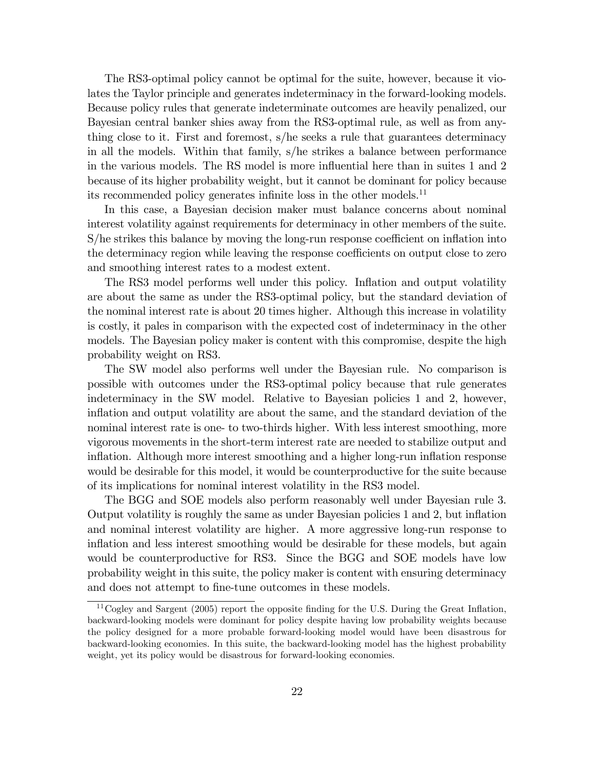The RS3-optimal policy cannot be optimal for the suite, however, because it violates the Taylor principle and generates indeterminacy in the forward-looking models. Because policy rules that generate indeterminate outcomes are heavily penalized, our Bayesian central banker shies away from the RS3-optimal rule, as well as from anything close to it. First and foremost, s/he seeks a rule that guarantees determinacy in all the models. Within that family, s/he strikes a balance between performance in the various models. The RS model is more influential here than in suites 1 and 2 because of its higher probability weight, but it cannot be dominant for policy because its recommended policy generates infinite loss in the other models.[11]

In this case, a Bayesian decision maker must balance concerns about nominal interest volatility against requirements for determinacy in other members of the suite. S/he strikes this balance by moving the long-run response coefficient on inflation into the determinacy region while leaving the response coefficients on output close to zero and smoothing interest rates to a modest extent.

The RS3 model performs well under this policy. Inflation and output volatility are about the same as under the RS3-optimal policy, but the standard deviation of the nominal interest rate is about 20 times higher. Although this increase in volatility is costly, it pales in comparison with the expected cost of indeterminacy in the other models. The Bayesian policy maker is content with this compromise, despite the high probability weight on RS3.

The SW model also performs well under the Bayesian rule. No comparison is possible with outcomes under the RS3-optimal policy because that rule generates indeterminacy in the SW model. Relative to Bayesian policies 1 and 2, however, inflation and output volatility are about the same, and the standard deviation of the nominal interest rate is one- to two-thirds higher. With less interest smoothing, more vigorous movements in the short-term interest rate are needed to stabilize output and inflation. Although more interest smoothing and a higher long-run inflation response would be desirable for this model, it would be counterproductive for the suite because of its implications for nominal interest volatility in the RS3 model.

The BGG and SOE models also perform reasonably well under Bayesian rule 3. Output volatility is roughly the same as under Bayesian policies 1 and 2, but inflation and nominal interest volatility are higher. A more aggressive long-run response to inflation and less interest smoothing would be desirable for these models, but again would be counterproductive for RS3. Since the BGG and SOE models have low probability weight in this suite, the policy maker is content with ensuring determinacy and does not attempt to fine-tune outcomes in these models.

[11] Cogley and Sargent (2005) report the opposite finding for the U.S. During the Great Inflation, backward-looking models were dominant for policy despite having low probability weights because the policy designed for a more probable forward-looking model would have been disastrous for backward-looking economies. In this suite, the backward-looking model has the highest probability weight, yet its policy would be disastrous for forward-looking economies.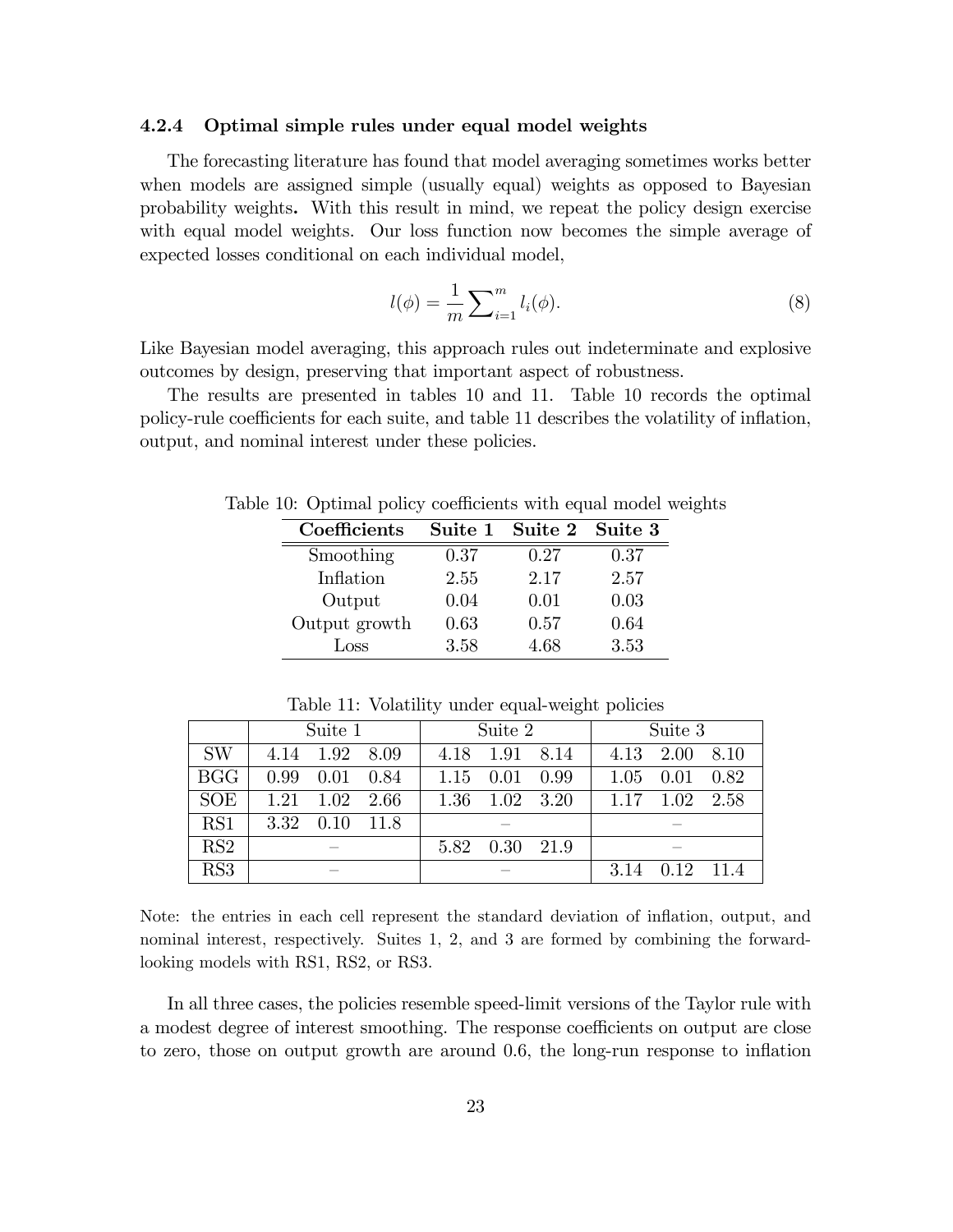#### 4.2.4 Optimal simple rules under equal model weights

The forecasting literature has found that model averaging sometimes works better when models are assigned simple (usually equal) weights as opposed to Bayesian probability weights**.** With this result in mind, we repeat the policy design exercise with equal model weights. Our loss function now becomes the simple average of expected losses conditional on each individual model,

$$l(\phi) = \frac{1}{m} \sum\nolimits_{i=1}^{m} l_i(\phi). \tag{8}$$

Like Bayesian model averaging, this approach rules out indeterminate and explosive outcomes by design, preserving that important aspect of robustness.

The results are presented in tables 10 and 11. Table 10 records the optimal policy-rule coefficients for each suite, and table 11 describes the volatility of inflation, output, and nominal interest under these policies.

Table 10: Optimal policy coefficients with equal model weights

| **Coefficients** | **Suite 1** | **Suite 2** | **Suite 3** |
|---|---|---|---|
| Smoothing | 0.37 | 0.27 | 0.37 |
| Inflation | 2.55 | 2.17 | 2.57 |
| Output | 0.04 | 0.01 | 0.03 |
| Output growth | 0.63 | 0.57 | 0.64 |
| Loss | 3.58 | 4.68 | 3.53 |

Table 11: Volatility under equal-weight policies

| | Suite 1 | | | Suite 2 | | | Suite 3 | | |
|---|---|---|---|---|---|---|---|---|---|
| SW | 4.14 | 1.92 | 8.09 | 4.18 | 1.91 | 8.14 | 4.13 | 2.00 | 8.10 |
| BGG | 0.99 | 0.01 | 0.84 | 1.15 | 0.01 | 0.99 | 1.05 | 0.01 | 0.82 |
| SOE | 1.21 | 1.02 | 2.66 | 1.36 | 1.02 | 3.20 | 1.17 | 1.02 | 2.58 |
| RS1 | 3.32 | 0.10 | 11.8 | | – | | | – | |
| RS2 | | – | | 5.82 | 0.30 | 21.9 | | – | |
| RS3 | | – | | | – | | 3.14 | 0.12 | 11.4 |

Note: the entries in each cell represent the standard deviation of inflation, output, and nominal interest, respectively. Suites 1, 2, and 3 are formed by combining the forward-looking models with RS1, RS2, or RS3.

In all three cases, the policies resemble speed-limit versions of the Taylor rule with a modest degree of interest smoothing. The response coefficients on output are close to zero, those on output growth are around 0.6, the long-run response to inflation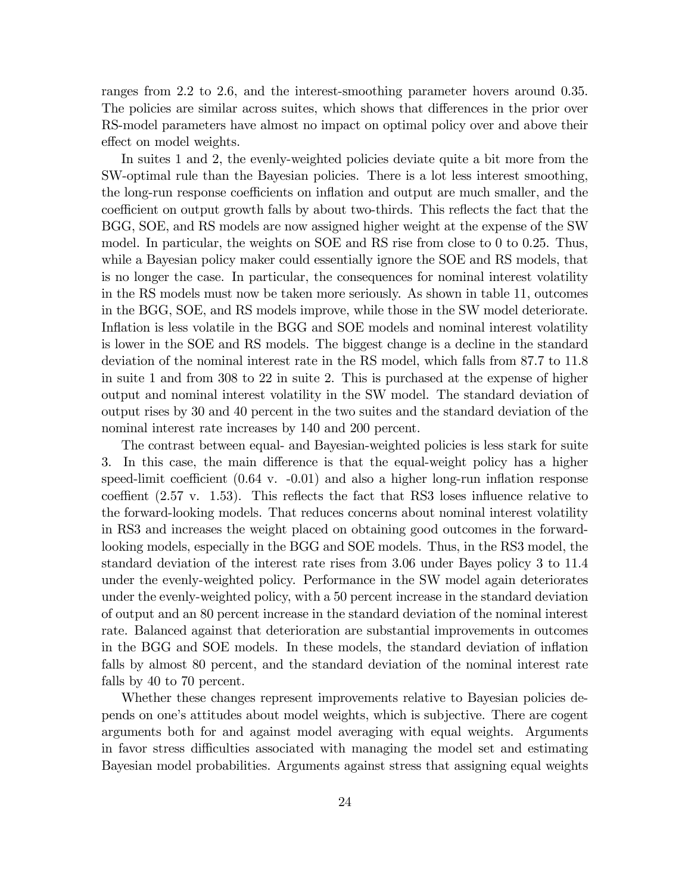ranges from 2.2 to 2.6, and the interest-smoothing parameter hovers around 0.35. The policies are similar across suites, which shows that differences in the prior over RS-model parameters have almost no impact on optimal policy over and above their effect on model weights.

In suites 1 and 2, the evenly-weighted policies deviate quite a bit more from the SW-optimal rule than the Bayesian policies. There is a lot less interest smoothing, the long-run response coefficients on inflation and output are much smaller, and the coefficient on output growth falls by about two-thirds. This reflects the fact that the BGG, SOE, and RS models are now assigned higher weight at the expense of the SW model. In particular, the weights on SOE and RS rise from close to 0 to 0.25. Thus, while a Bayesian policy maker could essentially ignore the SOE and RS models, that is no longer the case. In particular, the consequences for nominal interest volatility in the RS models must now be taken more seriously. As shown in table 11, outcomes in the BGG, SOE, and RS models improve, while those in the SW model deteriorate. Inflation is less volatile in the BGG and SOE models and nominal interest volatility is lower in the SOE and RS models. The biggest change is a decline in the standard deviation of the nominal interest rate in the RS model, which falls from 87.7 to 11.8 in suite 1 and from 308 to 22 in suite 2. This is purchased at the expense of higher output and nominal interest volatility in the SW model. The standard deviation of output rises by 30 and 40 percent in the two suites and the standard deviation of the nominal interest rate increases by 140 and 200 percent.

The contrast between equal- and Bayesian-weighted policies is less stark for suite 3. In this case, the main difference is that the equal-weight policy has a higher speed-limit coefficient (0.64 v. -0.01) and also a higher long-run inflation response coeffient (2.57 v. 1.53). This reflects the fact that RS3 loses influence relative to the forward-looking models. That reduces concerns about nominal interest volatility in RS3 and increases the weight placed on obtaining good outcomes in the forward-looking models, especially in the BGG and SOE models. Thus, in the RS3 model, the standard deviation of the interest rate rises from 3.06 under Bayes policy 3 to 11.4 under the evenly-weighted policy. Performance in the SW model again deteriorates under the evenly-weighted policy, with a 50 percent increase in the standard deviation of output and an 80 percent increase in the standard deviation of the nominal interest rate. Balanced against that deterioration are substantial improvements in outcomes in the BGG and SOE models. In these models, the standard deviation of inflation falls by almost 80 percent, and the standard deviation of the nominal interest rate falls by 40 to 70 percent.

Whether these changes represent improvements relative to Bayesian policies depends on one's attitudes about model weights, which is subjective. There are cogent arguments both for and against model averaging with equal weights. Arguments in favor stress difficulties associated with managing the model set and estimating Bayesian model probabilities. Arguments against stress that assigning equal weights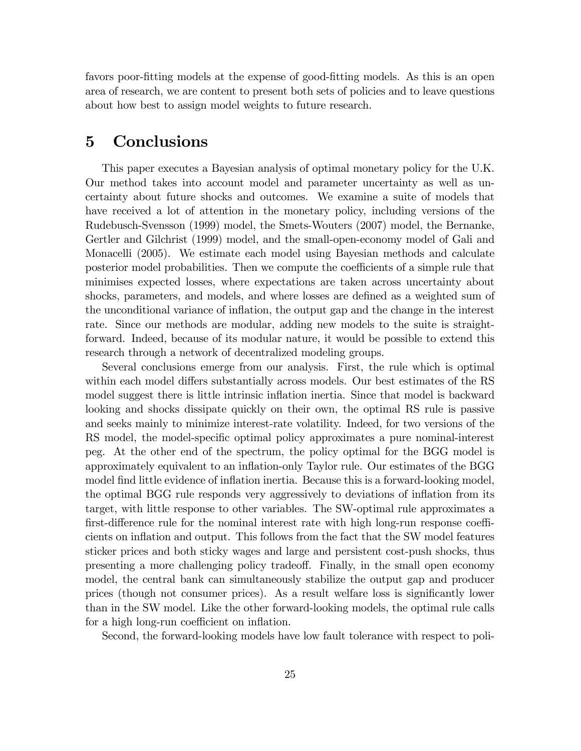favors poor-fitting models at the expense of good-fitting models. As this is an open area of research, we are content to present both sets of policies and to leave questions about how best to assign model weights to future research.

# 5 Conclusions

This paper executes a Bayesian analysis of optimal monetary policy for the U.K. Our method takes into account model and parameter uncertainty as well as uncertainty about future shocks and outcomes. We examine a suite of models that have received a lot of attention in the monetary policy, including versions of the Rudebusch-Svensson (1999) model, the Smets-Wouters (2007) model, the Bernanke, Gertler and Gilchrist (1999) model, and the small-open-economy model of Gali and Monacelli (2005). We estimate each model using Bayesian methods and calculate posterior model probabilities. Then we compute the coefficients of a simple rule that minimises expected losses, where expectations are taken across uncertainty about shocks, parameters, and models, and where losses are defined as a weighted sum of the unconditional variance of inflation, the output gap and the change in the interest rate. Since our methods are modular, adding new models to the suite is straightforward. Indeed, because of its modular nature, it would be possible to extend this research through a network of decentralized modeling groups.

Several conclusions emerge from our analysis. First, the rule which is optimal within each model differs substantially across models. Our best estimates of the RS model suggest there is little intrinsic inflation inertia. Since that model is backward looking and shocks dissipate quickly on their own, the optimal RS rule is passive and seeks mainly to minimize interest-rate volatility. Indeed, for two versions of the RS model, the model-specific optimal policy approximates a pure nominal-interest peg. At the other end of the spectrum, the policy optimal for the BGG model is approximately equivalent to an inflation-only Taylor rule. Our estimates of the BGG model find little evidence of inflation inertia. Because this is a forward-looking model, the optimal BGG rule responds very aggressively to deviations of inflation from its target, with little response to other variables. The SW-optimal rule approximates a first-difference rule for the nominal interest rate with high long-run response coefficients on inflation and output. This follows from the fact that the SW model features sticker prices and both sticky wages and large and persistent cost-push shocks, thus presenting a more challenging policy tradeoff. Finally, in the small open economy model, the central bank can simultaneously stabilize the output gap and producer prices (though not consumer prices). As a result welfare loss is significantly lower than in the SW model. Like the other forward-looking models, the optimal rule calls for a high long-run coefficient on inflation.

Second, the forward-looking models have low fault tolerance with respect to poli-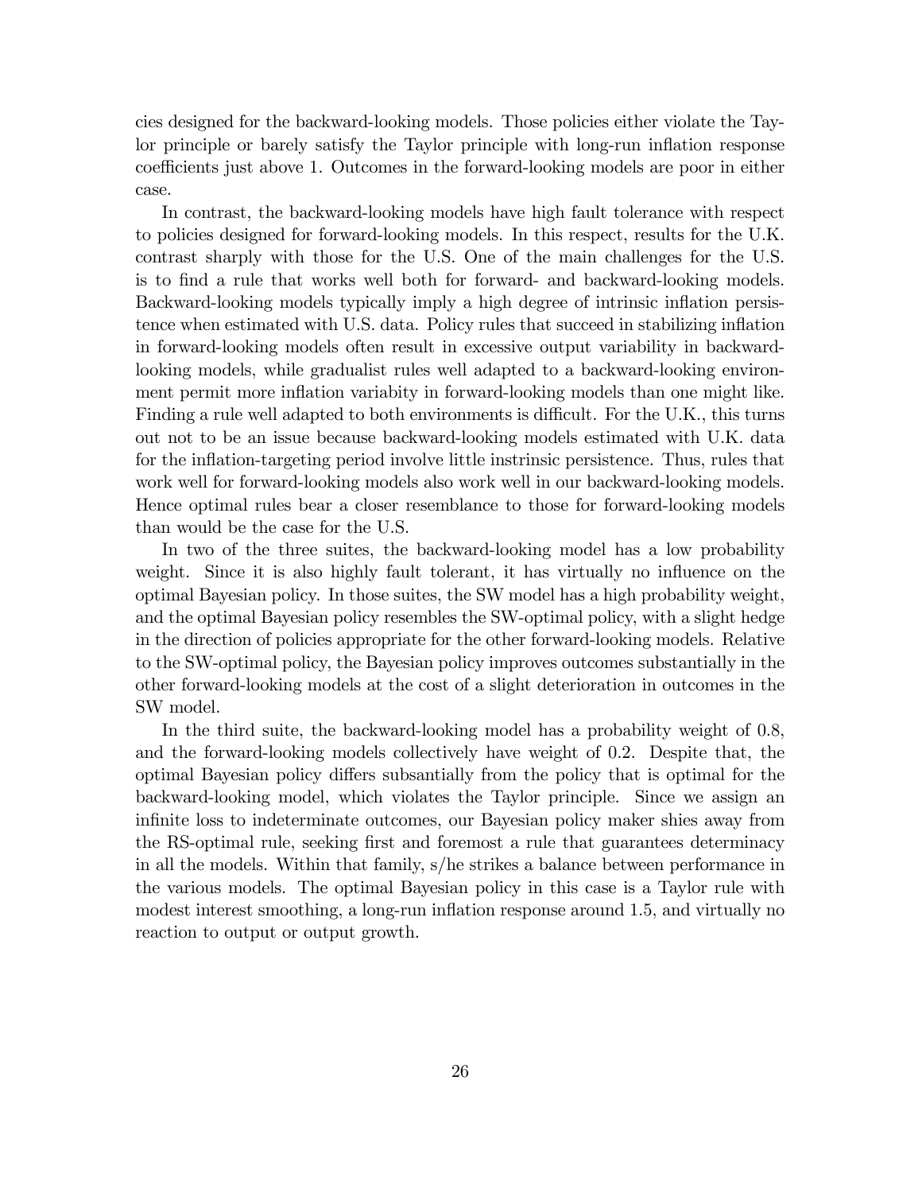cies designed for the backward-looking models. Those policies either violate the Taylor principle or barely satisfy the Taylor principle with long-run inflation response coefficients just above 1. Outcomes in the forward-looking models are poor in either case.

In contrast, the backward-looking models have high fault tolerance with respect to policies designed for forward-looking models. In this respect, results for the U.K. contrast sharply with those for the U.S. One of the main challenges for the U.S. is to find a rule that works well both for forward- and backward-looking models. Backward-looking models typically imply a high degree of intrinsic inflation persistence when estimated with U.S. data. Policy rules that succeed in stabilizing inflation in forward-looking models often result in excessive output variability in backward-looking models, while gradualist rules well adapted to a backward-looking environment permit more inflation variabity in forward-looking models than one might like. Finding a rule well adapted to both environments is difficult. For the U.K., this turns out not to be an issue because backward-looking models estimated with U.K. data for the inflation-targeting period involve little instrinsic persistence. Thus, rules that work well for forward-looking models also work well in our backward-looking models. Hence optimal rules bear a closer resemblance to those for forward-looking models than would be the case for the U.S.

In two of the three suites, the backward-looking model has a low probability weight. Since it is also highly fault tolerant, it has virtually no influence on the optimal Bayesian policy. In those suites, the SW model has a high probability weight, and the optimal Bayesian policy resembles the SW-optimal policy, with a slight hedge in the direction of policies appropriate for the other forward-looking models. Relative to the SW-optimal policy, the Bayesian policy improves outcomes substantially in the other forward-looking models at the cost of a slight deterioration in outcomes in the SW model.

In the third suite, the backward-looking model has a probability weight of 0.8, and the forward-looking models collectively have weight of 0.2. Despite that, the optimal Bayesian policy differs subsantially from the policy that is optimal for the backward-looking model, which violates the Taylor principle. Since we assign an infinite loss to indeterminate outcomes, our Bayesian policy maker shies away from the RS-optimal rule, seeking first and foremost a rule that guarantees determinacy in all the models. Within that family, s/he strikes a balance between performance in the various models. The optimal Bayesian policy in this case is a Taylor rule with modest interest smoothing, a long-run inflation response around 1.5, and virtually no reaction to output or output growth.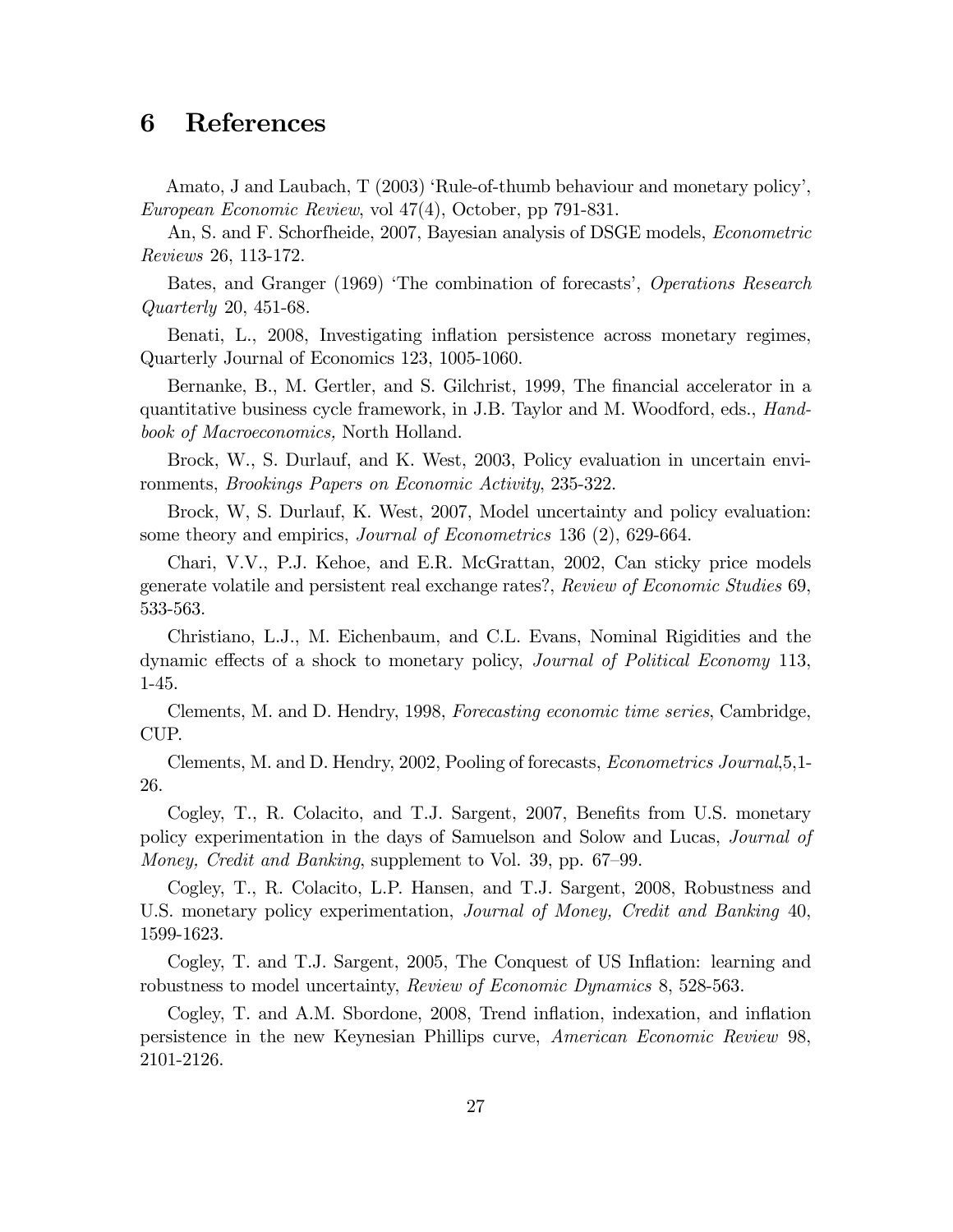# 6 References

Amato, J and Laubach, T (2003) 'Rule-of-thumb behaviour and monetary policy', *European Economic Review*, vol 47(4), October, pp 791-831.

An, S. and F. Schorfheide, 2007, Bayesian analysis of DSGE models, *Econometric Reviews* 26, 113-172.

Bates, and Granger (1969) 'The combination of forecasts', *Operations Research Quarterly* 20, 451-68.

Benati, L., 2008, Investigating inflation persistence across monetary regimes, Quarterly Journal of Economics 123, 1005-1060.

Bernanke, B., M. Gertler, and S. Gilchrist, 1999, The financial accelerator in a quantitative business cycle framework, in J.B. Taylor and M. Woodford, eds., *Handbook of Macroeconomics,* North Holland.

Brock, W., S. Durlauf, and K. West, 2003, Policy evaluation in uncertain environments, *Brookings Papers on Economic Activity*, 235-322.

Brock, W, S. Durlauf, K. West, 2007, Model uncertainty and policy evaluation: some theory and empirics, *Journal of Econometrics* 136 (2), 629-664.

Chari, V.V., P.J. Kehoe, and E.R. McGrattan, 2002, Can sticky price models generate volatile and persistent real exchange rates?, *Review of Economic Studies* 69, 533-563.

Christiano, L.J., M. Eichenbaum, and C.L. Evans, Nominal Rigidities and the dynamic effects of a shock to monetary policy, *Journal of Political Economy* 113, 1-45.

Clements, M. and D. Hendry, 1998, *Forecasting economic time series*, Cambridge, CUP.

Clements, M. and D. Hendry, 2002, Pooling of forecasts, *Econometrics Journal*,5,1-26.

Cogley, T., R. Colacito, and T.J. Sargent, 2007, Benefits from U.S. monetary policy experimentation in the days of Samuelson and Solow and Lucas, *Journal of Money, Credit and Banking*, supplement to Vol. 39, pp. 67–99.

Cogley, T., R. Colacito, L.P. Hansen, and T.J. Sargent, 2008, Robustness and U.S. monetary policy experimentation, *Journal of Money, Credit and Banking* 40, 1599-1623.

Cogley, T. and T.J. Sargent, 2005, The Conquest of US Inflation: learning and robustness to model uncertainty, *Review of Economic Dynamics* 8, 528-563.

Cogley, T. and A.M. Sbordone, 2008, Trend inflation, indexation, and inflation persistence in the new Keynesian Phillips curve, *American Economic Review* 98, 2101-2126.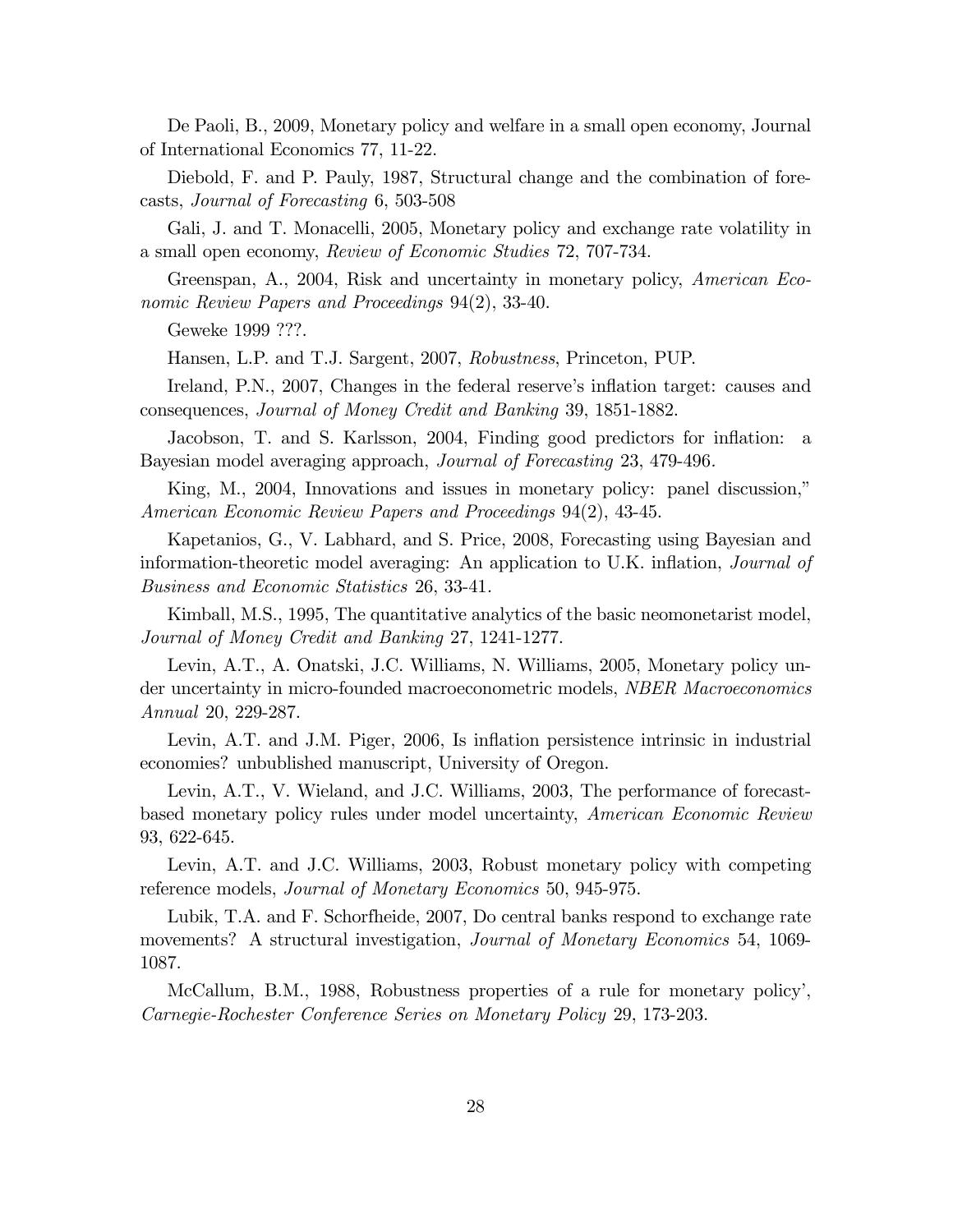De Paoli, B., 2009, Monetary policy and welfare in a small open economy, Journal of International Economics 77, 11-22.

Diebold, F. and P. Pauly, 1987, Structural change and the combination of forecasts, *Journal of Forecasting* 6, 503-508

Gali, J. and T. Monacelli, 2005, Monetary policy and exchange rate volatility in a small open economy, *Review of Economic Studies* 72, 707-734.

Greenspan, A., 2004, Risk and uncertainty in monetary policy, *American Economic Review Papers and Proceedings* 94(2), 33-40.

Geweke 1999 ???.

Hansen, L.P. and T.J. Sargent, 2007, *Robustness*, Princeton, PUP.

Ireland, P.N., 2007, Changes in the federal reserve's inflation target: causes and consequences, *Journal of Money Credit and Banking* 39, 1851-1882.

Jacobson, T. and S. Karlsson, 2004, Finding good predictors for inflation: a Bayesian model averaging approach, *Journal of Forecasting* 23, 479-496.

King, M., 2004, Innovations and issues in monetary policy: panel discussion," *American Economic Review Papers and Proceedings* 94(2), 43-45.

Kapetanios, G., V. Labhard, and S. Price, 2008, Forecasting using Bayesian and information-theoretic model averaging: An application to U.K. inflation, *Journal of Business and Economic Statistics* 26, 33-41.

Kimball, M.S., 1995, The quantitative analytics of the basic neomonetarist model, *Journal of Money Credit and Banking* 27, 1241-1277.

Levin, A.T., A. Onatski, J.C. Williams, N. Williams, 2005, Monetary policy under uncertainty in micro-founded macroeconometric models, *NBER Macroeconomics Annual* 20, 229-287.

Levin, A.T. and J.M. Piger, 2006, Is inflation persistence intrinsic in industrial economies? unbublished manuscript, University of Oregon.

Levin, A.T., V. Wieland, and J.C. Williams, 2003, The performance of forecast-based monetary policy rules under model uncertainty, *American Economic Review* 93, 622-645.

Levin, A.T. and J.C. Williams, 2003, Robust monetary policy with competing reference models, *Journal of Monetary Economics* 50, 945-975.

Lubik, T.A. and F. Schorfheide, 2007, Do central banks respond to exchange rate movements? A structural investigation, *Journal of Monetary Economics* 54, 1069-1087.

McCallum, B.M., 1988, Robustness properties of a rule for monetary policy', *Carnegie-Rochester Conference Series on Monetary Policy* 29, 173-203.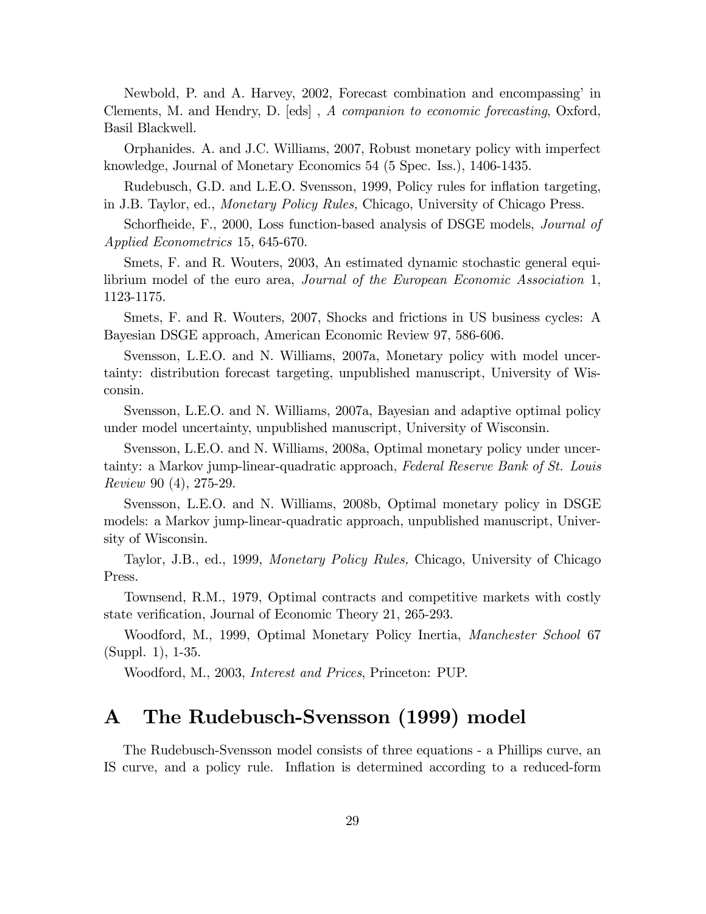Newbold, P. and A. Harvey, 2002, Forecast combination and encompassing' in Clements, M. and Hendry, D. [eds] , *A companion to economic forecasting*, Oxford, Basil Blackwell.

Orphanides. A. and J.C. Williams, 2007, Robust monetary policy with imperfect knowledge, Journal of Monetary Economics 54 (5 Spec. Iss.), 1406-1435.

Rudebusch, G.D. and L.E.O. Svensson, 1999, Policy rules for inflation targeting, in J.B. Taylor, ed., *Monetary Policy Rules,* Chicago, University of Chicago Press.

Schorfheide, F., 2000, Loss function-based analysis of DSGE models, *Journal of Applied Econometrics* 15, 645-670.

Smets, F. and R. Wouters, 2003, An estimated dynamic stochastic general equilibrium model of the euro area, *Journal of the European Economic Association* 1, 1123-1175.

Smets, F. and R. Wouters, 2007, Shocks and frictions in US business cycles: A Bayesian DSGE approach, American Economic Review 97, 586-606.

Svensson, L.E.O. and N. Williams, 2007a, Monetary policy with model uncertainty: distribution forecast targeting, unpublished manuscript, University of Wisconsin.

Svensson, L.E.O. and N. Williams, 2007a, Bayesian and adaptive optimal policy under model uncertainty, unpublished manuscript, University of Wisconsin.

Svensson, L.E.O. and N. Williams, 2008a, Optimal monetary policy under uncertainty: a Markov jump-linear-quadratic approach, *Federal Reserve Bank of St. Louis Review* 90 (4), 275-29.

Svensson, L.E.O. and N. Williams, 2008b, Optimal monetary policy in DSGE models: a Markov jump-linear-quadratic approach, unpublished manuscript, University of Wisconsin.

Taylor, J.B., ed., 1999, *Monetary Policy Rules,* Chicago, University of Chicago Press.

Townsend, R.M., 1979, Optimal contracts and competitive markets with costly state verification, Journal of Economic Theory 21, 265-293.

Woodford, M., 1999, Optimal Monetary Policy Inertia, *Manchester School* 67 (Suppl. 1), 1-35.

Woodford, M., 2003, *Interest and Prices*, Princeton: PUP.

# A The Rudebusch-Svensson (1999) model

The Rudebusch-Svensson model consists of three equations - a Phillips curve, an IS curve, and a policy rule. Inflation is determined according to a reduced-form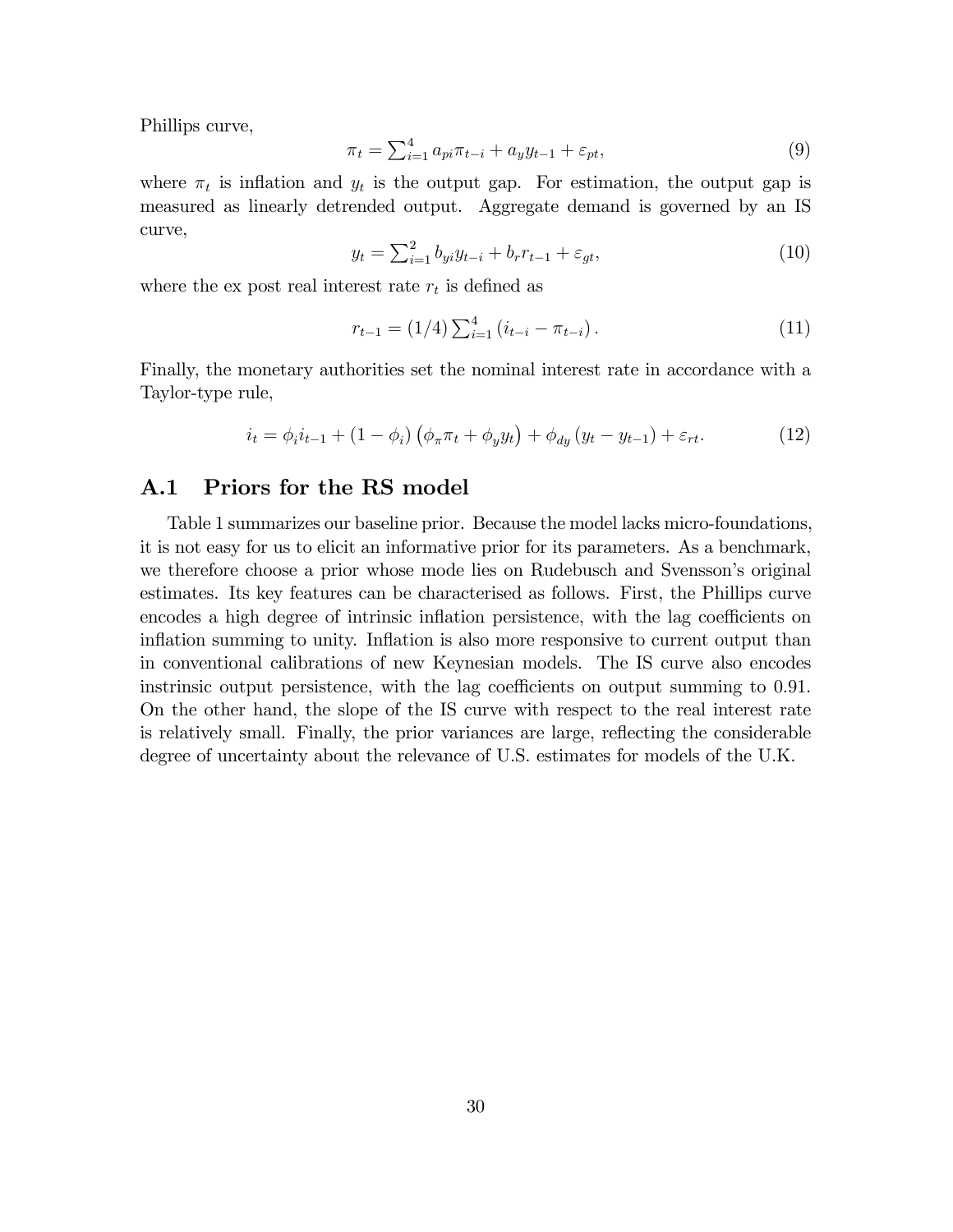Phillips curve,

$$\pi_t = \sum_{i=1}^{4} a_{pi}\pi_{t-i} + a_y y_{t-1} + \varepsilon_{pt}, \tag{9}$$

where $\pi_t$ is inflation and $y_t$ is the output gap. For estimation, the output gap is measured as linearly detrended output. Aggregate demand is governed by an IS curve,

$$y_t = \sum_{i=1}^{2} b_{yi} y_{t-i} + b_r r_{t-1} + \varepsilon_{gt}, \tag{10}$$

where the ex post real interest rate $r_t$ is defined as

$$r_{t-1} = (1/4) \sum_{i=1}^{4} (i_{t-i} - \pi_{t-i}). \tag{11}$$

Finally, the monetary authorities set the nominal interest rate in accordance with a Taylor-type rule,

$$i_t = \phi_i i_{t-1} + (1 - \phi_i)\left(\phi_\pi \pi_t + \phi_y y_t\right) + \phi_{dy}(y_t - y_{t-1}) + \varepsilon_{rt}. \tag{12}$$

## A.1 Priors for the RS model

Table 1 summarizes our baseline prior. Because the model lacks micro-foundations, it is not easy for us to elicit an informative prior for its parameters. As a benchmark, we therefore choose a prior whose mode lies on Rudebusch and Svensson's original estimates. Its key features can be characterised as follows. First, the Phillips curve encodes a high degree of intrinsic inflation persistence, with the lag coefficients on inflation summing to unity. Inflation is also more responsive to current output than in conventional calibrations of new Keynesian models. The IS curve also encodes instrinsic output persistence, with the lag coefficients on output summing to 0.91. On the other hand, the slope of the IS curve with respect to the real interest rate is relatively small. Finally, the prior variances are large, reflecting the considerable degree of uncertainty about the relevance of U.S. estimates for models of the U.K.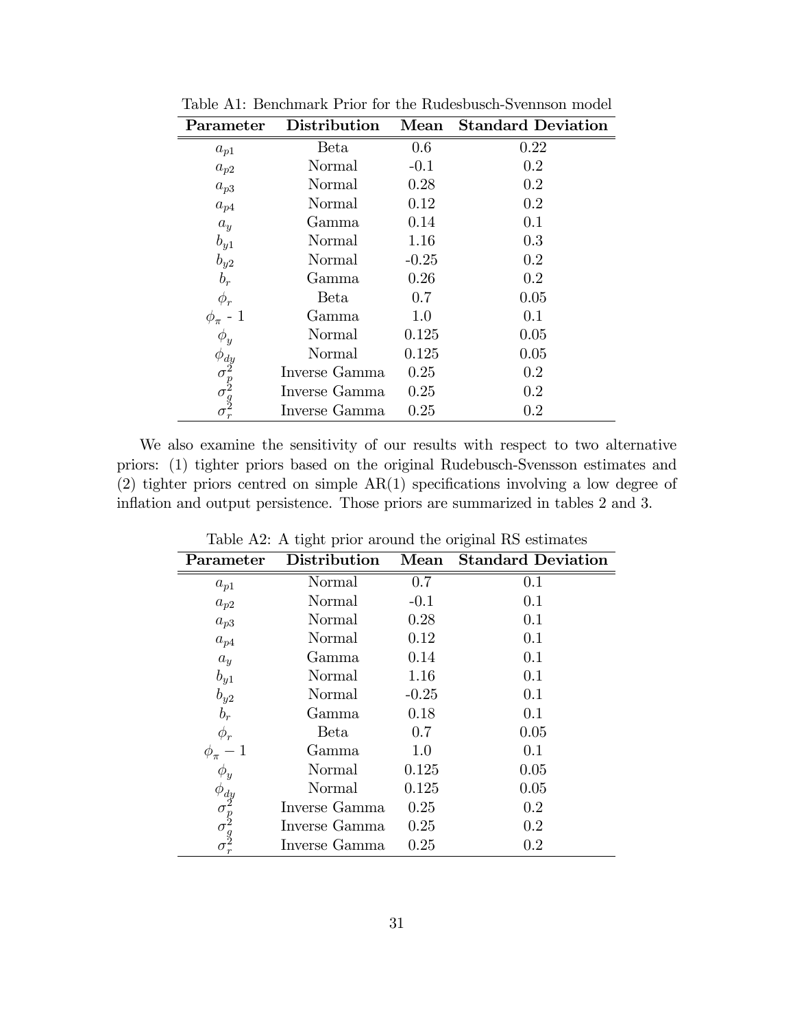Table A1: Benchmark Prior for the Rudesbusch-Svennson model

| Parameter | Distribution | Mean | Standard Deviation |
|---|---|---|---|
| $a_{p1}$ | Beta | 0.6 | 0.22 |
| $a_{p2}$ | Normal | -0.1 | 0.2 |
| $a_{p3}$ | Normal | 0.28 | 0.2 |
| $a_{p4}$ | Normal | 0.12 | 0.2 |
| $a_y$ | Gamma | 0.14 | 0.1 |
| $b_{y1}$ | Normal | 1.16 | 0.3 |
| $b_{y2}$ | Normal | -0.25 | 0.2 |
| $b_r$ | Gamma | 0.26 | 0.2 |
| $\phi_r$ | Beta | 0.7 | 0.05 |
| $\phi_\pi$ - 1 | Gamma | 1.0 | 0.1 |
| $\phi_y$ | Normal | 0.125 | 0.05 |
| $\phi_{dy}$ | Normal | 0.125 | 0.05 |
| $\sigma_p^2$ | Inverse Gamma | 0.25 | 0.2 |
| $\sigma_g^2$ | Inverse Gamma | 0.25 | 0.2 |
| $\sigma_r^2$ | Inverse Gamma | 0.25 | 0.2 |

We also examine the sensitivity of our results with respect to two alternative priors: (1) tighter priors based on the original Rudebusch-Svensson estimates and (2) tighter priors centred on simple AR(1) specifications involving a low degree of inflation and output persistence. Those priors are summarized in tables 2 and 3.

Table A2: A tight prior around the original RS estimates

| Parameter | Distribution | Mean | Standard Deviation |
|---|---|---|---|
| $a_{p1}$ | Normal | 0.7 | 0.1 |
| $a_{p2}$ | Normal | -0.1 | 0.1 |
| $a_{p3}$ | Normal | 0.28 | 0.1 |
| $a_{p4}$ | Normal | 0.12 | 0.1 |
| $a_y$ | Gamma | 0.14 | 0.1 |
| $b_{y1}$ | Normal | 1.16 | 0.1 |
| $b_{y2}$ | Normal | -0.25 | 0.1 |
| $b_r$ | Gamma | 0.18 | 0.1 |
| $\phi_r$ | Beta | 0.7 | 0.05 |
| $\phi_\pi - 1$ | Gamma | 1.0 | 0.1 |
| $\phi_y$ | Normal | 0.125 | 0.05 |
| $\phi_{dy}$ | Normal | 0.125 | 0.05 |
| $\sigma_p^2$ | Inverse Gamma | 0.25 | 0.2 |
| $\sigma_g^2$ | Inverse Gamma | 0.25 | 0.2 |
| $\sigma_r^2$ | Inverse Gamma | 0.25 | 0.2 |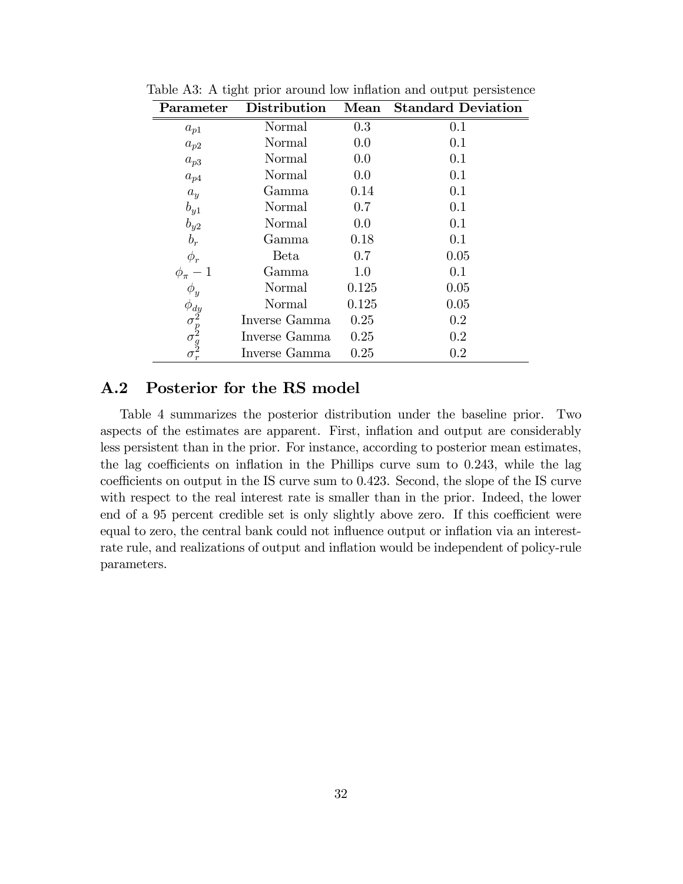Table A3: A tight prior around low inflation and output persistence

| Parameter | Distribution | Mean | Standard Deviation |
|---|---|---|---|
| $a_{p1}$ | Normal | 0.3 | 0.1 |
| $a_{p2}$ | Normal | 0.0 | 0.1 |
| $a_{p3}$ | Normal | 0.0 | 0.1 |
| $a_{p4}$ | Normal | 0.0 | 0.1 |
| $a_y$ | Gamma | 0.14 | 0.1 |
| $b_{y1}$ | Normal | 0.7 | 0.1 |
| $b_{y2}$ | Normal | 0.0 | 0.1 |
| $b_r$ | Gamma | 0.18 | 0.1 |
| $\phi_r$ | Beta | 0.7 | 0.05 |
| $\phi_\pi - 1$ | Gamma | 1.0 | 0.1 |
| $\phi_y$ | Normal | 0.125 | 0.05 |
| $\phi_{dy}$ | Normal | 0.125 | 0.05 |
| $\sigma_p^2$ | Inverse Gamma | 0.25 | 0.2 |
| $\sigma_g^2$ | Inverse Gamma | 0.25 | 0.2 |
| $\sigma_r^2$ | Inverse Gamma | 0.25 | 0.2 |

## A.2 Posterior for the RS model

Table 4 summarizes the posterior distribution under the baseline prior. Two aspects of the estimates are apparent. First, inflation and output are considerably less persistent than in the prior. For instance, according to posterior mean estimates, the lag coefficients on inflation in the Phillips curve sum to 0.243, while the lag coefficients on output in the IS curve sum to 0.423. Second, the slope of the IS curve with respect to the real interest rate is smaller than in the prior. Indeed, the lower end of a 95 percent credible set is only slightly above zero. If this coefficient were equal to zero, the central bank could not influence output or inflation via an interest-rate rule, and realizations of output and inflation would be independent of policy-rule parameters.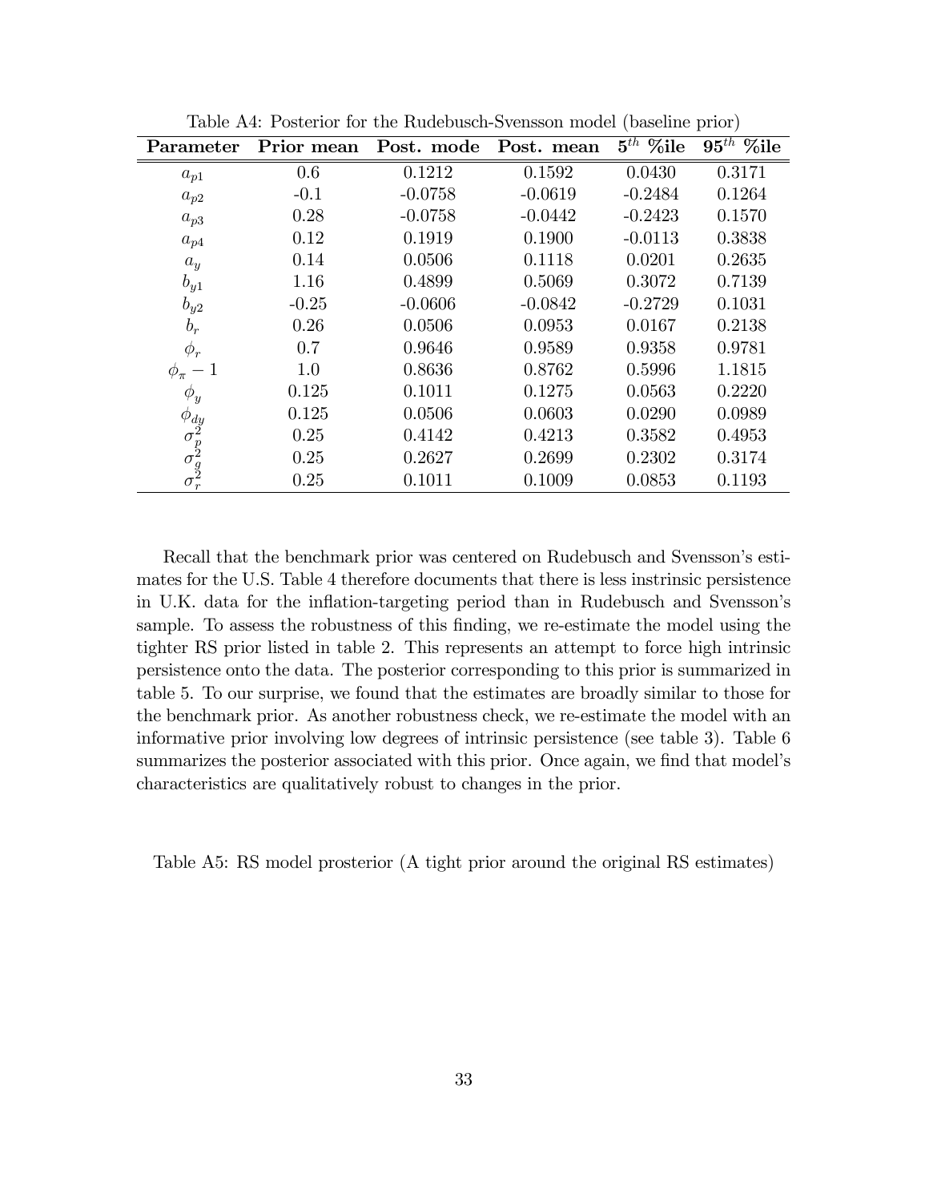Table A4: Posterior for the Rudebusch-Svensson model (baseline prior)

| Parameter | Prior mean | Post. mode | Post. mean | $5^{th}$ %ile | $95^{th}$ %ile |
|---|---|---|---|---|---|
| $a_{p1}$ | 0.6 | 0.1212 | 0.1592 | 0.0430 | 0.3171 |
| $a_{p2}$ | -0.1 | -0.0758 | -0.0619 | -0.2484 | 0.1264 |
| $a_{p3}$ | 0.28 | -0.0758 | -0.0442 | -0.2423 | 0.1570 |
| $a_{p4}$ | 0.12 | 0.1919 | 0.1900 | -0.0113 | 0.3838 |
| $a_y$ | 0.14 | 0.0506 | 0.1118 | 0.0201 | 0.2635 |
| $b_{y1}$ | 1.16 | 0.4899 | 0.5069 | 0.3072 | 0.7139 |
| $b_{y2}$ | -0.25 | -0.0606 | -0.0842 | -0.2729 | 0.1031 |
| $b_r$ | 0.26 | 0.0506 | 0.0953 | 0.0167 | 0.2138 |
| $\phi_r$ | 0.7 | 0.9646 | 0.9589 | 0.9358 | 0.9781 |
| $\phi_\pi - 1$ | 1.0 | 0.8636 | 0.8762 | 0.5996 | 1.1815 |
| $\phi_y$ | 0.125 | 0.1011 | 0.1275 | 0.0563 | 0.2220 |
| $\phi_{dy}$ | 0.125 | 0.0506 | 0.0603 | 0.0290 | 0.0989 |
| $\sigma_p^2$ | 0.25 | 0.4142 | 0.4213 | 0.3582 | 0.4953 |
| $\sigma_g^2$ | 0.25 | 0.2627 | 0.2699 | 0.2302 | 0.3174 |
| $\sigma_r^2$ | 0.25 | 0.1011 | 0.1009 | 0.0853 | 0.1193 |

Recall that the benchmark prior was centered on Rudebusch and Svensson's estimates for the U.S. Table 4 therefore documents that there is less instrinsic persistence in U.K. data for the inflation-targeting period than in Rudebusch and Svensson's sample. To assess the robustness of this finding, we re-estimate the model using the tighter RS prior listed in table 2. This represents an attempt to force high intrinsic persistence onto the data. The posterior corresponding to this prior is summarized in table 5. To our surprise, we found that the estimates are broadly similar to those for the benchmark prior. As another robustness check, we re-estimate the model with an informative prior involving low degrees of intrinsic persistence (see table 3). Table 6 summarizes the posterior associated with this prior. Once again, we find that model's characteristics are qualitatively robust to changes in the prior.

Table A5: RS model prosterior (A tight prior around the original RS estimates)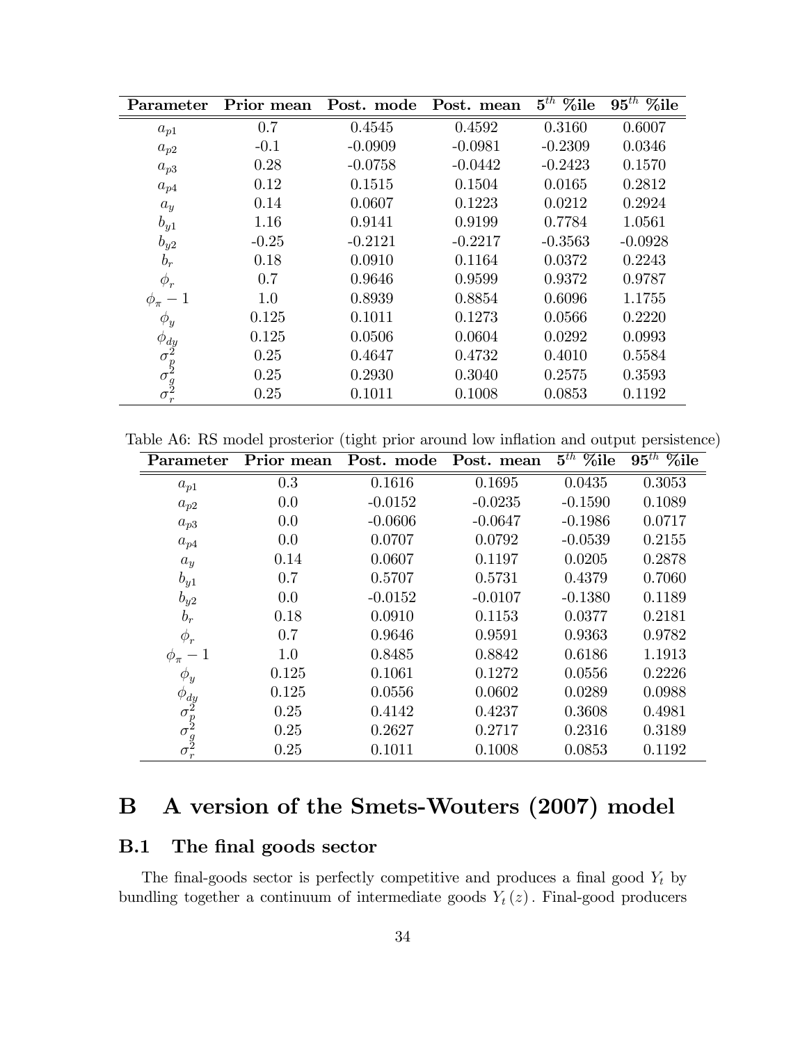| Parameter | Prior mean | Post. mode | Post. mean | $5^{th}$ %ile | $95^{th}$ %ile |
|---|---|---|---|---|---|
| $a_{p1}$ | 0.7 | 0.4545 | 0.4592 | 0.3160 | 0.6007 |
| $a_{p2}$ | -0.1 | -0.0909 | -0.0981 | -0.2309 | 0.0346 |
| $a_{p3}$ | 0.28 | -0.0758 | -0.0442 | -0.2423 | 0.1570 |
| $a_{p4}$ | 0.12 | 0.1515 | 0.1504 | 0.0165 | 0.2812 |
| $a_y$ | 0.14 | 0.0607 | 0.1223 | 0.0212 | 0.2924 |
| $b_{y1}$ | 1.16 | 0.9141 | 0.9199 | 0.7784 | 1.0561 |
| $b_{y2}$ | -0.25 | -0.2121 | -0.2217 | -0.3563 | -0.0928 |
| $b_r$ | 0.18 | 0.0910 | 0.1164 | 0.0372 | 0.2243 |
| $\phi_r$ | 0.7 | 0.9646 | 0.9599 | 0.9372 | 0.9787 |
| $\phi_\pi - 1$ | 1.0 | 0.8939 | 0.8854 | 0.6096 | 1.1755 |
| $\phi_y$ | 0.125 | 0.1011 | 0.1273 | 0.0566 | 0.2220 |
| $\phi_{dy}$ | 0.125 | 0.0506 | 0.0604 | 0.0292 | 0.0993 |
| $\sigma_p^2$ | 0.25 | 0.4647 | 0.4732 | 0.4010 | 0.5584 |
| $\sigma_g^2$ | 0.25 | 0.2930 | 0.3040 | 0.2575 | 0.3593 |
| $\sigma_r^2$ | 0.25 | 0.1011 | 0.1008 | 0.0853 | 0.1192 |

Table A6: RS model prosterior (tight prior around low inflation and output persistence)

| Parameter | Prior mean | Post. mode | Post. mean | $5^{th}$ %ile | $95^{th}$ %ile |
|---|---|---|---|---|---|
| $a_{p1}$ | 0.3 | 0.1616 | 0.1695 | 0.0435 | 0.3053 |
| $a_{p2}$ | 0.0 | -0.0152 | -0.0235 | -0.1590 | 0.1089 |
| $a_{p3}$ | 0.0 | -0.0606 | -0.0647 | -0.1986 | 0.0717 |
| $a_{p4}$ | 0.0 | 0.0707 | 0.0792 | -0.0539 | 0.2155 |
| $a_y$ | 0.14 | 0.0607 | 0.1197 | 0.0205 | 0.2878 |
| $b_{y1}$ | 0.7 | 0.5707 | 0.5731 | 0.4379 | 0.7060 |
| $b_{y2}$ | 0.0 | -0.0152 | -0.0107 | -0.1380 | 0.1189 |
| $b_r$ | 0.18 | 0.0910 | 0.1153 | 0.0377 | 0.2181 |
| $\phi_r$ | 0.7 | 0.9646 | 0.9591 | 0.9363 | 0.9782 |
| $\phi_\pi - 1$ | 1.0 | 0.8485 | 0.8842 | 0.6186 | 1.1913 |
| $\phi_y$ | 0.125 | 0.1061 | 0.1272 | 0.0556 | 0.2226 |
| $\phi_{dy}$ | 0.125 | 0.0556 | 0.0602 | 0.0289 | 0.0988 |
| $\sigma_p^2$ | 0.25 | 0.4142 | 0.4237 | 0.3608 | 0.4981 |
| $\sigma_g^2$ | 0.25 | 0.2627 | 0.2717 | 0.2316 | 0.3189 |
| $\sigma_r^2$ | 0.25 | 0.1011 | 0.1008 | 0.0853 | 0.1192 |

# B A version of the Smets-Wouters (2007) model

## B.1 The final goods sector

The final-goods sector is perfectly competitive and produces a final good $Y_t$ by bundling together a continuum of intermediate goods $Y_t(z)$. Final-good producers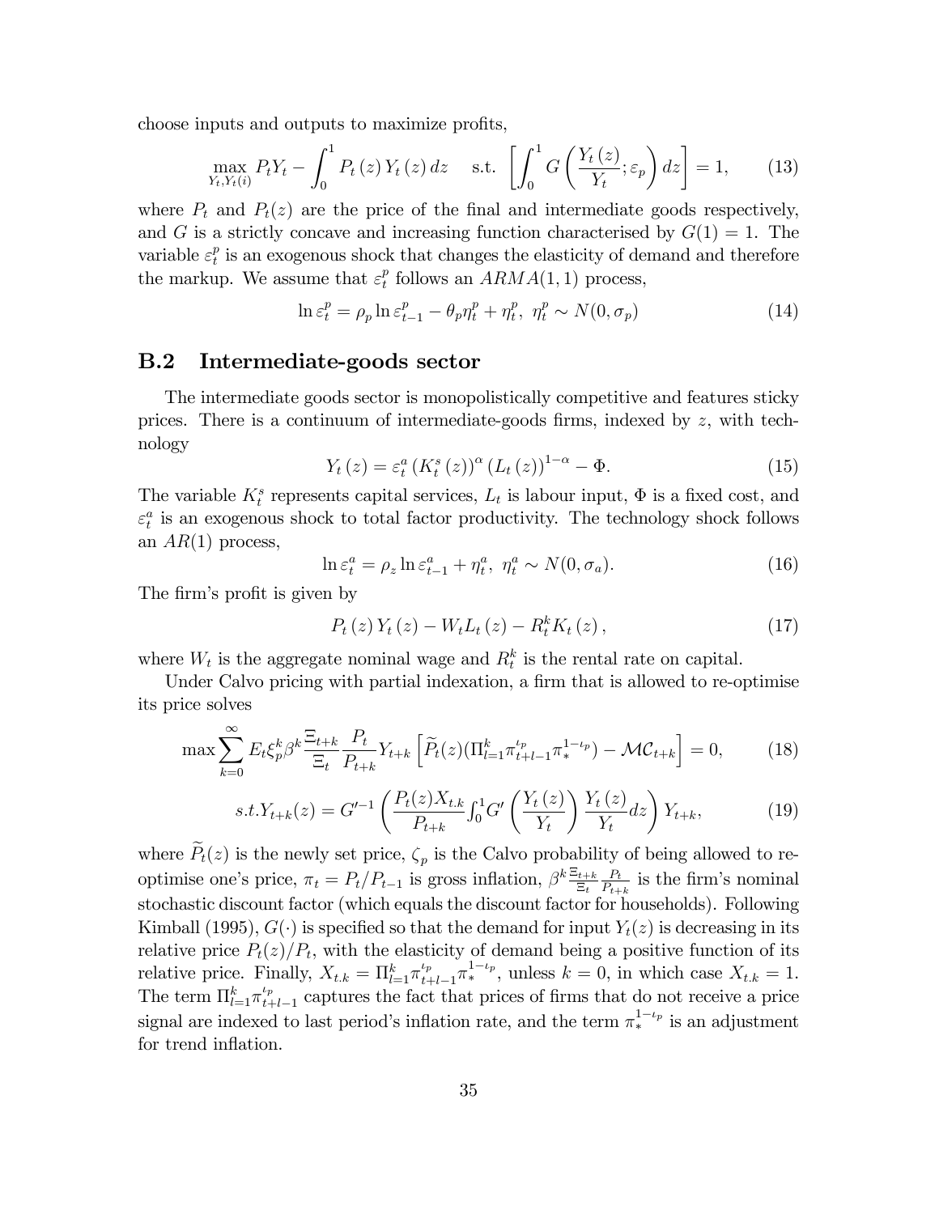choose inputs and outputs to maximize profits,

$$\max_{Y_t, Y_t(i)} P_t Y_t - \int_0^1 P_t(z) Y_t(z)\, dz \quad \text{s.t.} \quad \left[ \int_0^1 G\left( \frac{Y_t(z)}{Y_t}; \varepsilon_p \right) dz \right] = 1, \tag{13}$$

where $P_t$ and $P_t(z)$ are the price of the final and intermediate goods respectively, and $G$ is a strictly concave and increasing function characterised by $G(1) = 1$. The variable $\varepsilon_t^p$ is an exogenous shock that changes the elasticity of demand and therefore the markup. We assume that $\varepsilon_t^p$ follows an $ARMA(1,1)$ process,

$$\ln \varepsilon_t^p = \rho_p \ln \varepsilon_{t-1}^p - \theta_p \eta_t^p + \eta_t^p,\ \eta_t^p \sim N(0, \sigma_p) \tag{14}$$

## B.2 Intermediate-goods sector

The intermediate goods sector is monopolistically competitive and features sticky prices. There is a continuum of intermediate-goods firms, indexed by $z$, with technology

$$Y_t(z) = \varepsilon_t^a \left(K_t^s(z)\right)^{\alpha} \left(L_t(z)\right)^{1-\alpha} - \Phi. \tag{15}$$

The variable $K_t^s$ represents capital services, $L_t$ is labour input, $\Phi$ is a fixed cost, and $\varepsilon_t^a$ is an exogenous shock to total factor productivity. The technology shock follows an $AR(1)$ process,

$$\ln \varepsilon_t^a = \rho_z \ln \varepsilon_{t-1}^a + \eta_t^a,\ \eta_t^a \sim N(0, \sigma_a). \tag{16}$$

The firm's profit is given by

$$P_t(z) Y_t(z) - W_t L_t(z) - R_t^k K_t(z), \tag{17}$$

where $W_t$ is the aggregate nominal wage and $R_t^k$ is the rental rate on capital.

Under Calvo pricing with partial indexation, a firm that is allowed to re-optimise its price solves

$$\max \sum_{k=0}^{\infty} E_t \xi_p^k \beta^k \frac{\Xi_{t+k}}{\Xi_t} \frac{P_t}{P_{t+k}} Y_{t+k} \left[ \widetilde{P}_t(z) (\Pi_{l=1}^k \pi_{t+l-1}^{\iota_p} \pi_*^{1-\iota_p}) - \mathcal{MC}_{t+k} \right] = 0, \tag{18}$$

$$s.t. Y_{t+k}(z) = G'^{-1} \left( \frac{P_t(z) X_{t.k}}{P_{t+k}} \int_0^1 G'\left( \frac{Y_t(z)}{Y_t} \right) \frac{Y_t(z)}{Y_t} dz \right) Y_{t+k}, \tag{19}$$

where $\widetilde{P}_t(z)$ is the newly set price, $\zeta_p$ is the Calvo probability of being allowed to re-optimise one's price, $\pi_t = P_t / P_{t-1}$ is gross inflation, $\beta^k \frac{\Xi_{t+k}}{\Xi_t} \frac{P_t}{P_{t+k}}$ is the firm's nominal stochastic discount factor (which equals the discount factor for households). Following Kimball (1995), $G(\cdot)$ is specified so that the demand for input $Y_t(z)$ is decreasing in its relative price $P_t(z)/P_t$, with the elasticity of demand being a positive function of its relative price. Finally, $X_{t.k} = \Pi_{l=1}^k \pi_{t+l-1}^{\iota_p} \pi_*^{1-\iota_p}$, unless $k = 0$, in which case $X_{t.k} = 1$. The term $\Pi_{l=1}^k \pi_{t+l-1}^{\iota_p}$ captures the fact that prices of firms that do not receive a price signal are indexed to last period's inflation rate, and the term $\pi_*^{1-\iota_p}$ is an adjustment for trend inflation.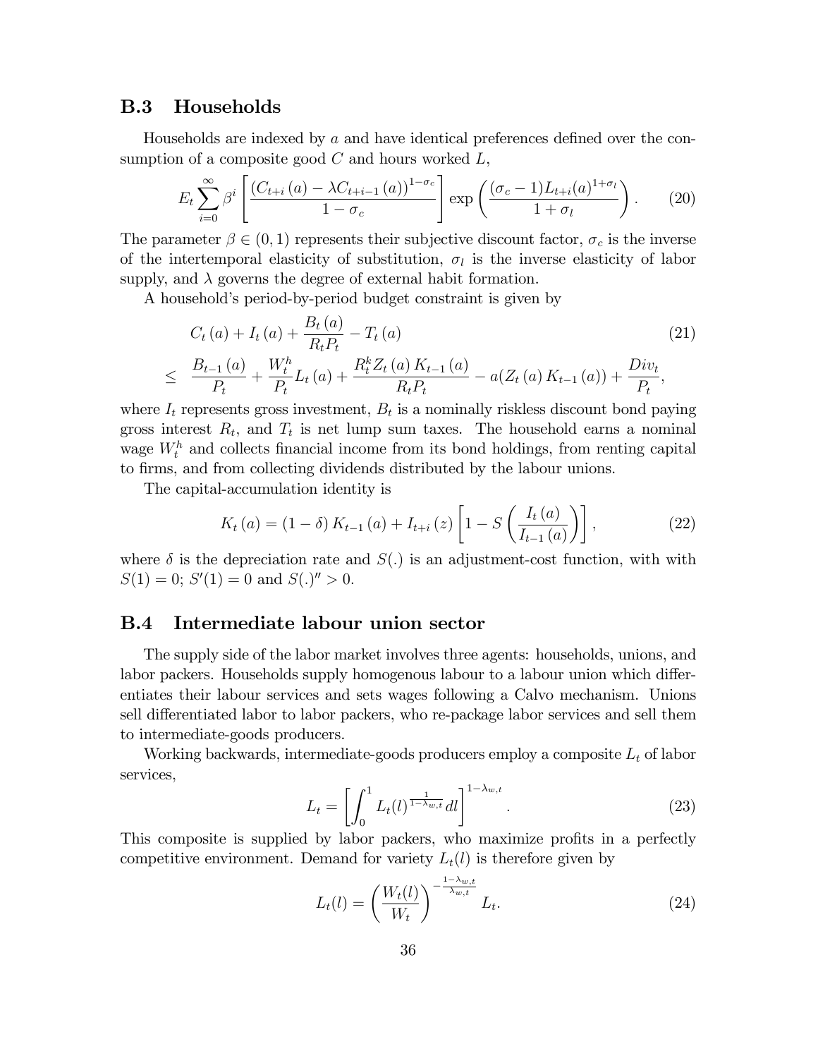### B.3 Households

Households are indexed by $a$ and have identical preferences defined over the consumption of a composite good $C$ and hours worked $L$,

$$E_t \sum_{i=0}^{\infty} \beta^i \left[ \frac{(C_{t+i}(a) - \lambda C_{t+i-1}(a))^{1-\sigma_c}}{1-\sigma_c} \right] \exp\left( \frac{(\sigma_c - 1) L_{t+i}(a)^{1+\sigma_l}}{1+\sigma_l} \right). \tag{20}$$

The parameter $\beta \in (0,1)$ represents their subjective discount factor, $\sigma_c$ is the inverse of the intertemporal elasticity of substitution, $\sigma_l$ is the inverse elasticity of labor supply, and $\lambda$ governs the degree of external habit formation.

A household's period-by-period budget constraint is given by

$$\begin{aligned} & C_t(a) + I_t(a) + \frac{B_t(a)}{R_t P_t} - T_t(a) \\ \leq \; & \frac{B_{t-1}(a)}{P_t} + \frac{W_t^h}{P_t} L_t(a) + \frac{R_t^k Z_t(a) K_{t-1}(a)}{R_t P_t} - a(Z_t(a) K_{t-1}(a)) + \frac{Div_t}{P_t}, \end{aligned} \tag{21}$$

where $I_t$ represents gross investment, $B_t$ is a nominally riskless discount bond paying gross interest $R_t$, and $T_t$ is net lump sum taxes. The household earns a nominal wage $W_t^h$ and collects financial income from its bond holdings, from renting capital to firms, and from collecting dividends distributed by the labour unions.

The capital-accumulation identity is

$$K_t(a) = (1-\delta) K_{t-1}(a) + I_{t+i}(z) \left[ 1 - S\left( \frac{I_t(a)}{I_{t-1}(a)} \right) \right], \tag{22}$$

where $\delta$ is the depreciation rate and $S(.)$ is an adjustment-cost function, with with $S(1) = 0$; $S'(1) = 0$ and $S(.)'' > 0$.

### B.4 Intermediate labour union sector

The supply side of the labor market involves three agents: households, unions, and labor packers. Households supply homogenous labour to a labour union which differentiates their labour services and sets wages following a Calvo mechanism. Unions sell differentiated labor to labor packers, who re-package labor services and sell them to intermediate-goods producers.

Working backwards, intermediate-goods producers employ a composite $L_t$ of labor services,

$$L_t = \left[ \int_0^1 L_t(l)^{\frac{1}{1-\lambda_{w,t}}} dl \right]^{1-\lambda_{w,t}}. \tag{23}$$

This composite is supplied by labor packers, who maximize profits in a perfectly competitive environment. Demand for variety $L_t(l)$ is therefore given by

$$L_t(l) = \left( \frac{W_t(l)}{W_t} \right)^{-\frac{1-\lambda_{w,t}}{\lambda_{w,t}}} L_t. \tag{24}$$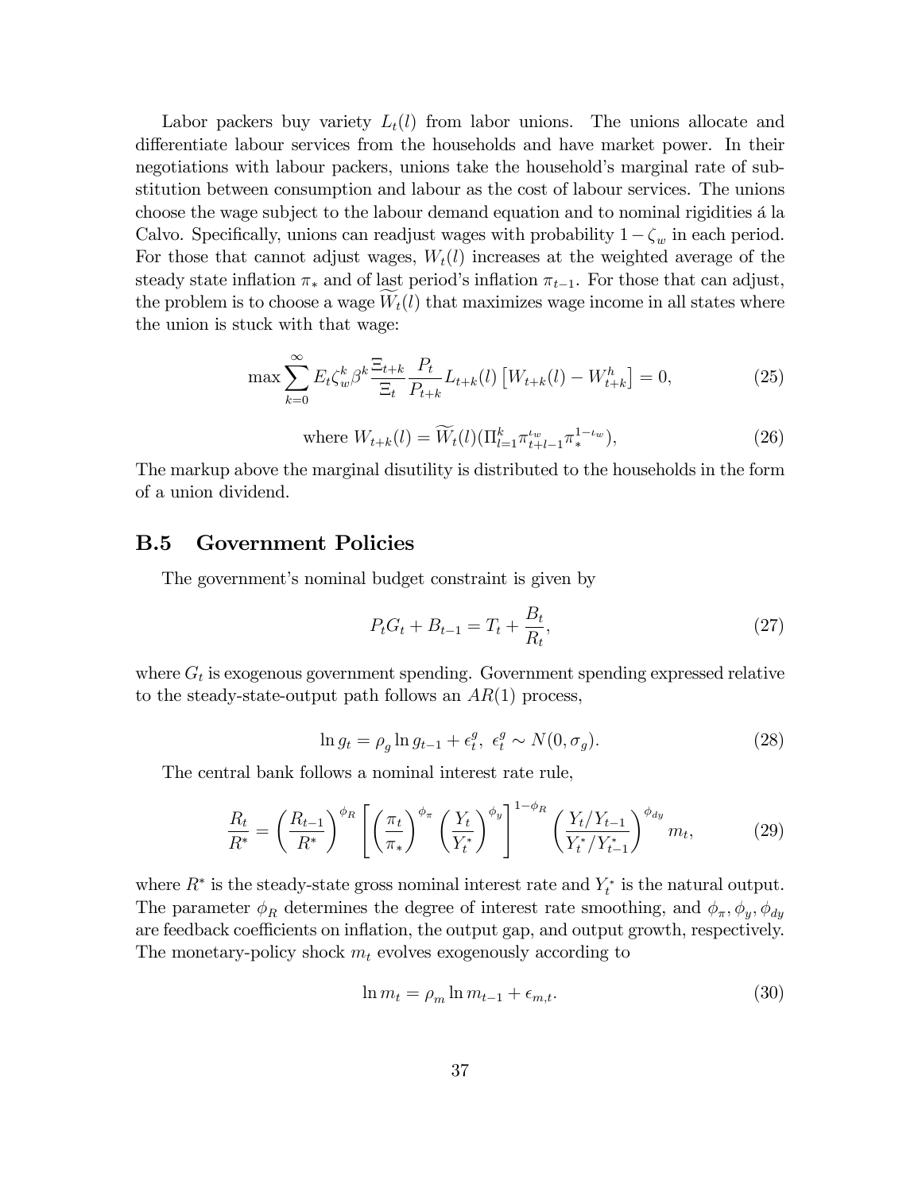Labor packers buy variety $L_t(l)$ from labor unions. The unions allocate and differentiate labour services from the households and have market power. In their negotiations with labour packers, unions take the household's marginal rate of substitution between consumption and labour as the cost of labour services. The unions choose the wage subject to the labour demand equation and to nominal rigidities á la Calvo. Specifically, unions can readjust wages with probability $1 - \zeta_w$ in each period. For those that cannot adjust wages, $W_t(l)$ increases at the weighted average of the steady state inflation $\pi_*$ and of last period's inflation $\pi_{t-1}$. For those that can adjust, the problem is to choose a wage $\widetilde{W}_t(l)$ that maximizes wage income in all states where the union is stuck with that wage:

$$\max \sum_{k=0}^{\infty} E_t \zeta_w^k \beta^k \frac{\Xi_{t+k}}{\Xi_t} \frac{P_t}{P_{t+k}} L_{t+k}(l) \left[ W_{t+k}(l) - W_{t+k}^h \right] = 0, \tag{25}$$

$$\text{where } W_{t+k}(l) = \widetilde{W}_t(l) (\Pi_{l=1}^k \pi_{t+l-1}^{\iota_w} \pi_*^{1-\iota_w}), \tag{26}$$

The markup above the marginal disutility is distributed to the households in the form of a union dividend.

## B.5 Government Policies

The government's nominal budget constraint is given by

$$P_t G_t + B_{t-1} = T_t + \frac{B_t}{R_t}, \tag{27}$$

where $G_t$ is exogenous government spending. Government spending expressed relative to the steady-state-output path follows an $AR(1)$ process,

$$\ln g_t = \rho_g \ln g_{t-1} + \epsilon_t^g, \ \epsilon_t^g \sim N(0, \sigma_g). \tag{28}$$

The central bank follows a nominal interest rate rule,

$$\frac{R_t}{R^*} = \left( \frac{R_{t-1}}{R^*} \right)^{\phi_R} \left[ \left( \frac{\pi_t}{\pi_*} \right)^{\phi_\pi} \left( \frac{Y_t}{Y_t^*} \right)^{\phi_y} \right]^{1-\phi_R} \left( \frac{Y_t / Y_{t-1}}{Y_t^* / Y_{t-1}^*} \right)^{\phi_{dy}} m_t, \tag{29}$$

where $R^*$ is the steady-state gross nominal interest rate and $Y_t^*$ is the natural output. The parameter $\phi_R$ determines the degree of interest rate smoothing, and $\phi_\pi, \phi_y, \phi_{dy}$ are feedback coefficients on inflation, the output gap, and output growth, respectively. The monetary-policy shock $m_t$ evolves exogenously according to

$$\ln m_t = \rho_m \ln m_{t-1} + \epsilon_{m,t}. \tag{30}$$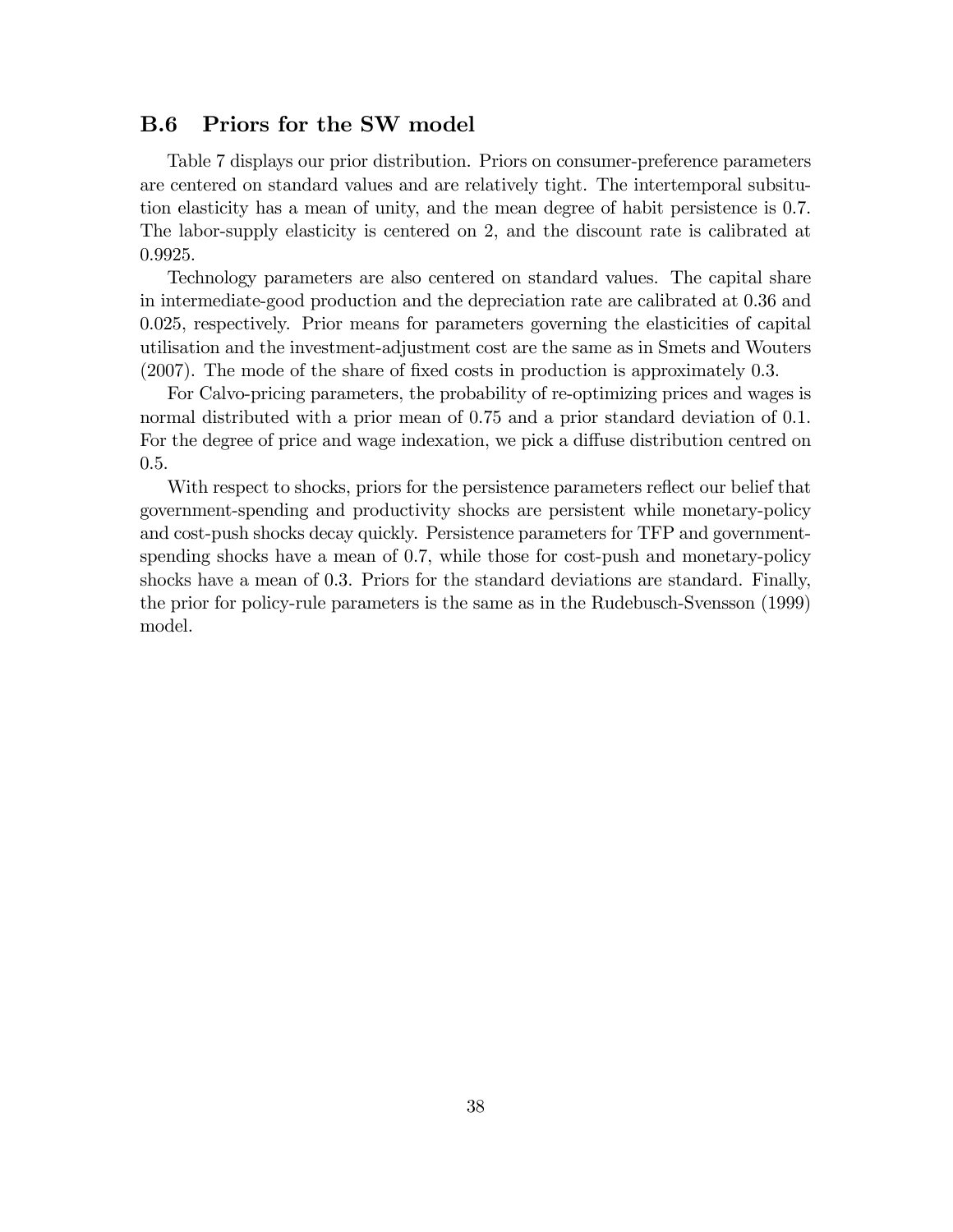### B.6 Priors for the SW model

Table 7 displays our prior distribution. Priors on consumer-preference parameters are centered on standard values and are relatively tight. The intertemporal subsitution elasticity has a mean of unity, and the mean degree of habit persistence is 0.7. The labor-supply elasticity is centered on 2, and the discount rate is calibrated at 0.9925.

Technology parameters are also centered on standard values. The capital share in intermediate-good production and the depreciation rate are calibrated at 0.36 and 0.025, respectively. Prior means for parameters governing the elasticities of capital utilisation and the investment-adjustment cost are the same as in Smets and Wouters (2007). The mode of the share of fixed costs in production is approximately 0.3.

For Calvo-pricing parameters, the probability of re-optimizing prices and wages is normal distributed with a prior mean of 0.75 and a prior standard deviation of 0.1. For the degree of price and wage indexation, we pick a diffuse distribution centred on 0.5.

With respect to shocks, priors for the persistence parameters reflect our belief that government-spending and productivity shocks are persistent while monetary-policy and cost-push shocks decay quickly. Persistence parameters for TFP and government-spending shocks have a mean of 0.7, while those for cost-push and monetary-policy shocks have a mean of 0.3. Priors for the standard deviations are standard. Finally, the prior for policy-rule parameters is the same as in the Rudebusch-Svensson (1999) model.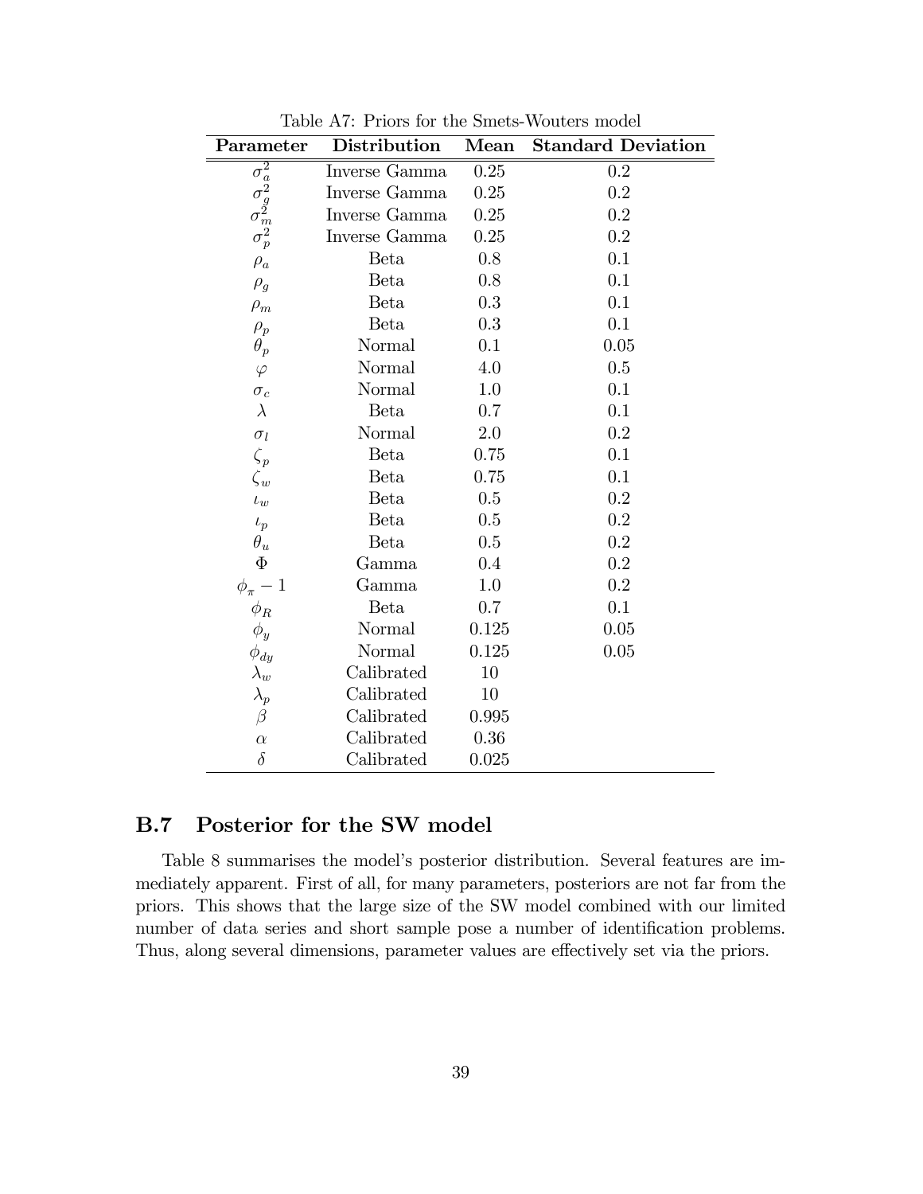Table A7: Priors for the Smets-Wouters model

| Parameter | Distribution | Mean | Standard Deviation |
|---|---|---|---|
| $\sigma_a^2$ | Inverse Gamma | 0.25 | 0.2 |
| $\sigma_g^2$ | Inverse Gamma | 0.25 | 0.2 |
| $\sigma_m^2$ | Inverse Gamma | 0.25 | 0.2 |
| $\sigma_p^2$ | Inverse Gamma | 0.25 | 0.2 |
| $\rho_a$ | Beta | 0.8 | 0.1 |
| $\rho_g$ | Beta | 0.8 | 0.1 |
| $\rho_m$ | Beta | 0.3 | 0.1 |
| $\rho_p$ | Beta | 0.3 | 0.1 |
| $\theta_p$ | Normal | 0.1 | 0.05 |
| $\varphi$ | Normal | 4.0 | 0.5 |
| $\sigma_c$ | Normal | 1.0 | 0.1 |
| $\lambda$ | Beta | 0.7 | 0.1 |
| $\sigma_l$ | Normal | 2.0 | 0.2 |
| $\zeta_p$ | Beta | 0.75 | 0.1 |
| $\zeta_w$ | Beta | 0.75 | 0.1 |
| $\iota_w$ | Beta | 0.5 | 0.2 |
| $\iota_p$ | Beta | 0.5 | 0.2 |
| $\theta_u$ | Beta | 0.5 | 0.2 |
| $\Phi$ | Gamma | 0.4 | 0.2 |
| $\phi_\pi - 1$ | Gamma | 1.0 | 0.2 |
| $\phi_R$ | Beta | 0.7 | 0.1 |
| $\phi_y$ | Normal | 0.125 | 0.05 |
| $\phi_{dy}$ | Normal | 0.125 | 0.05 |
| $\lambda_w$ | Calibrated | 10 | |
| $\lambda_p$ | Calibrated | 10 | |
| $\beta$ | Calibrated | 0.995 | |
| $\alpha$ | Calibrated | 0.36 | |
| $\delta$ | Calibrated | 0.025 | |

## B.7 Posterior for the SW model

Table 8 summarises the model's posterior distribution. Several features are immediately apparent. First of all, for many parameters, posteriors are not far from the priors. This shows that the large size of the SW model combined with our limited number of data series and short sample pose a number of identification problems. Thus, along several dimensions, parameter values are effectively set via the priors.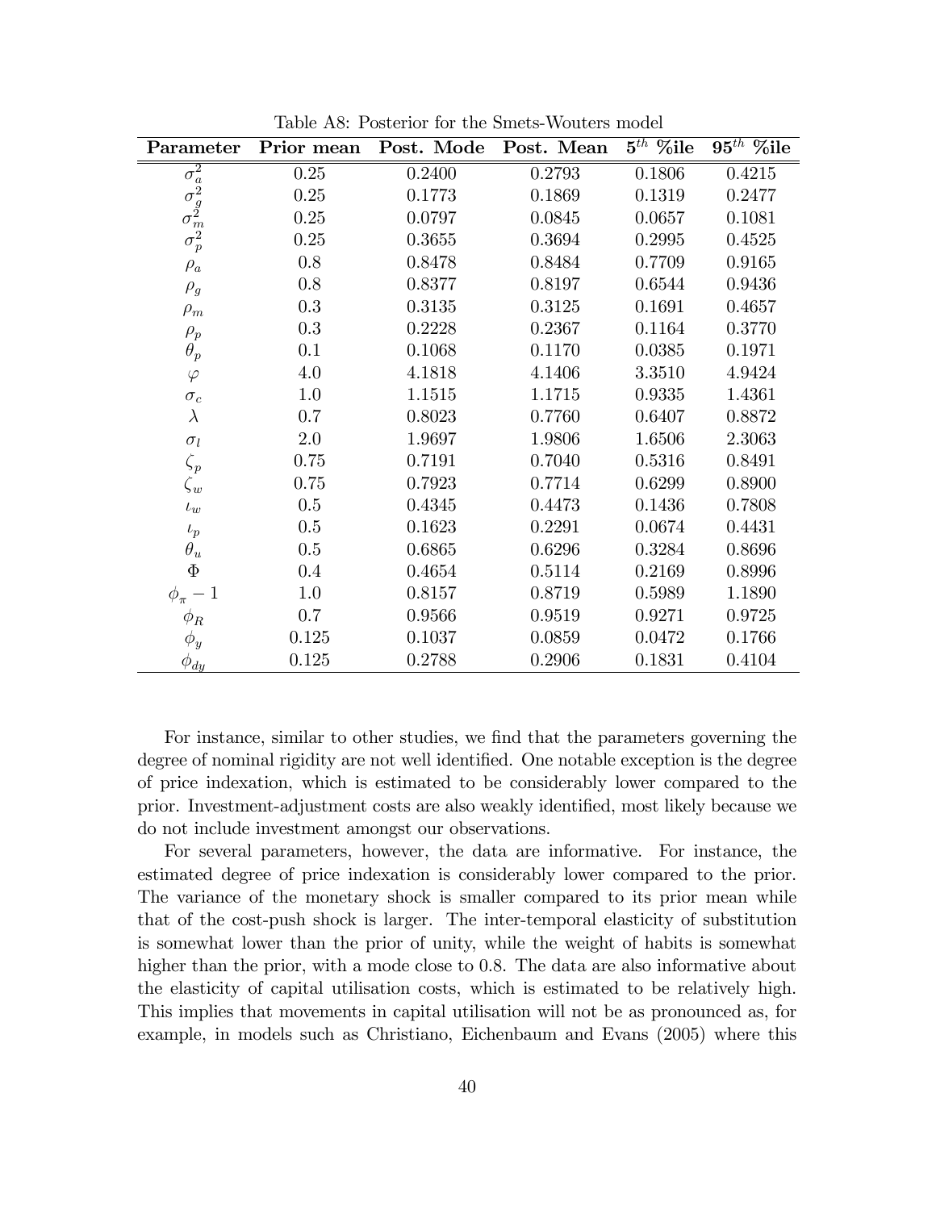Table A8: Posterior for the Smets-Wouters model

| Parameter | Prior mean | Post. Mode | Post. Mean | $5^{th}$ %ile | $95^{th}$ %ile |
|---|---|---|---|---|---|
| $\sigma_a^2$ | 0.25 | 0.2400 | 0.2793 | 0.1806 | 0.4215 |
| $\sigma_g^2$ | 0.25 | 0.1773 | 0.1869 | 0.1319 | 0.2477 |
| $\sigma_m^2$ | 0.25 | 0.0797 | 0.0845 | 0.0657 | 0.1081 |
| $\sigma_p^2$ | 0.25 | 0.3655 | 0.3694 | 0.2995 | 0.4525 |
| $\rho_a$ | 0.8 | 0.8478 | 0.8484 | 0.7709 | 0.9165 |
| $\rho_g$ | 0.8 | 0.8377 | 0.8197 | 0.6544 | 0.9436 |
| $\rho_m$ | 0.3 | 0.3135 | 0.3125 | 0.1691 | 0.4657 |
| $\rho_p$ | 0.3 | 0.2228 | 0.2367 | 0.1164 | 0.3770 |
| $\theta_p$ | 0.1 | 0.1068 | 0.1170 | 0.0385 | 0.1971 |
| $\varphi$ | 4.0 | 4.1818 | 4.1406 | 3.3510 | 4.9424 |
| $\sigma_c$ | 1.0 | 1.1515 | 1.1715 | 0.9335 | 1.4361 |
| $\lambda$ | 0.7 | 0.8023 | 0.7760 | 0.6407 | 0.8872 |
| $\sigma_l$ | 2.0 | 1.9697 | 1.9806 | 1.6506 | 2.3063 |
| $\zeta_p$ | 0.75 | 0.7191 | 0.7040 | 0.5316 | 0.8491 |
| $\zeta_w$ | 0.75 | 0.7923 | 0.7714 | 0.6299 | 0.8900 |
| $\iota_w$ | 0.5 | 0.4345 | 0.4473 | 0.1436 | 0.7808 |
| $\iota_p$ | 0.5 | 0.1623 | 0.2291 | 0.0674 | 0.4431 |
| $\theta_u$ | 0.5 | 0.6865 | 0.6296 | 0.3284 | 0.8696 |
| $\Phi$ | 0.4 | 0.4654 | 0.5114 | 0.2169 | 0.8996 |
| $\phi_\pi - 1$ | 1.0 | 0.8157 | 0.8719 | 0.5989 | 1.1890 |
| $\phi_R$ | 0.7 | 0.9566 | 0.9519 | 0.9271 | 0.9725 |
| $\phi_y$ | 0.125 | 0.1037 | 0.0859 | 0.0472 | 0.1766 |
| $\phi_{dy}$ | 0.125 | 0.2788 | 0.2906 | 0.1831 | 0.4104 |

For instance, similar to other studies, we find that the parameters governing the degree of nominal rigidity are not well identified. One notable exception is the degree of price indexation, which is estimated to be considerably lower compared to the prior. Investment-adjustment costs are also weakly identified, most likely because we do not include investment amongst our observations.

For several parameters, however, the data are informative. For instance, the estimated degree of price indexation is considerably lower compared to the prior. The variance of the monetary shock is smaller compared to its prior mean while that of the cost-push shock is larger. The inter-temporal elasticity of substitution is somewhat lower than the prior of unity, while the weight of habits is somewhat higher than the prior, with a mode close to 0.8. The data are also informative about the elasticity of capital utilisation costs, which is estimated to be relatively high. This implies that movements in capital utilisation will not be as pronounced as, for example, in models such as Christiano, Eichenbaum and Evans (2005) where this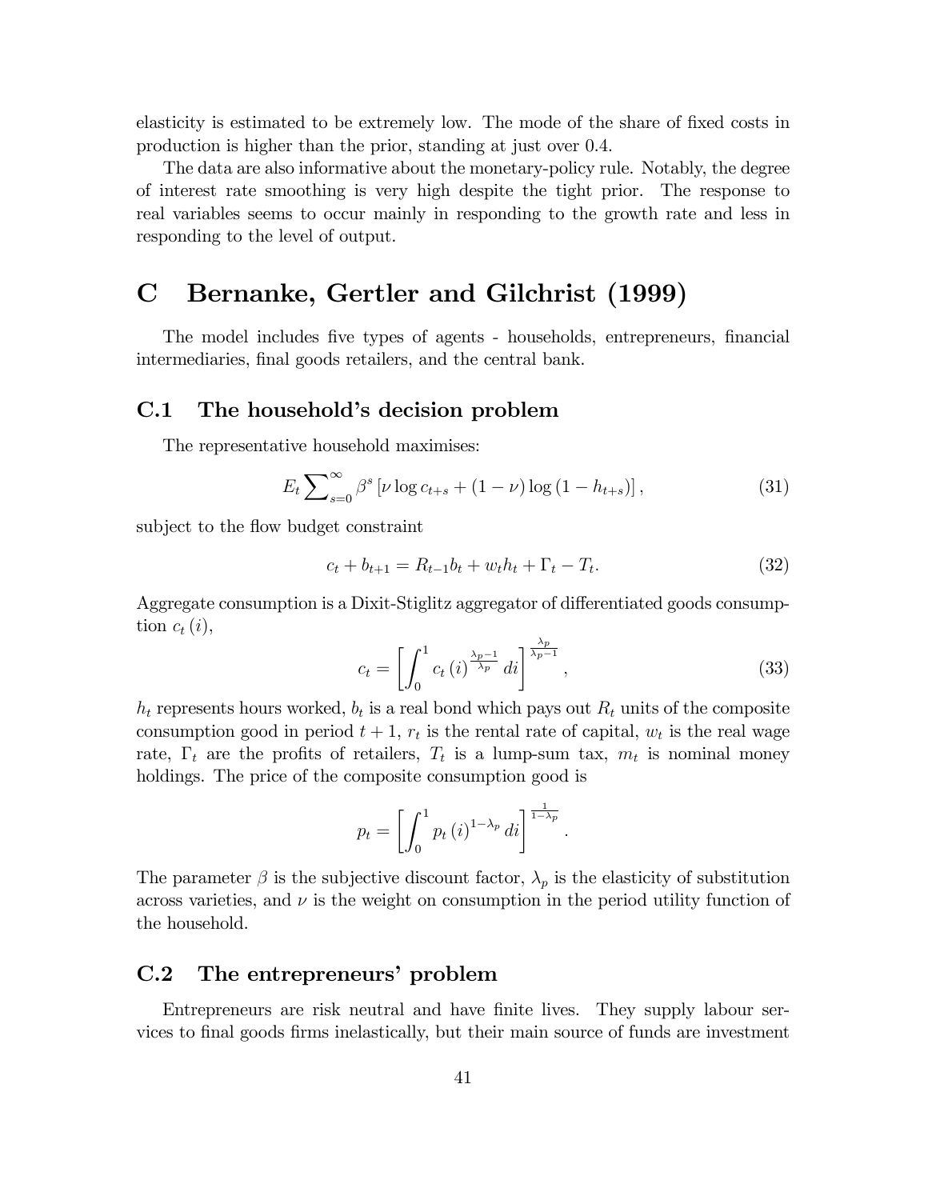elasticity is estimated to be extremely low. The mode of the share of fixed costs in production is higher than the prior, standing at just over 0.4.

The data are also informative about the monetary-policy rule. Notably, the degree of interest rate smoothing is very high despite the tight prior. The response to real variables seems to occur mainly in responding to the growth rate and less in responding to the level of output.

# C Bernanke, Gertler and Gilchrist (1999)

The model includes five types of agents - households, entrepreneurs, financial intermediaries, final goods retailers, and the central bank.

## C.1 The household's decision problem

The representative household maximises:

$$E_t \sum_{s=0}^{\infty} \beta^s \left[\nu \log c_{t+s} + (1-\nu) \log (1 - h_{t+s})\right], \tag{31}$$

subject to the flow budget constraint

$$c_t + b_{t+1} = R_{t-1} b_t + w_t h_t + \Gamma_t - T_t. \tag{32}$$

Aggregate consumption is a Dixit-Stiglitz aggregator of differentiated goods consumption $c_t(i)$,

$$c_t = \left[\int_0^1 c_t(i)^{\frac{\lambda_p - 1}{\lambda_p}} di\right]^{\frac{\lambda_p}{\lambda_p - 1}}, \tag{33}$$

$h_t$ represents hours worked, $b_t$ is a real bond which pays out $R_t$ units of the composite consumption good in period $t+1$, $r_t$ is the rental rate of capital, $w_t$ is the real wage rate, $\Gamma_t$ are the profits of retailers, $T_t$ is a lump-sum tax, $m_t$ is nominal money holdings. The price of the composite consumption good is

$$p_t = \left[\int_0^1 p_t(i)^{1-\lambda_p} di\right]^{\frac{1}{1-\lambda_p}}.$$

The parameter $\beta$ is the subjective discount factor, $\lambda_p$ is the elasticity of substitution across varieties, and $\nu$ is the weight on consumption in the period utility function of the household.

## C.2 The entrepreneurs' problem

Entrepreneurs are risk neutral and have finite lives. They supply labour services to final goods firms inelastically, but their main source of funds are investment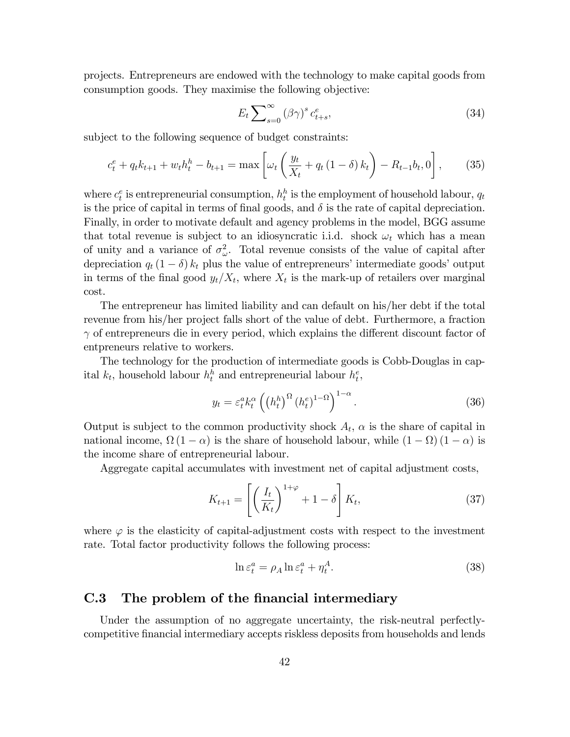projects. Entrepreneurs are endowed with the technology to make capital goods from consumption goods. They maximise the following objective:

$$E_t \sum\nolimits_{s=0}^{\infty} (\beta\gamma)^s c_{t+s}^e, \tag{34}$$

subject to the following sequence of budget constraints:

$$c_t^e + q_t k_{t+1} + w_t h_t^h - b_{t+1} = \max\left[\omega_t \left(\frac{y_t}{X_t} + q_t (1-\delta) k_t\right) - R_{t-1} b_t, 0\right], \tag{35}$$

where $c_t^e$ is entrepreneurial consumption, $h_t^h$ is the employment of household labour, $q_t$ is the price of capital in terms of final goods, and $\delta$ is the rate of capital depreciation. Finally, in order to motivate default and agency problems in the model, BGG assume that total revenue is subject to an idiosyncratic i.i.d. shock $\omega_t$ which has a mean of unity and a variance of $\sigma_\omega^2$. Total revenue consists of the value of capital after depreciation $q_t (1-\delta) k_t$ plus the value of entrepreneurs' intermediate goods' output in terms of the final good $y_t / X_t$, where $X_t$ is the mark-up of retailers over marginal cost.

The entrepreneur has limited liability and can default on his/her debt if the total revenue from his/her project falls short of the value of debt. Furthermore, a fraction $\gamma$ of entrepreneurs die in every period, which explains the different discount factor of entpreneurs relative to workers.

The technology for the production of intermediate goods is Cobb-Douglas in capital $k_t$, household labour $h_t^h$ and entrepreneurial labour $h_t^e$,

$$y_t = \varepsilon_t^a k_t^\alpha \left(\left(h_t^h\right)^\Omega \left(h_t^e\right)^{1-\Omega}\right)^{1-\alpha}. \tag{36}$$

Output is subject to the common productivity shock $A_t$, $\alpha$ is the share of capital in national income, $\Omega (1-\alpha)$ is the share of household labour, while $(1-\Omega)(1-\alpha)$ is the income share of entrepreneurial labour.

Aggregate capital accumulates with investment net of capital adjustment costs,

$$K_{t+1} = \left[\left(\frac{I_t}{K_t}\right)^{1+\varphi} + 1 - \delta\right] K_t, \tag{37}$$

where $\varphi$ is the elasticity of capital-adjustment costs with respect to the investment rate. Total factor productivity follows the following process:

$$\ln \varepsilon_t^a = \rho_A \ln \varepsilon_t^a + \eta_t^A. \tag{38}$$

## C.3 The problem of the financial intermediary

Under the assumption of no aggregate uncertainty, the risk-neutral perfectly-competitive financial intermediary accepts riskless deposits from households and lends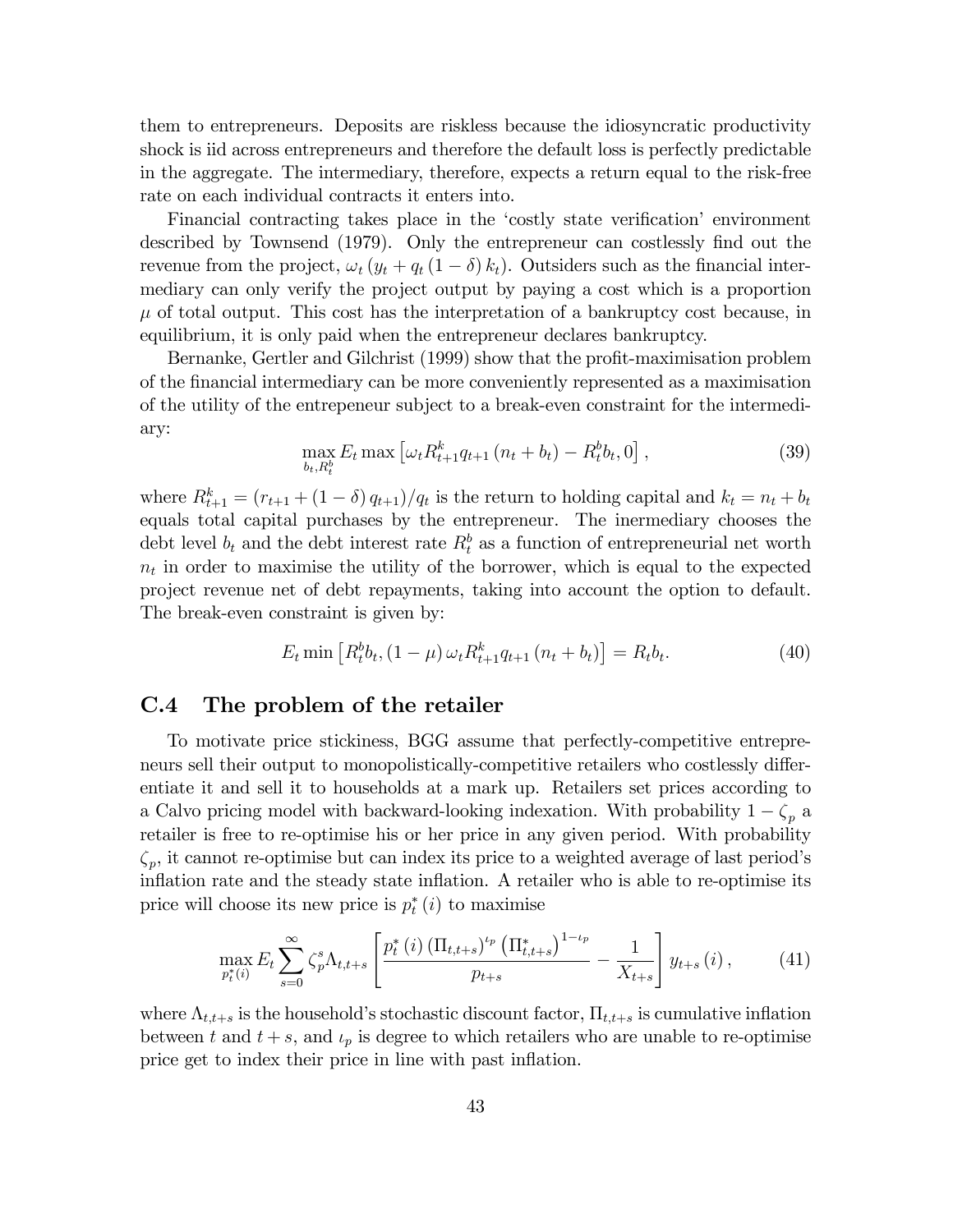them to entrepreneurs. Deposits are riskless because the idiosyncratic productivity shock is iid across entrepreneurs and therefore the default loss is perfectly predictable in the aggregate. The intermediary, therefore, expects a return equal to the risk-free rate on each individual contracts it enters into.

Financial contracting takes place in the 'costly state verification' environment described by Townsend (1979). Only the entrepreneur can costlessly find out the revenue from the project, $\omega_t \left(y_t + q_t \left(1-\delta\right) k_t\right)$. Outsiders such as the financial intermediary can only verify the project output by paying a cost which is a proportion $\mu$ of total output. This cost has the interpretation of a bankruptcy cost because, in equilibrium, it is only paid when the entrepreneur declares bankruptcy.

Bernanke, Gertler and Gilchrist (1999) show that the profit-maximisation problem of the financial intermediary can be more conveniently represented as a maximisation of the utility of the entepreneur subject to a break-even constraint for the intermediary:

$$\max_{b_t, R_t^b} E_t \max \left[\omega_t R_{t+1}^k q_{t+1} \left(n_t + b_t\right) - R_t^b b_t, 0\right], \tag{39}$$

where $R_{t+1}^k = \left(r_{t+1} + \left(1-\delta\right) q_{t+1}\right)/q_t$ is the return to holding capital and $k_t = n_t + b_t$ equals total capital purchases by the entrepreneur. The inermediary chooses the debt level $b_t$ and the debt interest rate $R_t^b$ as a function of entrepreneurial net worth $n_t$ in order to maximise the utility of the borrower, which is equal to the expected project revenue net of debt repayments, taking into account the option to default. The break-even constraint is given by:

$$E_t \min \left[R_t^b b_t, \left(1-\mu\right) \omega_t R_{t+1}^k q_{t+1} \left(n_t + b_t\right)\right] = R_t b_t. \tag{40}$$

## C.4 The problem of the retailer

To motivate price stickiness, BGG assume that perfectly-competitive entrepreneurs sell their output to monopolistically-competitive retailers who costlessly differentiate it and sell it to households at a mark up. Retailers set prices according to a Calvo pricing model with backward-looking indexation. With probability $1 - \zeta_p$ a retailer is free to re-optimise his or her price in any given period. With probability $\zeta_p$, it cannot re-optimise but can index its price to a weighted average of last period's inflation rate and the steady state inflation. A retailer who is able to re-optimise its price will choose its new price is $p_t^*\left(i\right)$ to maximise

$$\max_{p_t^*(i)} E_t \sum_{s=0}^{\infty} \zeta_p^s \Lambda_{t,t+s} \left[\frac{p_t^*\left(i\right) \left(\Pi_{t,t+s}\right)^{\iota_p} \left(\Pi_{t,t+s}^*\right)^{1-\iota_p}}{p_{t+s}} - \frac{1}{X_{t+s}}\right] y_{t+s}\left(i\right), \tag{41}$$

where $\Lambda_{t,t+s}$ is the household's stochastic discount factor, $\Pi_{t,t+s}$ is cumulative inflation between $t$ and $t+s$, and $\iota_p$ is degree to which retailers who are unable to re-optimise price get to index their price in line with past inflation.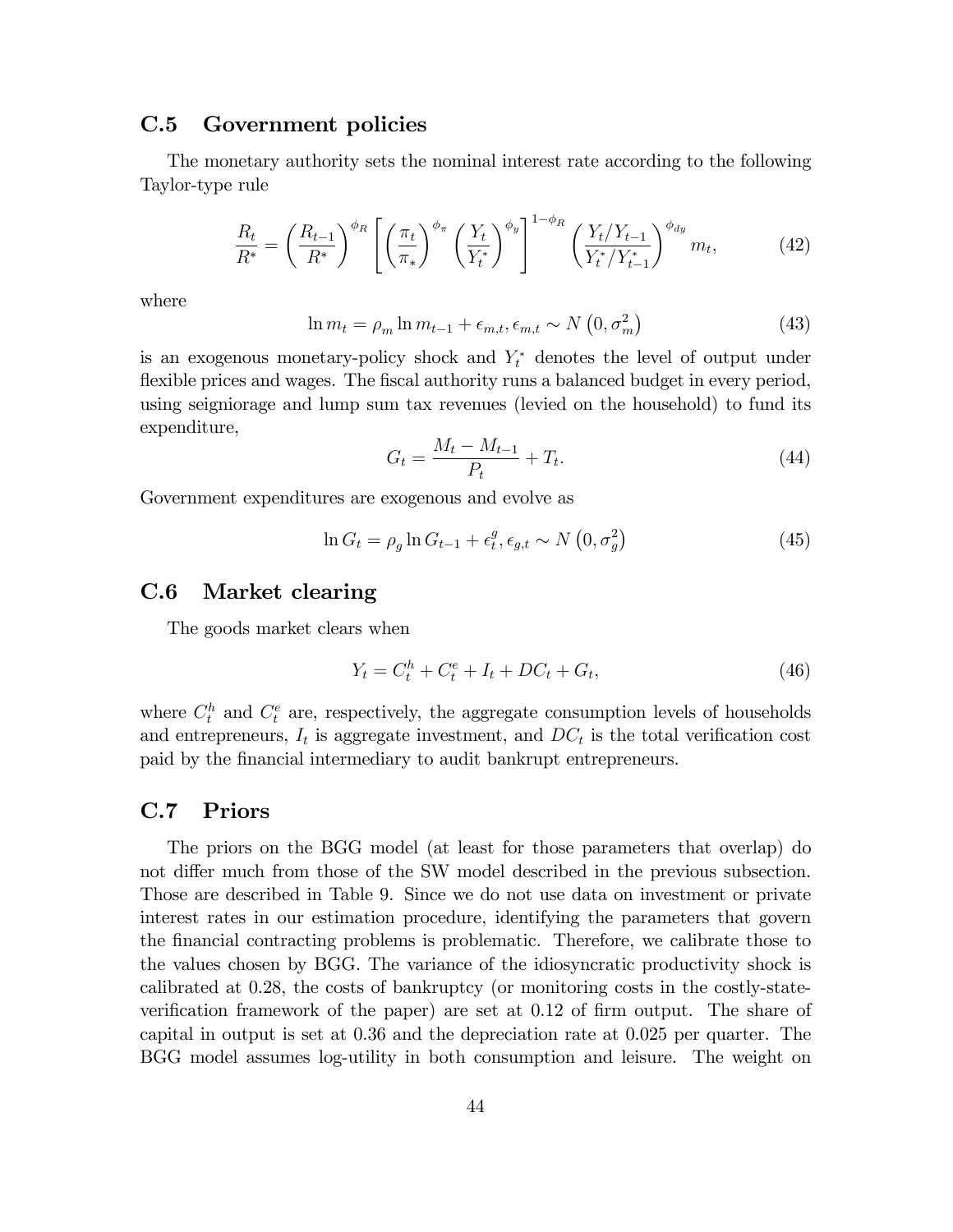## C.5 Government policies

The monetary authority sets the nominal interest rate according to the following Taylor-type rule

$$\frac{R_t}{R^*} = \left(\frac{R_{t-1}}{R^*}\right)^{\phi_R} \left[\left(\frac{\pi_t}{\pi_*}\right)^{\phi_\pi} \left(\frac{Y_t}{Y_t^*}\right)^{\phi_y}\right]^{1-\phi_R} \left(\frac{Y_t/Y_{t-1}}{Y_t^*/Y_{t-1}^*}\right)^{\phi_{dy}} m_t, \tag{42}$$

where

$$\ln m_t = \rho_m \ln m_{t-1} + \epsilon_{m,t}, \epsilon_{m,t} \sim N\left(0, \sigma_m^2\right) \tag{43}$$

is an exogenous monetary-policy shock and $Y_t^*$ denotes the level of output under flexible prices and wages. The fiscal authority runs a balanced budget in every period, using seigniorage and lump sum tax revenues (levied on the household) to fund its expenditure,

$$G_t = \frac{M_t - M_{t-1}}{P_t} + T_t. \tag{44}$$

Government expenditures are exogenous and evolve as

$$\ln G_t = \rho_g \ln G_{t-1} + \epsilon_t^g, \epsilon_{g,t} \sim N\left(0, \sigma_g^2\right) \tag{45}$$

## C.6 Market clearing

The goods market clears when

$$Y_t = C_t^h + C_t^e + I_t + DC_t + G_t, \tag{46}$$

where $C_t^h$ and $C_t^e$ are, respectively, the aggregate consumption levels of households and entrepreneurs, $I_t$ is aggregate investment, and $DC_t$ is the total verification cost paid by the financial intermediary to audit bankrupt entrepreneurs.

## C.7 Priors

The priors on the BGG model (at least for those parameters that overlap) do not differ much from those of the SW model described in the previous subsection. Those are described in Table 9. Since we do not use data on investment or private interest rates in our estimation procedure, identifying the parameters that govern the financial contracting problems is problematic. Therefore, we calibrate those to the values chosen by BGG. The variance of the idiosyncratic productivity shock is calibrated at 0.28, the costs of bankruptcy (or monitoring costs in the costly-state-verification framework of the paper) are set at 0.12 of firm output. The share of capital in output is set at 0.36 and the depreciation rate at 0.025 per quarter. The BGG model assumes log-utility in both consumption and leisure. The weight on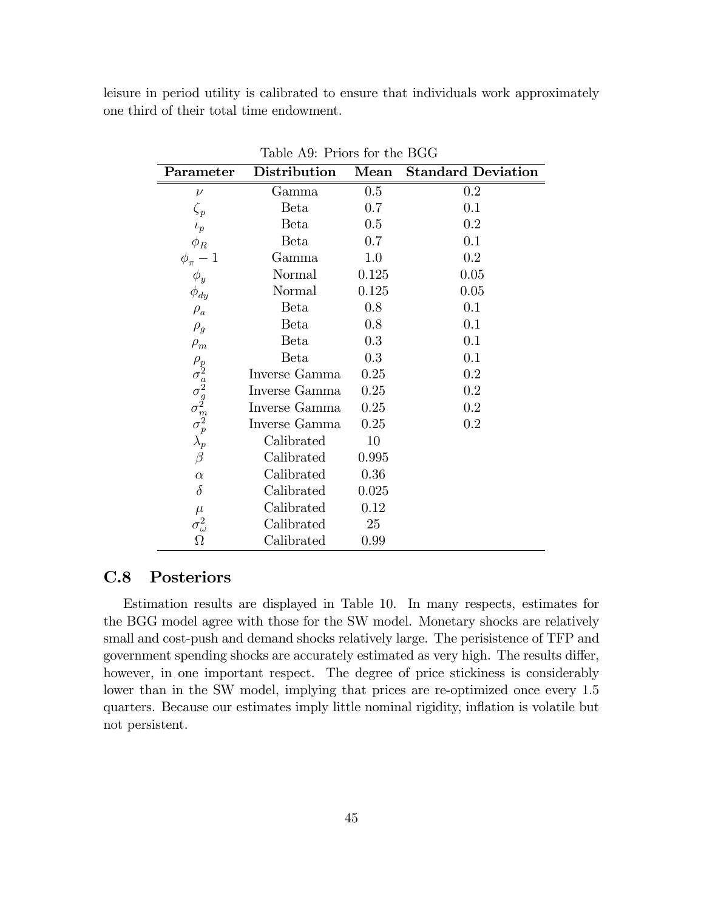leisure in period utility is calibrated to ensure that individuals work approximately one third of their total time endowment.

Table A9: Priors for the BGG

| **Parameter** | **Distribution** | **Mean** | **Standard Deviation** |
|---|---|---|---|
| $\nu$ | Gamma | 0.5 | 0.2 |
| $\zeta_p$ | Beta | 0.7 | 0.1 |
| $\iota_p$ | Beta | 0.5 | 0.2 |
| $\phi_R$ | Beta | 0.7 | 0.1 |
| $\phi_\pi - 1$ | Gamma | 1.0 | 0.2 |
| $\phi_y$ | Normal | 0.125 | 0.05 |
| $\phi_{dy}$ | Normal | 0.125 | 0.05 |
| $\rho_a$ | Beta | 0.8 | 0.1 |
| $\rho_g$ | Beta | 0.8 | 0.1 |
| $\rho_m$ | Beta | 0.3 | 0.1 |
| $\rho_p$ | Beta | 0.3 | 0.1 |
| $\sigma_a^2$ | Inverse Gamma | 0.25 | 0.2 |
| $\sigma_g^2$ | Inverse Gamma | 0.25 | 0.2 |
| $\sigma_m^2$ | Inverse Gamma | 0.25 | 0.2 |
| $\sigma_p^2$ | Inverse Gamma | 0.25 | 0.2 |
| $\lambda_p$ | Calibrated | 10 | |
| $\beta$ | Calibrated | 0.995 | |
| $\alpha$ | Calibrated | 0.36 | |
| $\delta$ | Calibrated | 0.025 | |
| $\mu$ | Calibrated | 0.12 | |
| $\sigma_\omega^2$ | Calibrated | 25 | |
| $\Omega$ | Calibrated | 0.99 | |

## C.8 Posteriors

Estimation results are displayed in Table 10. In many respects, estimates for the BGG model agree with those for the SW model. Monetary shocks are relatively small and cost-push and demand shocks relatively large. The perisistence of TFP and government spending shocks are accurately estimated as very high. The results differ, however, in one important respect. The degree of price stickiness is considerably lower than in the SW model, implying that prices are re-optimized once every 1.5 quarters. Because our estimates imply little nominal rigidity, inflation is volatile but not persistent.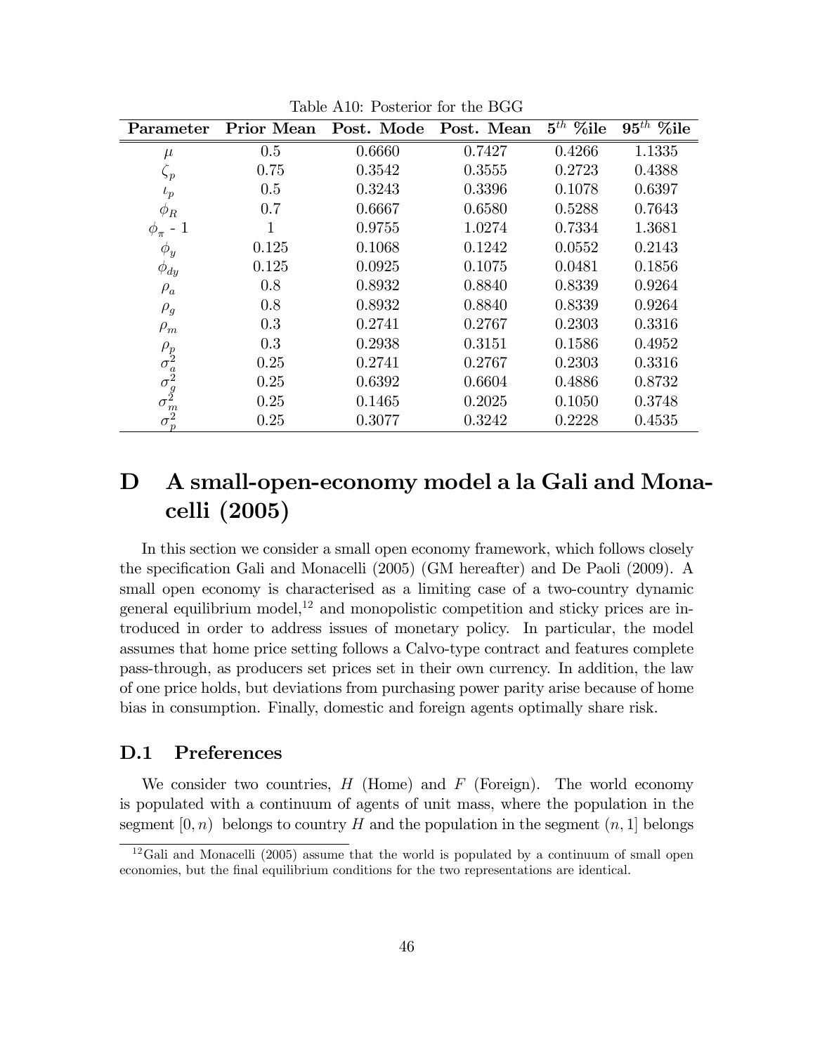Table A10: Posterior for the BGG

| Parameter | Prior Mean | Post. Mode | Post. Mean | $5^{th}$ %ile | $95^{th}$ %ile |
|---|---|---|---|---|---|
| $\mu$ | 0.5 | 0.6660 | 0.7427 | 0.4266 | 1.1335 |
| $\zeta_p$ | 0.75 | 0.3542 | 0.3555 | 0.2723 | 0.4388 |
| $\iota_p$ | 0.5 | 0.3243 | 0.3396 | 0.1078 | 0.6397 |
| $\phi_R$ | 0.7 | 0.6667 | 0.6580 | 0.5288 | 0.7643 |
| $\phi_\pi$ - 1 | 1 | 0.9755 | 1.0274 | 0.7334 | 1.3681 |
| $\phi_y$ | 0.125 | 0.1068 | 0.1242 | 0.0552 | 0.2143 |
| $\phi_{dy}$ | 0.125 | 0.0925 | 0.1075 | 0.0481 | 0.1856 |
| $\rho_a$ | 0.8 | 0.8932 | 0.8840 | 0.8339 | 0.9264 |
| $\rho_g$ | 0.8 | 0.8932 | 0.8840 | 0.8339 | 0.9264 |
| $\rho_m$ | 0.3 | 0.2741 | 0.2767 | 0.2303 | 0.3316 |
| $\rho_p$ | 0.3 | 0.2938 | 0.3151 | 0.1586 | 0.4952 |
| $\sigma_a^2$ | 0.25 | 0.2741 | 0.2767 | 0.2303 | 0.3316 |
| $\sigma_g^2$ | 0.25 | 0.6392 | 0.6604 | 0.4886 | 0.8732 |
| $\sigma_m^2$ | 0.25 | 0.1465 | 0.2025 | 0.1050 | 0.3748 |
| $\sigma_p^2$ | 0.25 | 0.3077 | 0.3242 | 0.2228 | 0.4535 |

# D A small-open-economy model a la Gali and Monacelli (2005)

In this section we consider a small open economy framework, which follows closely the specification Gali and Monacelli (2005) (GM hereafter) and De Paoli (2009). A small open economy is characterised as a limiting case of a two-country dynamic general equilibrium model,[12] and monopolistic competition and sticky prices are introduced in order to address issues of monetary policy. In particular, the model assumes that home price setting follows a Calvo-type contract and features complete pass-through, as producers set prices set in their own currency. In addition, the law of one price holds, but deviations from purchasing power parity arise because of home bias in consumption. Finally, domestic and foreign agents optimally share risk.

## D.1 Preferences

We consider two countries, $H$ (Home) and $F$ (Foreign). The world economy is populated with a continuum of agents of unit mass, where the population in the segment $[0, n)$ belongs to country $H$ and the population in the segment $(n, 1]$ belongs

[12] Gali and Monacelli (2005) assume that the world is populated by a continuum of small open economies, but the final equilibrium conditions for the two representations are identical.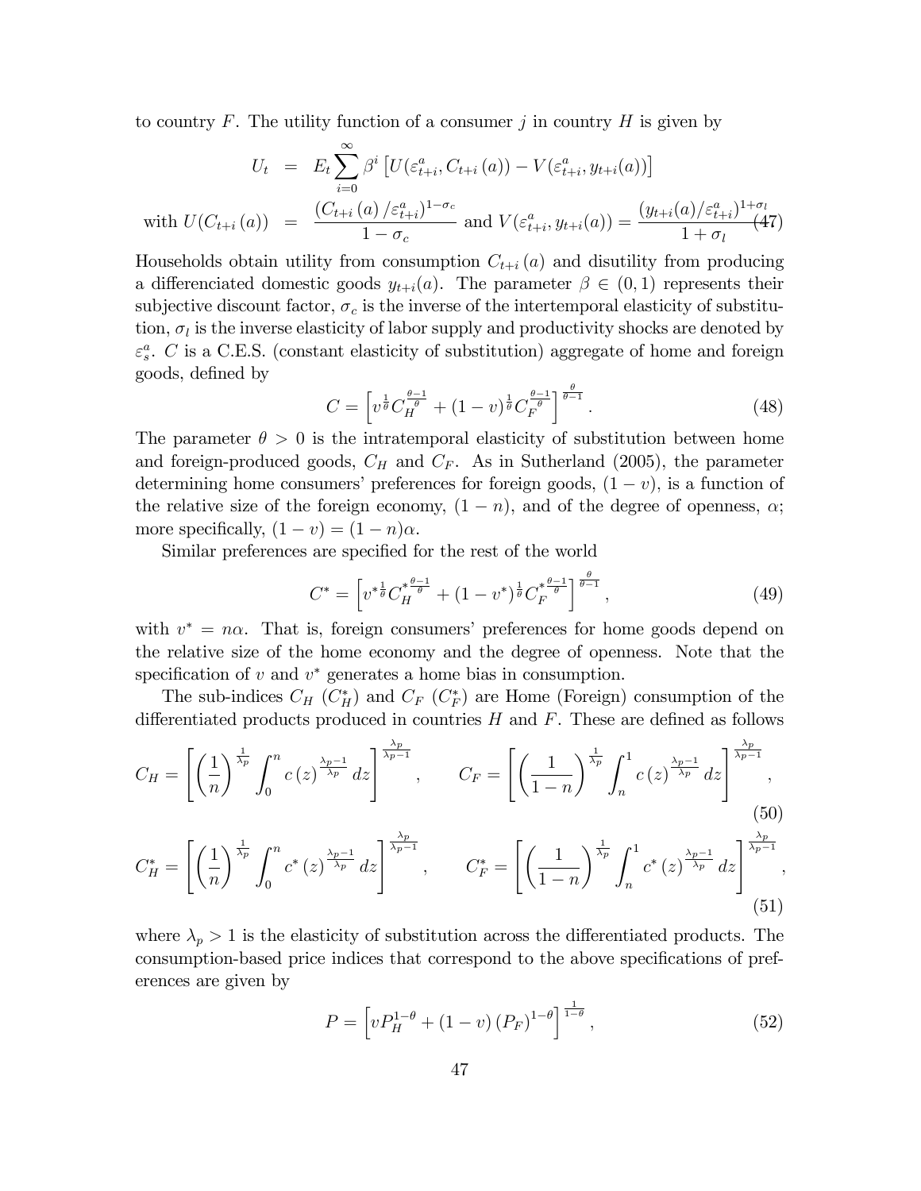to country $F$. The utility function of a consumer $j$ in country $H$ is given by

$$
\begin{aligned}
U_t &= E_t \sum_{i=0}^{\infty} \beta^i \left[ U(\varepsilon_{t+i}^a, C_{t+i}(a)) - V(\varepsilon_{t+i}^a, y_{t+i}(a)) \right] \\
\text{with } U(C_{t+i}(a)) &= \frac{\left(C_{t+i}(a)/\varepsilon_{t+i}^a\right)^{1-\sigma_c}}{1-\sigma_c} \text{ and } V(\varepsilon_{t+i}^a, y_{t+i}(a)) = \frac{(y_{t+i}(a)/\varepsilon_{t+i}^a)^{1+\sigma_l}}{1+\sigma_l} \quad (47)
\end{aligned}
$$

Households obtain utility from consumption $C_{t+i}(a)$ and disutility from producing a differenciated domestic goods $y_{t+i}(a)$. The parameter $\beta \in (0,1)$ represents their subjective discount factor, $\sigma_c$ is the inverse of the intertemporal elasticity of substitution, $\sigma_l$ is the inverse elasticity of labor supply and productivity shocks are denoted by $\varepsilon_s^a$. $C$ is a C.E.S. (constant elasticity of substitution) aggregate of home and foreign goods, defined by

$$
C = \left[ v^{\frac{1}{\theta}} C_H^{\frac{\theta-1}{\theta}} + (1-v)^{\frac{1}{\theta}} C_F^{\frac{\theta-1}{\theta}} \right]^{\frac{\theta}{\theta-1}}. \tag{48}
$$

The parameter $\theta > 0$ is the intratemporal elasticity of substitution between home and foreign-produced goods, $C_H$ and $C_F$. As in Sutherland (2005), the parameter determining home consumers' preferences for foreign goods, $(1-v)$, is a function of the relative size of the foreign economy, $(1-n)$, and of the degree of openness, $\alpha$; more specifically, $(1-v) = (1-n)\alpha$.

Similar preferences are specified for the rest of the world

$$
C^* = \left[ v^{*\frac{1}{\theta}} C_H^{*\frac{\theta-1}{\theta}} + (1-v^*)^{\frac{1}{\theta}} C_F^{*\frac{\theta-1}{\theta}} \right]^{\frac{\theta}{\theta-1}}, \tag{49}
$$

with $v^* = n\alpha$. That is, foreign consumers' preferences for home goods depend on the relative size of the home economy and the degree of openness. Note that the specification of $v$ and $v^*$ generates a home bias in consumption.

The sub-indices $C_H$ ($C_H^*$) and $C_F$ ($C_F^*$) are Home (Foreign) consumption of the differentiated products produced in countries $H$ and $F$. These are defined as follows

$$
C_H = \left[ \left(\frac{1}{n}\right)^{\frac{1}{\lambda_p}} \int_0^n c(z)^{\frac{\lambda_p - 1}{\lambda_p}} dz \right]^{\frac{\lambda_p}{\lambda_p - 1}}, \qquad C_F = \left[ \left(\frac{1}{1-n}\right)^{\frac{1}{\lambda_p}} \int_n^1 c(z)^{\frac{\lambda_p - 1}{\lambda_p}} dz \right]^{\frac{\lambda_p}{\lambda_p - 1}}, \tag{50}
$$

$$
C_H^* = \left[ \left(\frac{1}{n}\right)^{\frac{1}{\lambda_p}} \int_0^n c^*(z)^{\frac{\lambda_p - 1}{\lambda_p}} dz \right]^{\frac{\lambda_p}{\lambda_p - 1}}, \qquad C_F^* = \left[ \left(\frac{1}{1-n}\right)^{\frac{1}{\lambda_p}} \int_n^1 c^*(z)^{\frac{\lambda_p - 1}{\lambda_p}} dz \right]^{\frac{\lambda_p}{\lambda_p - 1}}, \tag{51}
$$

where $\lambda_p > 1$ is the elasticity of substitution across the differentiated products. The consumption-based price indices that correspond to the above specifications of preferences are given by

$$
P = \left[ v P_H^{1-\theta} + (1-v)(P_F)^{1-\theta} \right]^{\frac{1}{1-\theta}}, \tag{52}
$$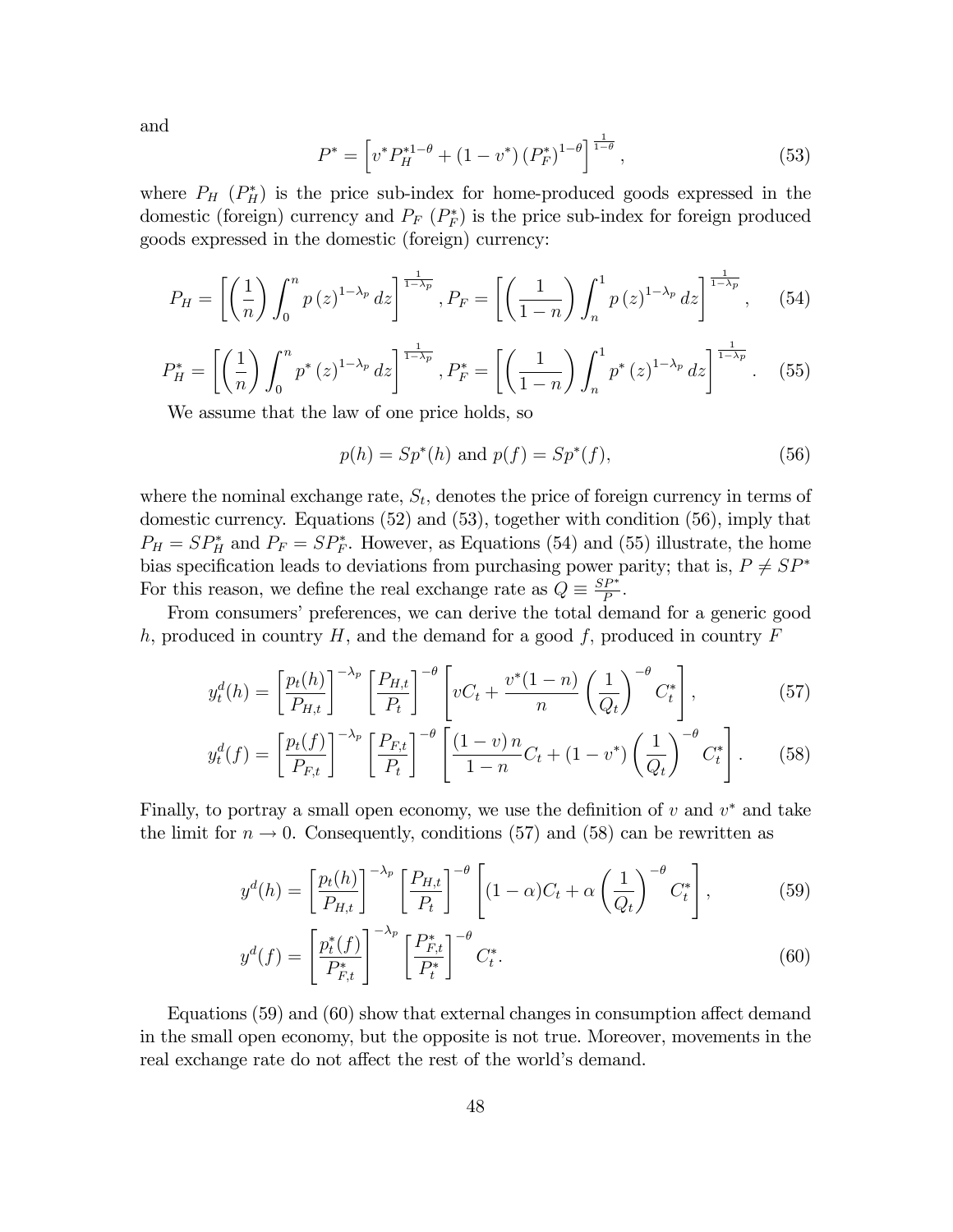and

$$P^* = \left[v^* P_H^{*1-\theta} + (1-v^*)\left(P_F^*\right)^{1-\theta}\right]^{\frac{1}{1-\theta}}, \tag{53}$$

where $P_H$ ($P_H^*$) is the price sub-index for home-produced goods expressed in the domestic (foreign) currency and $P_F$ ($P_F^*$) is the price sub-index for foreign produced goods expressed in the domestic (foreign) currency:

$$P_H = \left[\left(\frac{1}{n}\right)\int_0^n p\left(z\right)^{1-\lambda_p} dz\right]^{\frac{1}{1-\lambda_p}}, P_F = \left[\left(\frac{1}{1-n}\right)\int_n^1 p\left(z\right)^{1-\lambda_p} dz\right]^{\frac{1}{1-\lambda_p}}, \tag{54}$$

$$P_H^* = \left[\left(\frac{1}{n}\right)\int_0^n p^*\left(z\right)^{1-\lambda_p} dz\right]^{\frac{1}{1-\lambda_p}}, P_F^* = \left[\left(\frac{1}{1-n}\right)\int_n^1 p^*\left(z\right)^{1-\lambda_p} dz\right]^{\frac{1}{1-\lambda_p}}. \tag{55}$$

We assume that the law of one price holds, so

$$p(h) = Sp^*(h) \text{ and } p(f) = Sp^*(f), \tag{56}$$

where the nominal exchange rate, $S_t$, denotes the price of foreign currency in terms of domestic currency. Equations (52) and (53), together with condition (56), imply that $P_H = SP_H^*$ and $P_F = SP_F^*$. However, as Equations (54) and (55) illustrate, the home bias specification leads to deviations from purchasing power parity; that is, $P \neq SP^*$ For this reason, we define the real exchange rate as $Q \equiv \frac{SP^*}{P}$.

From consumers' preferences, we can derive the total demand for a generic good $h$, produced in country $H$, and the demand for a good $f$, produced in country $F$

$$y_t^d(h) = \left[\frac{p_t(h)}{P_{H,t}}\right]^{-\lambda_p}\left[\frac{P_{H,t}}{P_t}\right]^{-\theta}\left[vC_t + \frac{v^*(1-n)}{n}\left(\frac{1}{Q_t}\right)^{-\theta} C_t^*\right], \tag{57}$$

$$y_t^d(f) = \left[\frac{p_t(f)}{P_{F,t}}\right]^{-\lambda_p}\left[\frac{P_{F,t}}{P_t}\right]^{-\theta}\left[\frac{(1-v)\,n}{1-n}C_t + (1-v^*)\left(\frac{1}{Q_t}\right)^{-\theta} C_t^*\right]. \tag{58}$$

Finally, to portray a small open economy, we use the definition of $v$ and $v^*$ and take the limit for $n \to 0$. Consequently, conditions (57) and (58) can be rewritten as

$$y^d(h) = \left[\frac{p_t(h)}{P_{H,t}}\right]^{-\lambda_p}\left[\frac{P_{H,t}}{P_t}\right]^{-\theta}\left[(1-\alpha)C_t + \alpha\left(\frac{1}{Q_t}\right)^{-\theta} C_t^*\right], \tag{59}$$

$$y^d(f) = \left[\frac{p_t^*(f)}{P_{F,t}^*}\right]^{-\lambda_p}\left[\frac{P_{F,t}^*}{P_t^*}\right]^{-\theta} C_t^*. \tag{60}$$

Equations (59) and (60) show that external changes in consumption affect demand in the small open economy, but the opposite is not true. Moreover, movements in the real exchange rate do not affect the rest of the world's demand.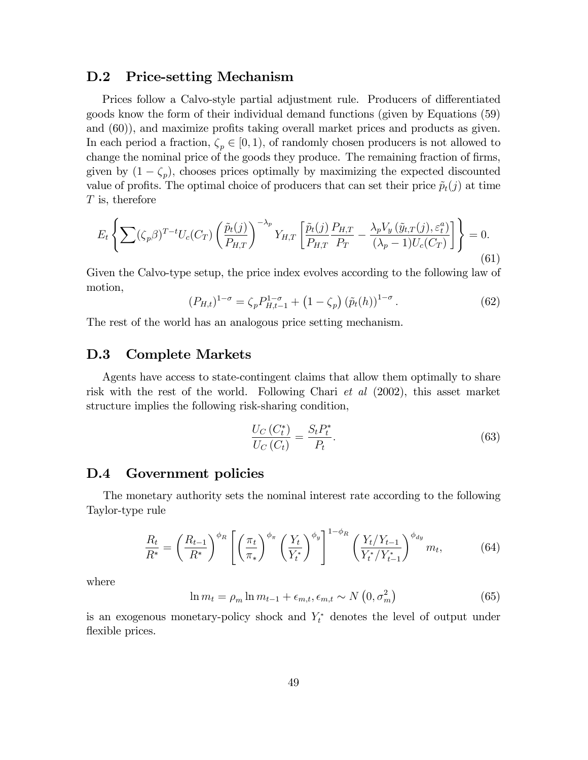## D.2 Price-setting Mechanism

Prices follow a Calvo-style partial adjustment rule. Producers of differentiated goods know the form of their individual demand functions (given by Equations (59) and (60)), and maximize profits taking overall market prices and products as given. In each period a fraction, $\zeta_p \in [0, 1)$, of randomly chosen producers is not allowed to change the nominal price of the goods they produce. The remaining fraction of firms, given by $(1 - \zeta_p)$, chooses prices optimally by maximizing the expected discounted value of profits. The optimal choice of producers that can set their price $\tilde{p}_t(j)$ at time $T$ is, therefore

$$E_t \left\{ \sum (\zeta_p \beta)^{T-t} U_c(C_T) \left( \frac{\tilde{p}_t(j)}{P_{H,T}} \right)^{-\lambda_p} Y_{H,T} \left[ \frac{\tilde{p}_t(j)}{P_{H,T}} \frac{P_{H,T}}{P_T} - \frac{\lambda_p V_y \left( \tilde{y}_{t,T}(j), \varepsilon_t^a \right)}{(\lambda_p - 1) U_c(C_T)} \right] \right\} = 0. \tag{61}$$

Given the Calvo-type setup, the price index evolves according to the following law of motion,

$$(P_{H,t})^{1-\sigma} = \zeta_p P_{H,t-1}^{1-\sigma} + \left(1 - \zeta_p\right) \left(\tilde{p}_t(h)\right)^{1-\sigma}. \tag{62}$$

The rest of the world has an analogous price setting mechanism.

## D.3 Complete Markets

Agents have access to state-contingent claims that allow them optimally to share risk with the rest of the world. Following Chari *et al* (2002), this asset market structure implies the following risk-sharing condition,

$$\frac{U_C\left(C_t^*\right)}{U_C\left(C_t\right)} = \frac{S_t P_t^*}{P_t}. \tag{63}$$

## D.4 Government policies

The monetary authority sets the nominal interest rate according to the following Taylor-type rule

$$\frac{R_t}{R^*} = \left( \frac{R_{t-1}}{R^*} \right)^{\phi_R} \left[ \left( \frac{\pi_t}{\pi_*} \right)^{\phi_\pi} \left( \frac{Y_t}{Y_t^*} \right)^{\phi_y} \right]^{1-\phi_R} \left( \frac{Y_t / Y_{t-1}}{Y_t^* / Y_{t-1}^*} \right)^{\phi_{dy}} m_t, \tag{64}$$

where

$$\ln m_t = \rho_m \ln m_{t-1} + \epsilon_{m,t}, \epsilon_{m,t} \sim N\left(0, \sigma_m^2\right) \tag{65}$$

is an exogenous monetary-policy shock and $Y_t^*$ denotes the level of output under flexible prices.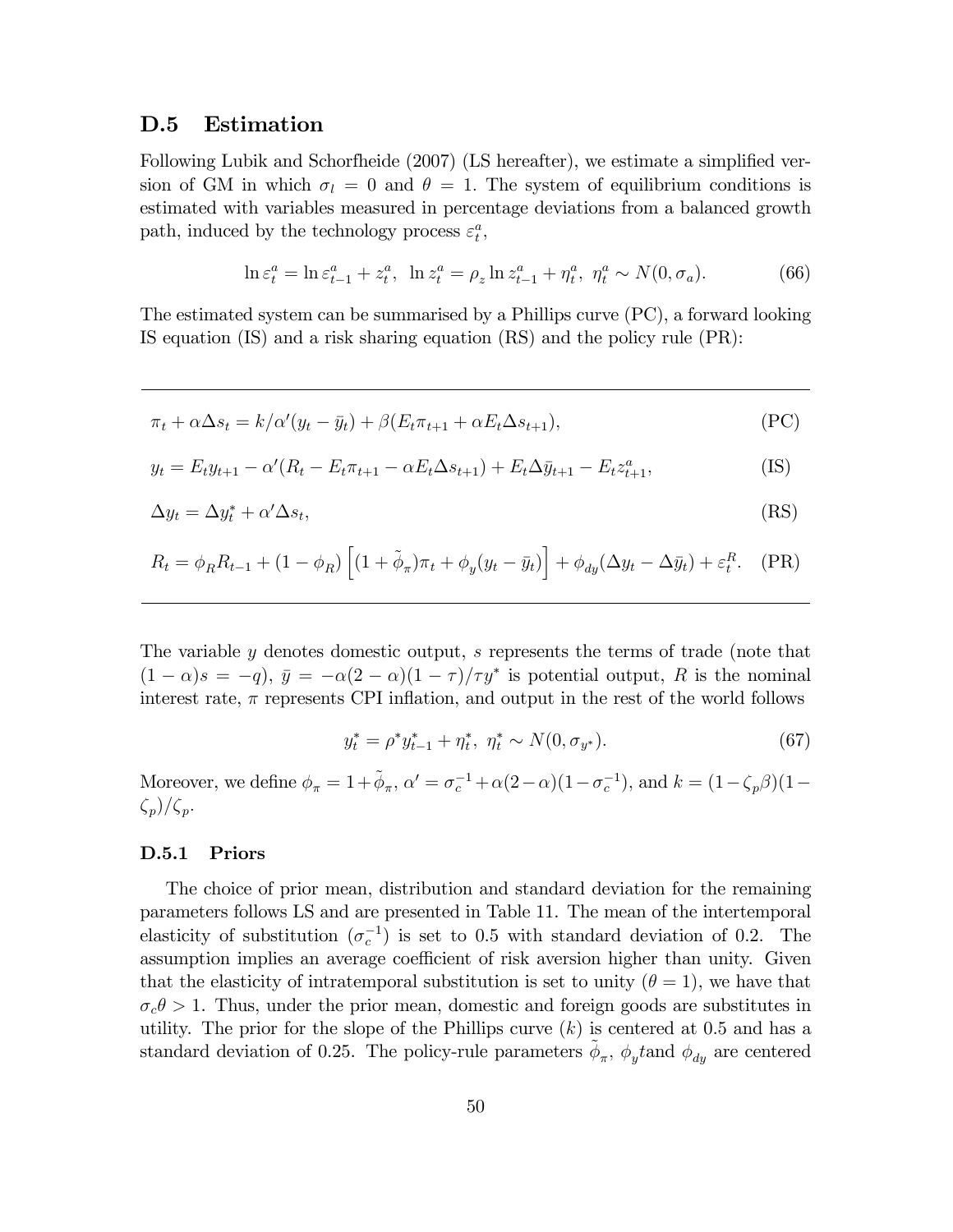### D.5 Estimation

Following Lubik and Schorfheide (2007) (LS hereafter), we estimate a simplified version of GM in which $\sigma_l = 0$ and $\theta = 1$. The system of equilibrium conditions is estimated with variables measured in percentage deviations from a balanced growth path, induced by the technology process $\varepsilon_t^a$,

$$\ln \varepsilon_t^a = \ln \varepsilon_{t-1}^a + z_t^a, \;\; \ln z_t^a = \rho_z \ln z_{t-1}^a + \eta_t^a, \;\; \eta_t^a \sim N(0, \sigma_a). \tag{66}$$

The estimated system can be summarised by a Phillips curve (PC), a forward looking IS equation (IS) and a risk sharing equation (RS) and the policy rule (PR):

$$\pi_t + \alpha \Delta s_t = k/\alpha'(y_t - \bar{y}_t) + \beta(E_t \pi_{t+1} + \alpha E_t \Delta s_{t+1}), \tag{PC}$$

$$y_t = E_t y_{t+1} - \alpha'(R_t - E_t \pi_{t+1} - \alpha E_t \Delta s_{t+1}) + E_t \Delta \bar{y}_{t+1} - E_t z_{t+1}^a, \tag{IS}$$

$$\Delta y_t = \Delta y_t^* + \alpha' \Delta s_t, \tag{RS}$$

$$R_t = \phi_R R_{t-1} + (1 - \phi_R)\left[(1 + \tilde{\phi}_\pi)\pi_t + \phi_y(y_t - \bar{y}_t)\right] + \phi_{dy}(\Delta y_t - \Delta \bar{y}_t) + \varepsilon_t^R. \tag{PR}$$

The variable $y$ denotes domestic output, $s$ represents the terms of trade (note that $(1-\alpha)s = -q$), $\bar{y} = -\alpha(2-\alpha)(1-\tau)/\tau y^*$ is potential output, $R$ is the nominal interest rate, $\pi$ represents CPI inflation, and output in the rest of the world follows

$$y_t^* = \rho^* y_{t-1}^* + \eta_t^*, \;\; \eta_t^* \sim N(0, \sigma_{y^*}). \tag{67}$$

Moreover, we define $\phi_\pi = 1 + \tilde{\phi}_\pi$, $\alpha' = \sigma_c^{-1} + \alpha(2-\alpha)(1-\sigma_c^{-1})$, and $k = (1-\zeta_p \beta)(1-\zeta_p)/\zeta_p$.

#### D.5.1 Priors

The choice of prior mean, distribution and standard deviation for the remaining parameters follows LS and are presented in Table 11. The mean of the intertemporal elasticity of substitution ($\sigma_c^{-1}$) is set to 0.5 with standard deviation of 0.2. The assumption implies an average coefficient of risk aversion higher than unity. Given that the elasticity of intratemporal substitution is set to unity ($\theta = 1$), we have that $\sigma_c \theta > 1$. Thus, under the prior mean, domestic and foreign goods are substitutes in utility. The prior for the slope of the Phillips curve ($k$) is centered at 0.5 and has a standard deviation of 0.25. The policy-rule parameters $\tilde{\phi}_\pi$, $\phi_y$tand $\phi_{dy}$ are centered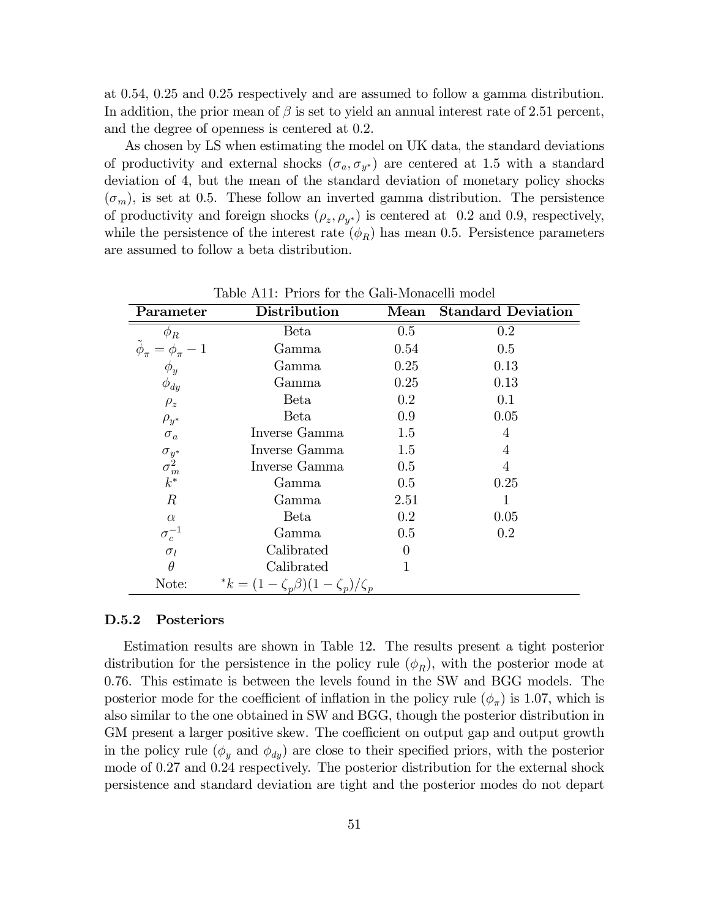at 0.54, 0.25 and 0.25 respectively and are assumed to follow a gamma distribution. In addition, the prior mean of $\beta$ is set to yield an annual interest rate of 2.51 percent, and the degree of openness is centered at 0.2.

As chosen by LS when estimating the model on UK data, the standard deviations of productivity and external shocks ($\sigma_a, \sigma_{y^*}$) are centered at 1.5 with a standard deviation of 4, but the mean of the standard deviation of monetary policy shocks ($\sigma_m$), is set at 0.5. These follow an inverted gamma distribution. The persistence of productivity and foreign shocks ($\rho_z, \rho_{y^*}$) is centered at 0.2 and 0.9, respectively, while the persistence of the interest rate ($\phi_R$) has mean 0.5. Persistence parameters are assumed to follow a beta distribution.

Table A11: Priors for the Gali-Monacelli model

| Parameter | Distribution | Mean | Standard Deviation |
|---|---|---|---|
| $\phi_R$ | Beta | 0.5 | 0.2 |
| $\tilde{\phi}_\pi = \phi_\pi - 1$ | Gamma | 0.54 | 0.5 |
| $\phi_y$ | Gamma | 0.25 | 0.13 |
| $\phi_{dy}$ | Gamma | 0.25 | 0.13 |
| $\rho_z$ | Beta | 0.2 | 0.1 |
| $\rho_{y^*}$ | Beta | 0.9 | 0.05 |
| $\sigma_a$ | Inverse Gamma | 1.5 | 4 |
| $\sigma_{y^*}$ | Inverse Gamma | 1.5 | 4 |
| $\sigma_m^2$ | Inverse Gamma | 0.5 | 4 |
| $k^*$ | Gamma | 0.5 | 0.25 |
| $R$ | Gamma | 2.51 | 1 |
| $\alpha$ | Beta | 0.2 | 0.05 |
| $\sigma_c^{-1}$ | Gamma | 0.5 | 0.2 |
| $\sigma_l$ | Calibrated | 0 | |
| $\theta$ | Calibrated | 1 | |
| Note: | $^*k = (1 - \zeta_p \beta)(1 - \zeta_p)/\zeta_p$ | | |

### D.5.2 Posteriors

Estimation results are shown in Table 12. The results present a tight posterior distribution for the persistence in the policy rule ($\phi_R$), with the posterior mode at 0.76. This estimate is between the levels found in the SW and BGG models. The posterior mode for the coefficient of inflation in the policy rule ($\phi_\pi$) is 1.07, which is also similar to the one obtained in SW and BGG, though the posterior distribution in GM present a larger positive skew. The coefficient on output gap and output growth in the policy rule ($\phi_y$ and $\phi_{dy}$) are close to their specified priors, with the posterior mode of 0.27 and 0.24 respectively. The posterior distribution for the external shock persistence and standard deviation are tight and the posterior modes do not depart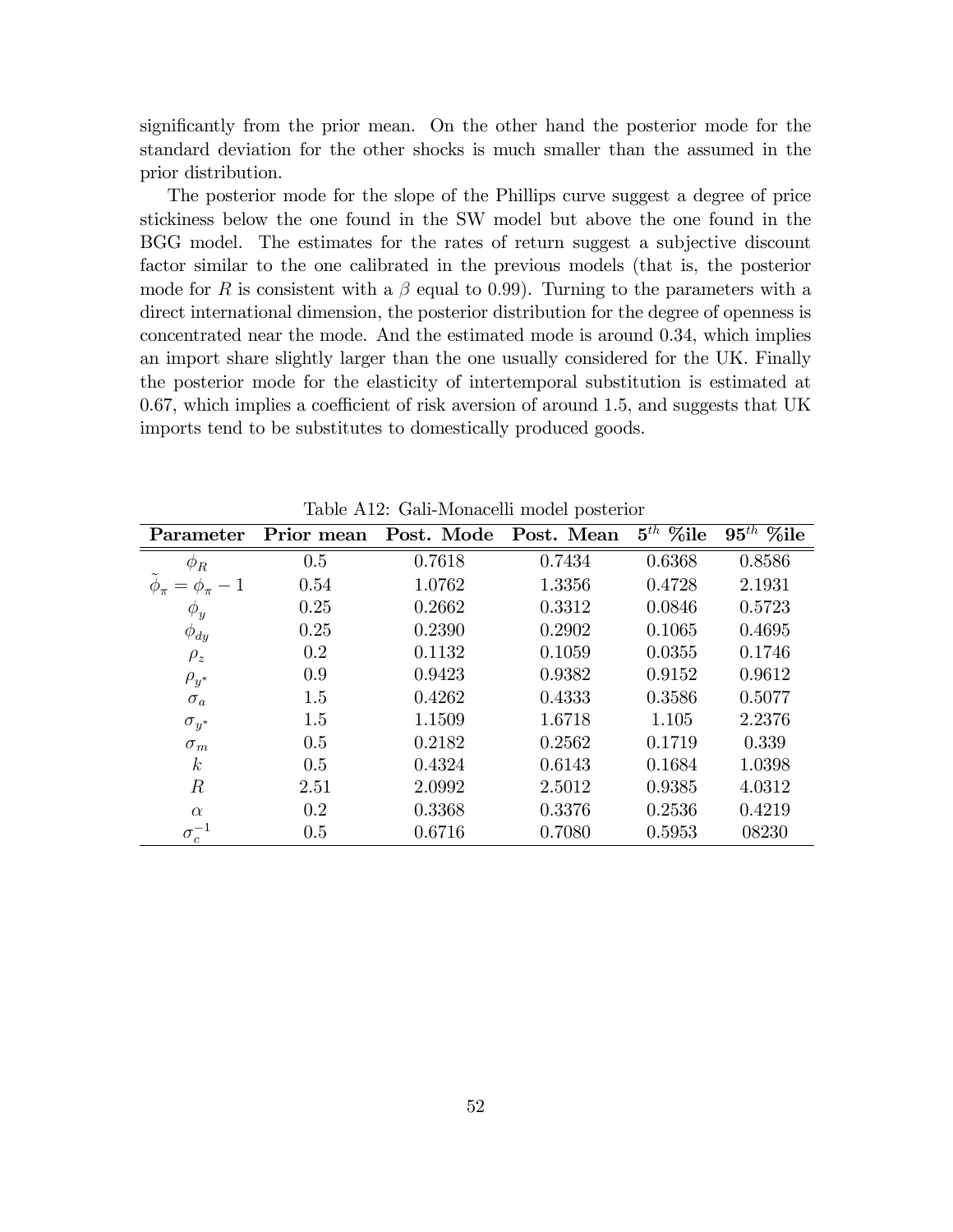significantly from the prior mean. On the other hand the posterior mode for the standard deviation for the other shocks is much smaller than the assumed in the prior distribution.

The posterior mode for the slope of the Phillips curve suggest a degree of price stickiness below the one found in the SW model but above the one found in the BGG model. The estimates for the rates of return suggest a subjective discount factor similar to the one calibrated in the previous models (that is, the posterior mode for $R$ is consistent with a $\beta$ equal to 0.99). Turning to the parameters with a direct international dimension, the posterior distribution for the degree of openness is concentrated near the mode. And the estimated mode is around 0.34, which implies an import share slightly larger than the one usually considered for the UK. Finally the posterior mode for the elasticity of intertemporal substitution is estimated at 0.67, which implies a coefficient of risk aversion of around 1.5, and suggests that UK imports tend to be substitutes to domestically produced goods.

Table A12: Gali-Monacelli model posterior

| Parameter | Prior mean | Post. Mode | Post. Mean | $5^{th}$ %ile | $95^{th}$ %ile |
|---|---|---|---|---|---|
| $\phi_R$ | 0.5 | 0.7618 | 0.7434 | 0.6368 | 0.8586 |
| $\tilde{\phi}_\pi = \phi_\pi - 1$ | 0.54 | 1.0762 | 1.3356 | 0.4728 | 2.1931 |
| $\phi_y$ | 0.25 | 0.2662 | 0.3312 | 0.0846 | 0.5723 |
| $\phi_{dy}$ | 0.25 | 0.2390 | 0.2902 | 0.1065 | 0.4695 |
| $\rho_z$ | 0.2 | 0.1132 | 0.1059 | 0.0355 | 0.1746 |
| $\rho_{y^*}$ | 0.9 | 0.9423 | 0.9382 | 0.9152 | 0.9612 |
| $\sigma_a$ | 1.5 | 0.4262 | 0.4333 | 0.3586 | 0.5077 |
| $\sigma_{y^*}$ | 1.5 | 1.1509 | 1.6718 | 1.105 | 2.2376 |
| $\sigma_m$ | 0.5 | 0.2182 | 0.2562 | 0.1719 | 0.339 |
| $k$ | 0.5 | 0.4324 | 0.6143 | 0.1684 | 1.0398 |
| $R$ | 2.51 | 2.0992 | 2.5012 | 0.9385 | 4.0312 |
| $\alpha$ | 0.2 | 0.3368 | 0.3376 | 0.2536 | 0.4219 |
| $\sigma_c^{-1}$ | 0.5 | 0.6716 | 0.7080 | 0.5953 | 08230 |